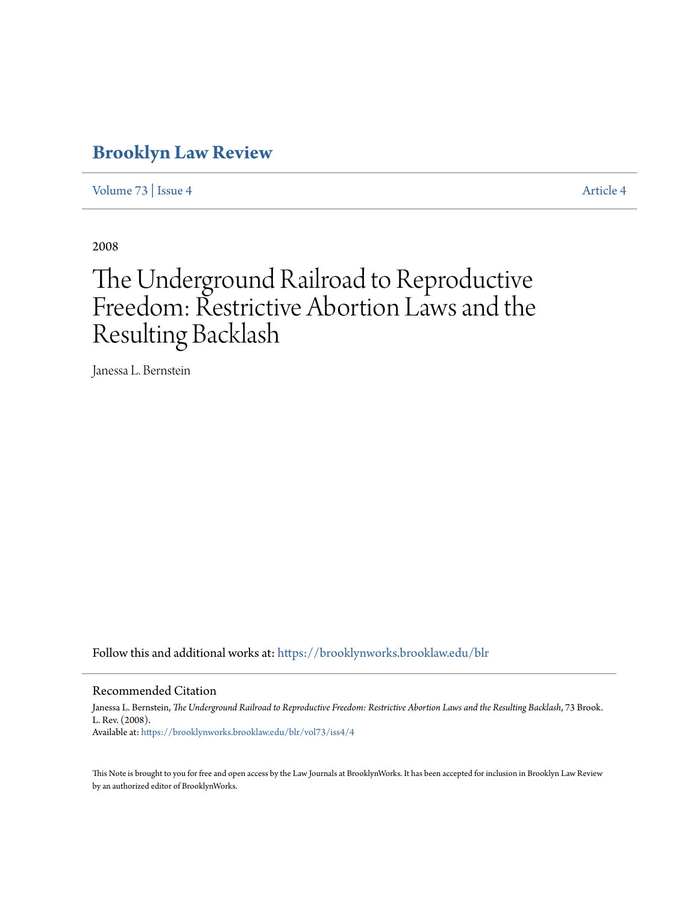# Brooklyn Law Review

Volume 73 | Issue 4 Article 4

2008

# The Underground Railroad to Reproductive Freedom: Restrictive Abortion Laws and the Resulting Backlash

Janessa L. Bernstein

Follow this and additional works at: https://brooklynworks.brooklaw.edu/blr

## Recommended Citation

Janessa L. Bernstein, *The Underground Railroad to Reproductive Freedom: Restrictive Abortion Laws and the Resulting Backlash*, 73 Brook. L. Rev. (2008).
Available at: https://brooklynworks.brooklaw.edu/blr/vol73/iss4/4

This Note is brought to you for free and open access by the Law Journals at BrooklynWorks. It has been accepted for inclusion in Brooklyn Law Review by an authorized editor of BrooklynWorks.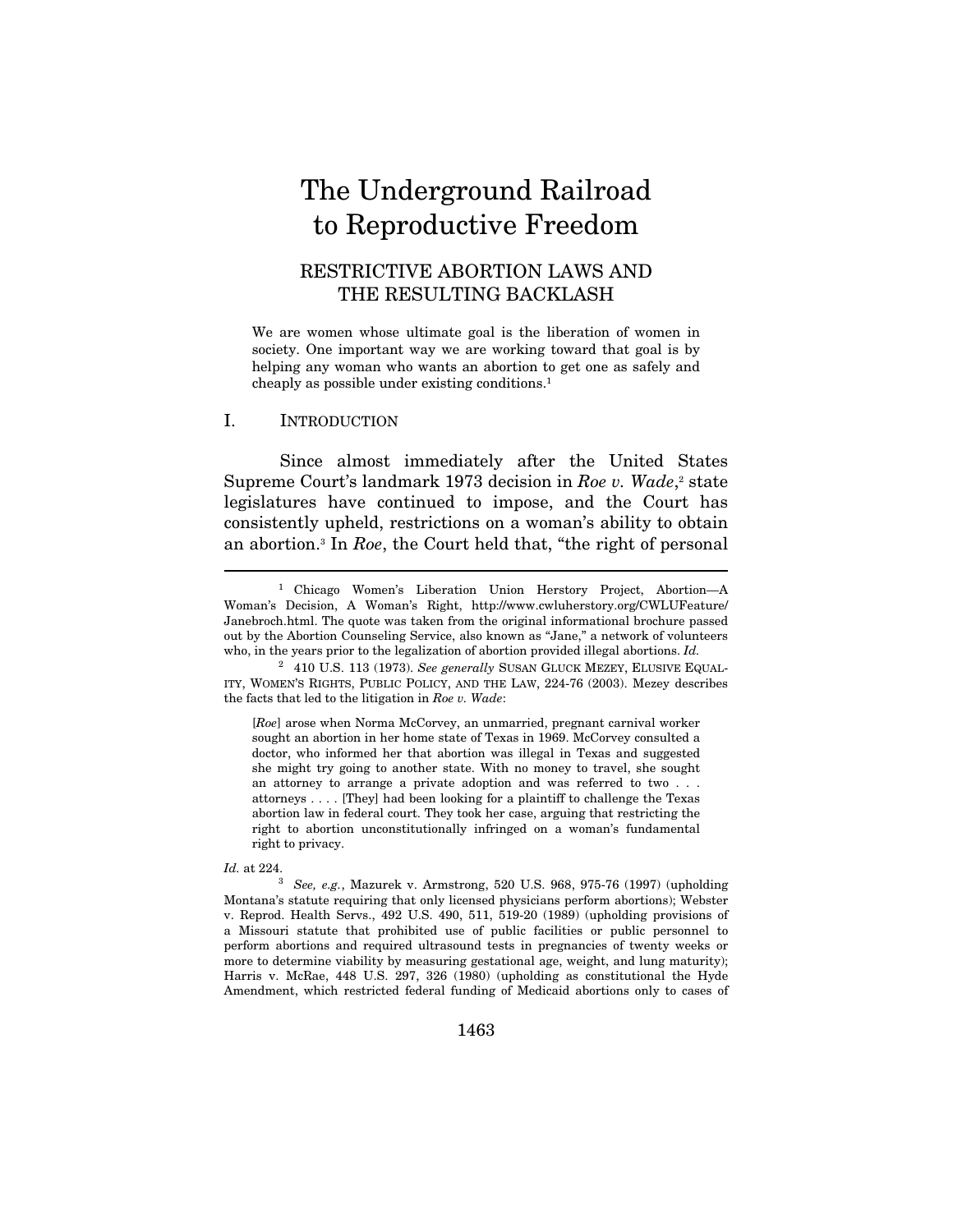# The Underground Railroad to Reproductive Freedom

## RESTRICTIVE ABORTION LAWS AND THE RESULTING BACKLASH

> We are women whose ultimate goal is the liberation of women in society. One important way we are working toward that goal is by helping any woman who wants an abortion to get one as safely and cheaply as possible under existing conditions.[1]

## I. INTRODUCTION

Since almost immediately after the United States Supreme Court's landmark 1973 decision in *Roe v. Wade*,[2] state legislatures have continued to impose, and the Court has consistently upheld, restrictions on a woman's ability to obtain an abortion.[3] In *Roe*, the Court held that, "the right of personal

---

[1] Chicago Women's Liberation Union Herstory Project, Abortion—A Woman's Decision, A Woman's Right, http://www.cwluherstory.org/CWLUFeature/Janebroch.html. The quote was taken from the original informational brochure passed out by the Abortion Counseling Service, also known as "Jane," a network of volunteers who, in the years prior to the legalization of abortion provided illegal abortions. *Id.*

[2] 410 U.S. 113 (1973). *See generally* SUSAN GLUCK MEZEY, ELUSIVE EQUALITY, WOMEN'S RIGHTS, PUBLIC POLICY, AND THE LAW, 224-76 (2003). Mezey describes the facts that led to the litigation in *Roe v. Wade*:

> [*Roe*] arose when Norma McCorvey, an unmarried, pregnant carnival worker sought an abortion in her home state of Texas in 1969. McCorvey consulted a doctor, who informed her that abortion was illegal in Texas and suggested she might try going to another state. With no money to travel, she sought an attorney to arrange a private adoption and was referred to two . . . attorneys . . . . [They] had been looking for a plaintiff to challenge the Texas abortion law in federal court. They took her case, arguing that restricting the right to abortion unconstitutionally infringed on a woman's fundamental right to privacy.

*Id.* at 224.

[3] *See, e.g.*, Mazurek v. Armstrong, 520 U.S. 968, 975-76 (1997) (upholding Montana's statute requiring that only licensed physicians perform abortions); Webster v. Reprod. Health Servs., 492 U.S. 490, 511, 519-20 (1989) (upholding provisions of a Missouri statute that prohibited use of public facilities or public personnel to perform abortions and required ultrasound tests in pregnancies of twenty weeks or more to determine viability by measuring gestational age, weight, and lung maturity); Harris v. McRae, 448 U.S. 297, 326 (1980) (upholding as constitutional the Hyde Amendment, which restricted federal funding of Medicaid abortions only to cases of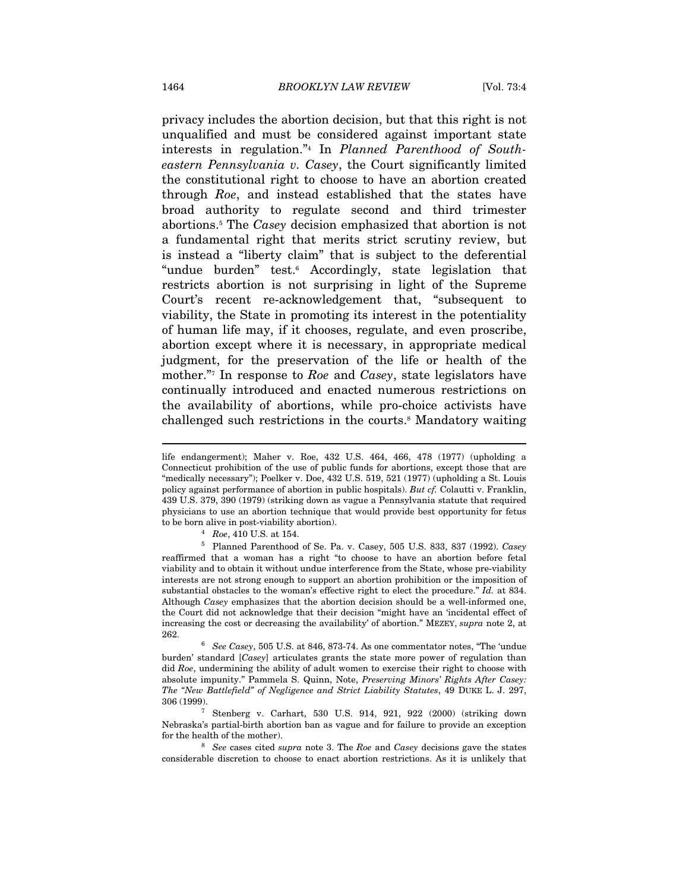privacy includes the abortion decision, but that this right is not unqualified and must be considered against important state interests in regulation."[4] In *Planned Parenthood of Southeastern Pennsylvania v. Casey*, the Court significantly limited the constitutional right to choose to have an abortion created through *Roe*, and instead established that the states have broad authority to regulate second and third trimester abortions.[5] The *Casey* decision emphasized that abortion is not a fundamental right that merits strict scrutiny review, but is instead a "liberty claim" that is subject to the deferential "undue burden" test.[6] Accordingly, state legislation that restricts abortion is not surprising in light of the Supreme Court's recent re-acknowledgement that, "subsequent to viability, the State in promoting its interest in the potentiality of human life may, if it chooses, regulate, and even proscribe, abortion except where it is necessary, in appropriate medical judgment, for the preservation of the life or health of the mother."[7] In response to *Roe* and *Casey*, state legislators have continually introduced and enacted numerous restrictions on the availability of abortions, while pro-choice activists have challenged such restrictions in the courts.[8] Mandatory waiting

---

life endangerment); Maher v. Roe, 432 U.S. 464, 466, 478 (1977) (upholding a Connecticut prohibition of the use of public funds for abortions, except those that are "medically necessary"); Poelker v. Doe, 432 U.S. 519, 521 (1977) (upholding a St. Louis policy against performance of abortion in public hospitals). *But cf.* Colautti v. Franklin, 439 U.S. 379, 390 (1979) (striking down as vague a Pennsylvania statute that required physicians to use an abortion technique that would provide best opportunity for fetus to be born alive in post-viability abortion).

[4] *Roe*, 410 U.S. at 154.

[5] Planned Parenthood of Se. Pa. v. Casey, 505 U.S. 833, 837 (1992). *Casey* reaffirmed that a woman has a right "to choose to have an abortion before fetal viability and to obtain it without undue interference from the State, whose pre-viability interests are not strong enough to support an abortion prohibition or the imposition of substantial obstacles to the woman's effective right to elect the procedure." *Id.* at 834. Although *Casey* emphasizes that the abortion decision should be a well-informed one, the Court did not acknowledge that their decision "might have an 'incidental effect of increasing the cost or decreasing the availability' of abortion." MEZEY, *supra* note 2, at 262.

[6] *See Casey*, 505 U.S. at 846, 873-74. As one commentator notes, "The 'undue burden' standard [*Casey*] articulates grants the state more power of regulation than did *Roe*, undermining the ability of adult women to exercise their right to choose with absolute impunity." Pammela S. Quinn, Note, *Preserving Minors' Rights After Casey: The "New Battlefield" of Negligence and Strict Liability Statutes*, 49 DUKE L. J. 297, 306 (1999).

[7] Stenberg v. Carhart, 530 U.S. 914, 921, 922 (2000) (striking down Nebraska's partial-birth abortion ban as vague and for failure to provide an exception for the health of the mother).

[8] *See* cases cited *supra* note 3. The *Roe* and *Casey* decisions gave the states considerable discretion to choose to enact abortion restrictions. As it is unlikely that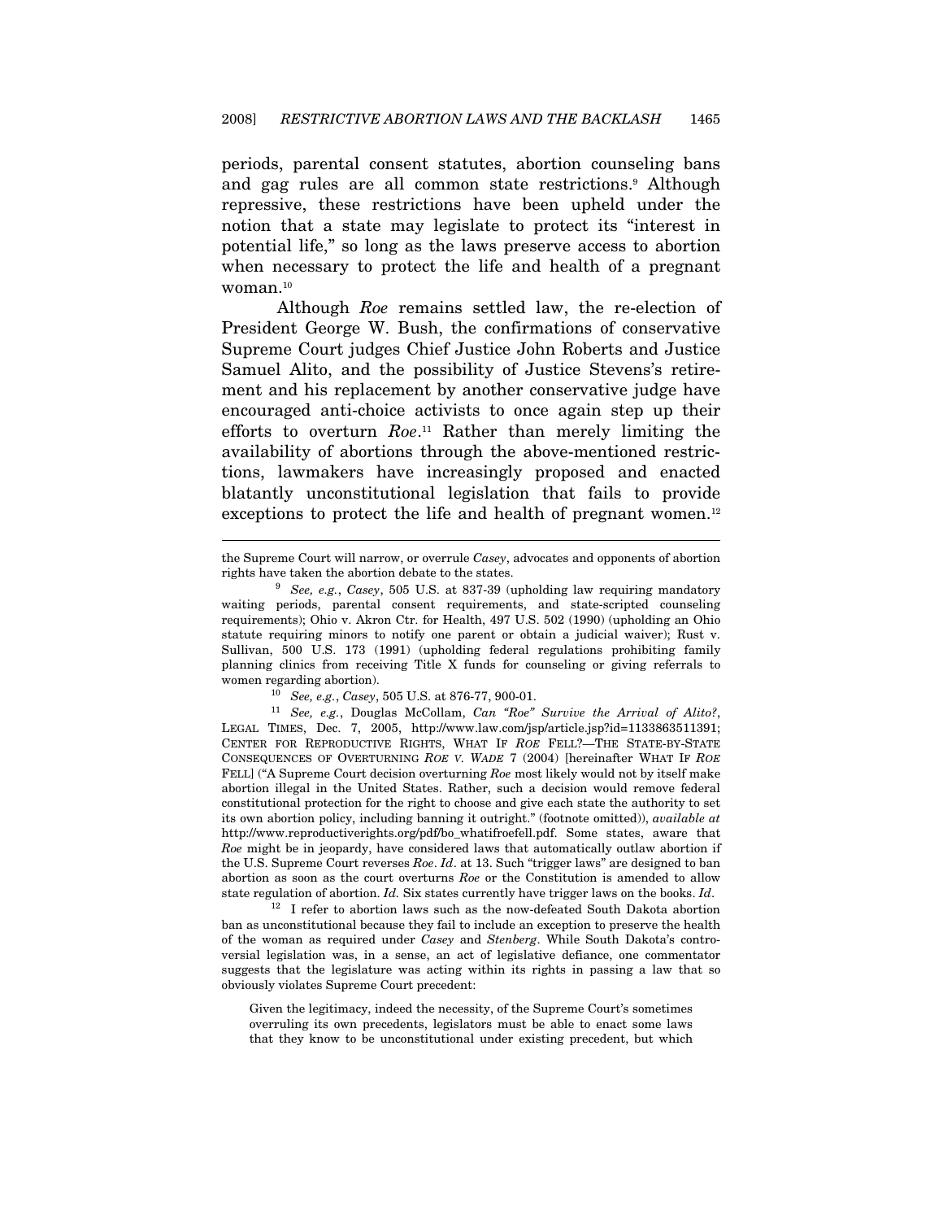periods, parental consent statutes, abortion counseling bans and gag rules are all common state restrictions.[9] Although repressive, these restrictions have been upheld under the notion that a state may legislate to protect its "interest in potential life," so long as the laws preserve access to abortion when necessary to protect the life and health of a pregnant woman.[10]

Although *Roe* remains settled law, the re-election of President George W. Bush, the confirmations of conservative Supreme Court judges Chief Justice John Roberts and Justice Samuel Alito, and the possibility of Justice Stevens's retirement and his replacement by another conservative judge have encouraged anti-choice activists to once again step up their efforts to overturn *Roe*.[11] Rather than merely limiting the availability of abortions through the above-mentioned restrictions, lawmakers have increasingly proposed and enacted blatantly unconstitutional legislation that fails to provide exceptions to protect the life and health of pregnant women.[12]

---

the Supreme Court will narrow, or overrule *Casey*, advocates and opponents of abortion rights have taken the abortion debate to the states.

[9] *See, e.g.*, *Casey*, 505 U.S. at 837-39 (upholding law requiring mandatory waiting periods, parental consent requirements, and state-scripted counseling requirements); Ohio v. Akron Ctr. for Health, 497 U.S. 502 (1990) (upholding an Ohio statute requiring minors to notify one parent or obtain a judicial waiver); Rust v. Sullivan, 500 U.S. 173 (1991) (upholding federal regulations prohibiting family planning clinics from receiving Title X funds for counseling or giving referrals to women regarding abortion).

[10] *See, e.g.*, *Casey*, 505 U.S. at 876-77, 900-01.

[11] *See, e.g.*, Douglas McCollam, *Can "Roe" Survive the Arrival of Alito?*, LEGAL TIMES, Dec. 7, 2005, http://www.law.com/jsp/article.jsp?id=1133863511391; CENTER FOR REPRODUCTIVE RIGHTS, WHAT IF *ROE* FELL?—THE STATE-BY-STATE CONSEQUENCES OF OVERTURNING *ROE V. WADE* 7 (2004) [hereinafter WHAT IF *ROE* FELL] ("A Supreme Court decision overturning *Roe* most likely would not by itself make abortion illegal in the United States. Rather, such a decision would remove federal constitutional protection for the right to choose and give each state the authority to set its own abortion policy, including banning it outright." (footnote omitted)), *available at* http://www.reproductiverights.org/pdf/bo_whatifroefell.pdf. Some states, aware that *Roe* might be in jeopardy, have considered laws that automatically outlaw abortion if the U.S. Supreme Court reverses *Roe*. *Id*. at 13. Such "trigger laws" are designed to ban abortion as soon as the court overturns *Roe* or the Constitution is amended to allow state regulation of abortion. *Id.* Six states currently have trigger laws on the books. *Id*.

[12] I refer to abortion laws such as the now-defeated South Dakota abortion ban as unconstitutional because they fail to include an exception to preserve the health of the woman as required under *Casey* and *Stenberg*. While South Dakota's controversial legislation was, in a sense, an act of legislative defiance, one commentator suggests that the legislature was acting within its rights in passing a law that so obviously violates Supreme Court precedent:

> Given the legitimacy, indeed the necessity, of the Supreme Court's sometimes overruling its own precedents, legislators must be able to enact some laws that they know to be unconstitutional under existing precedent, but which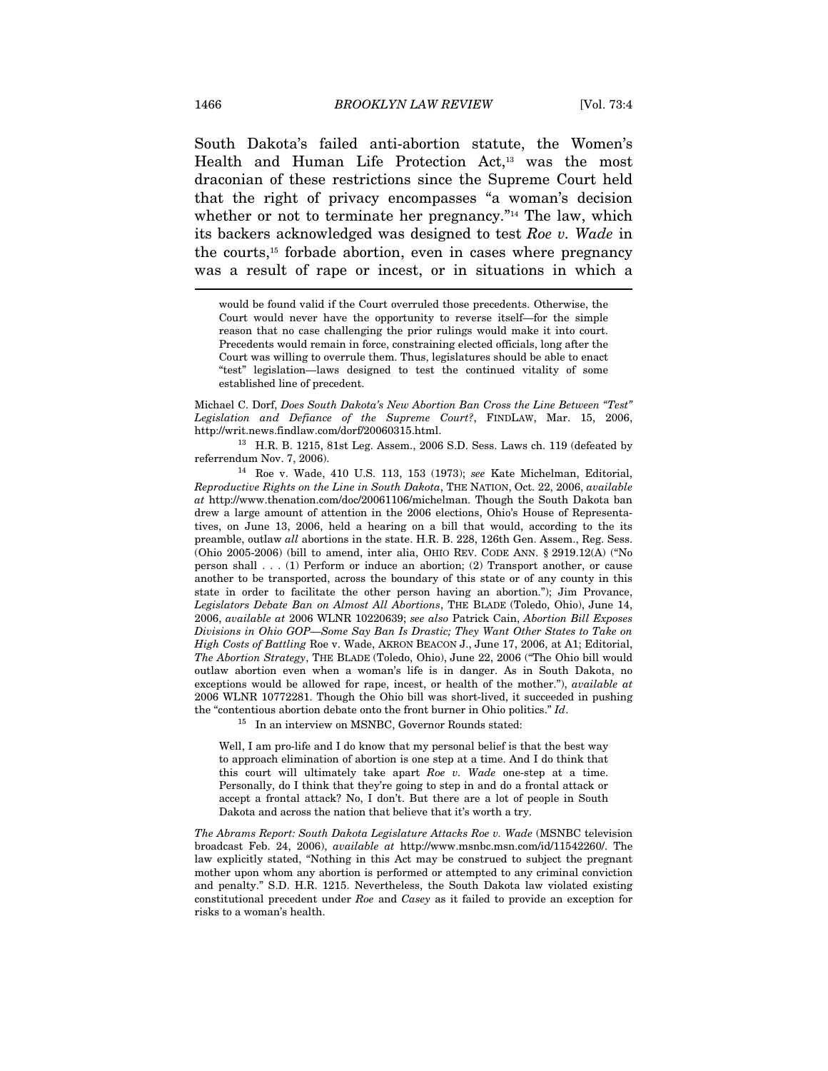South Dakota's failed anti-abortion statute, the Women's Health and Human Life Protection Act,[13] was the most draconian of these restrictions since the Supreme Court held that the right of privacy encompasses "a woman's decision whether or not to terminate her pregnancy."[14] The law, which its backers acknowledged was designed to test *Roe v. Wade* in the courts,[15] forbade abortion, even in cases where pregnancy was a result of rape or incest, or in situations in which a

---

> would be found valid if the Court overruled those precedents. Otherwise, the Court would never have the opportunity to reverse itself—for the simple reason that no case challenging the prior rulings would make it into court. Precedents would remain in force, constraining elected officials, long after the Court was willing to overrule them. Thus, legislatures should be able to enact "test" legislation—laws designed to test the continued vitality of some established line of precedent.

Michael C. Dorf, *Does South Dakota's New Abortion Ban Cross the Line Between "Test" Legislation and Defiance of the Supreme Court?*, FINDLAW, Mar. 15, 2006, http://writ.news.findlaw.com/dorf/20060315.html.

[13] H.R. B. 1215, 81st Leg. Assem., 2006 S.D. Sess. Laws ch. 119 (defeated by referendum Nov. 7, 2006).

[14] Roe v. Wade, 410 U.S. 113, 153 (1973); *see* Kate Michelman, Editorial, *Reproductive Rights on the Line in South Dakota*, THE NATION, Oct. 22, 2006, *available at* http://www.thenation.com/doc/20061106/michelman. Though the South Dakota ban drew a large amount of attention in the 2006 elections, Ohio's House of Representatives, on June 13, 2006, held a hearing on a bill that would, according to the its preamble, outlaw *all* abortions in the state. H.R. B. 228, 126th Gen. Assem., Reg. Sess. (Ohio 2005-2006) (bill to amend, inter alia, OHIO REV. CODE ANN. § 2919.12(A) ("No person shall . . . (1) Perform or induce an abortion; (2) Transport another, or cause another to be transported, across the boundary of this state or of any county in this state in order to facilitate the other person having an abortion."); Jim Provance, *Legislators Debate Ban on Almost All Abortions*, THE BLADE (Toledo, Ohio), June 14, 2006, *available at* 2006 WLNR 10220639; *see also* Patrick Cain, *Abortion Bill Exposes Divisions in Ohio GOP—Some Say Ban Is Drastic; They Want Other States to Take on High Costs of Battling* Roe v. Wade, AKRON BEACON J., June 17, 2006, at A1; Editorial, *The Abortion Strategy*, THE BLADE (Toledo, Ohio), June 22, 2006 ("The Ohio bill would outlaw abortion even when a woman's life is in danger. As in South Dakota, no exceptions would be allowed for rape, incest, or health of the mother."), *available at* 2006 WLNR 10772281. Though the Ohio bill was short-lived, it succeeded in pushing the "contentious abortion debate onto the front burner in Ohio politics." *Id*.

[15] In an interview on MSNBC, Governor Rounds stated:

> Well, I am pro-life and I do know that my personal belief is that the best way to approach elimination of abortion is one step at a time. And I do think that this court will ultimately take apart *Roe v. Wade* one-step at a time. Personally, do I think that they're going to step in and do a frontal attack or accept a frontal attack? No, I don't. But there are a lot of people in South Dakota and across the nation that believe that it's worth a try.

*The Abrams Report: South Dakota Legislature Attacks Roe v. Wade* (MSNBC television broadcast Feb. 24, 2006), *available at* http://www.msnbc.msn.com/id/11542260/. The law explicitly stated, "Nothing in this Act may be construed to subject the pregnant mother upon whom any abortion is performed or attempted to any criminal conviction and penalty." S.D. H.R. 1215. Nevertheless, the South Dakota law violated existing constitutional precedent under *Roe* and *Casey* as it failed to provide an exception for risks to a woman's health.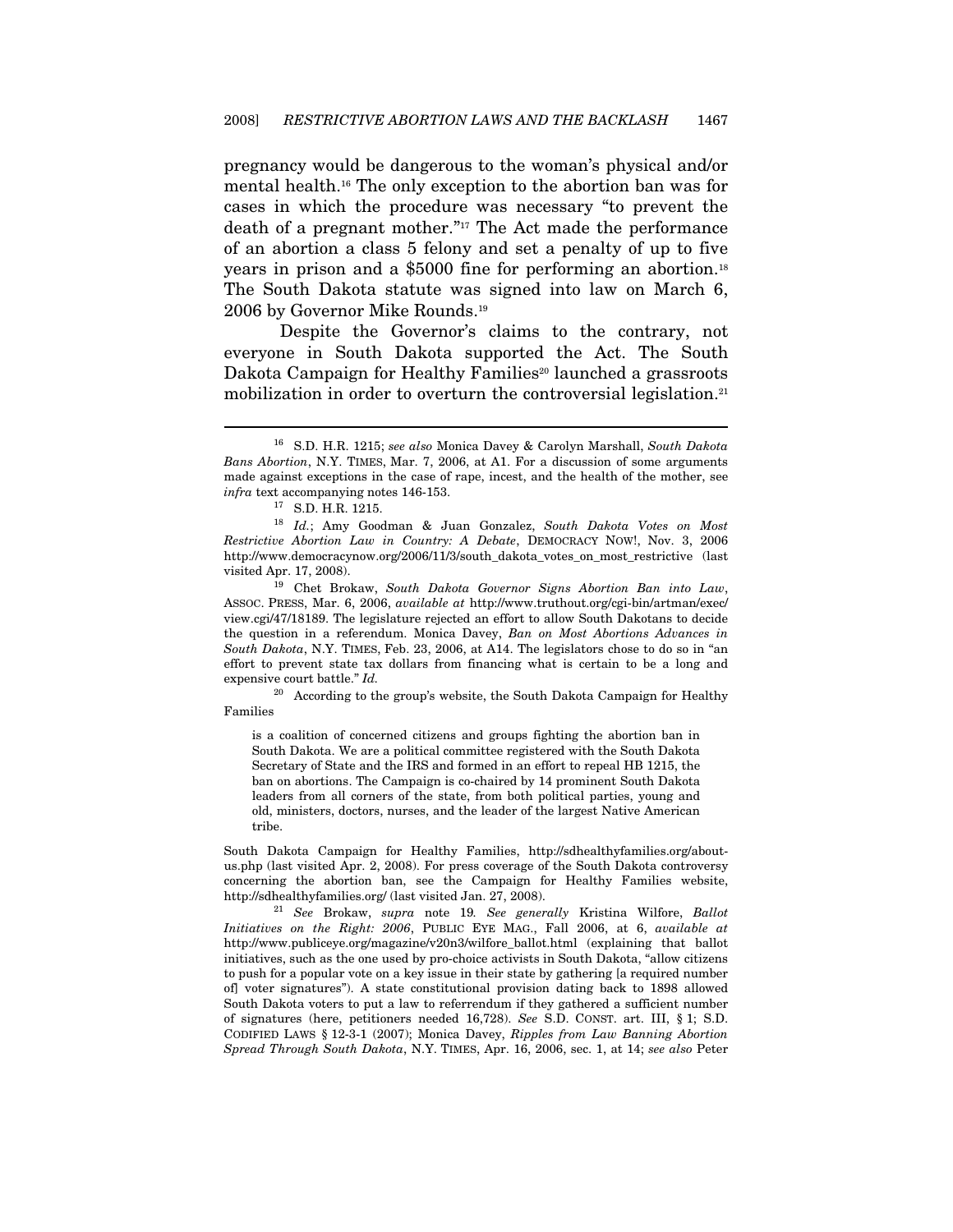pregnancy would be dangerous to the woman's physical and/or mental health.[16] The only exception to the abortion ban was for cases in which the procedure was necessary "to prevent the death of a pregnant mother."[17] The Act made the performance of an abortion a class 5 felony and set a penalty of up to five years in prison and a $5000 fine for performing an abortion.[18] The South Dakota statute was signed into law on March 6, 2006 by Governor Mike Rounds.[19]

Despite the Governor's claims to the contrary, not everyone in South Dakota supported the Act. The South Dakota Campaign for Healthy Families[20] launched a grassroots mobilization in order to overturn the controversial legislation.[21]

---

[16] S.D. H.R. 1215; *see also* Monica Davey & Carolyn Marshall, *South Dakota Bans Abortion*, N.Y. TIMES, Mar. 7, 2006, at A1. For a discussion of some arguments made against exceptions in the case of rape, incest, and the health of the mother, see *infra* text accompanying notes 146-153.

[17] S.D. H.R. 1215.

[18] *Id.*; Amy Goodman & Juan Gonzalez, *South Dakota Votes on Most Restrictive Abortion Law in Country: A Debate*, DEMOCRACY NOW!, Nov. 3, 2006 http://www.democracynow.org/2006/11/3/south_dakota_votes_on_most_restrictive (last visited Apr. 17, 2008).

[19] Chet Brokaw, *South Dakota Governor Signs Abortion Ban into Law*, ASSOC. PRESS, Mar. 6, 2006, *available at* http://www.truthout.org/cgi-bin/artman/exec/view.cgi/47/18189. The legislature rejected an effort to allow South Dakotans to decide the question in a referendum. Monica Davey, *Ban on Most Abortions Advances in South Dakota*, N.Y. TIMES, Feb. 23, 2006, at A14. The legislators chose to do so in "an effort to prevent state tax dollars from financing what is certain to be a long and expensive court battle." *Id.*

[20] According to the group's website, the South Dakota Campaign for Healthy Families

> is a coalition of concerned citizens and groups fighting the abortion ban in South Dakota. We are a political committee registered with the South Dakota Secretary of State and the IRS and formed in an effort to repeal HB 1215, the ban on abortions. The Campaign is co-chaired by 14 prominent South Dakota leaders from all corners of the state, from both political parties, young and old, ministers, doctors, nurses, and the leader of the largest Native American tribe.

South Dakota Campaign for Healthy Families, http://sdhealthyfamilies.org/about-us.php (last visited Apr. 2, 2008). For press coverage of the South Dakota controversy concerning the abortion ban, see the Campaign for Healthy Families website, http://sdhealthyfamilies.org/ (last visited Jan. 27, 2008).

[21] *See* Brokaw, *supra* note 19*. See generally* Kristina Wilfore, *Ballot Initiatives on the Right: 2006*, PUBLIC EYE MAG., Fall 2006, at 6, *available at* http://www.publiceye.org/magazine/v20n3/wilfore_ballot.html (explaining that ballot initiatives, such as the one used by pro-choice activists in South Dakota, "allow citizens to push for a popular vote on a key issue in their state by gathering [a required number of] voter signatures"). A state constitutional provision dating back to 1898 allowed South Dakota voters to put a law to referrendum if they gathered a sufficient number of signatures (here, petitioners needed 16,728). *See* S.D. CONST. art. III, § 1; S.D. CODIFIED LAWS § 12-3-1 (2007); Monica Davey, *Ripples from Law Banning Abortion Spread Through South Dakota*, N.Y. TIMES, Apr. 16, 2006, sec. 1, at 14; *see also* Peter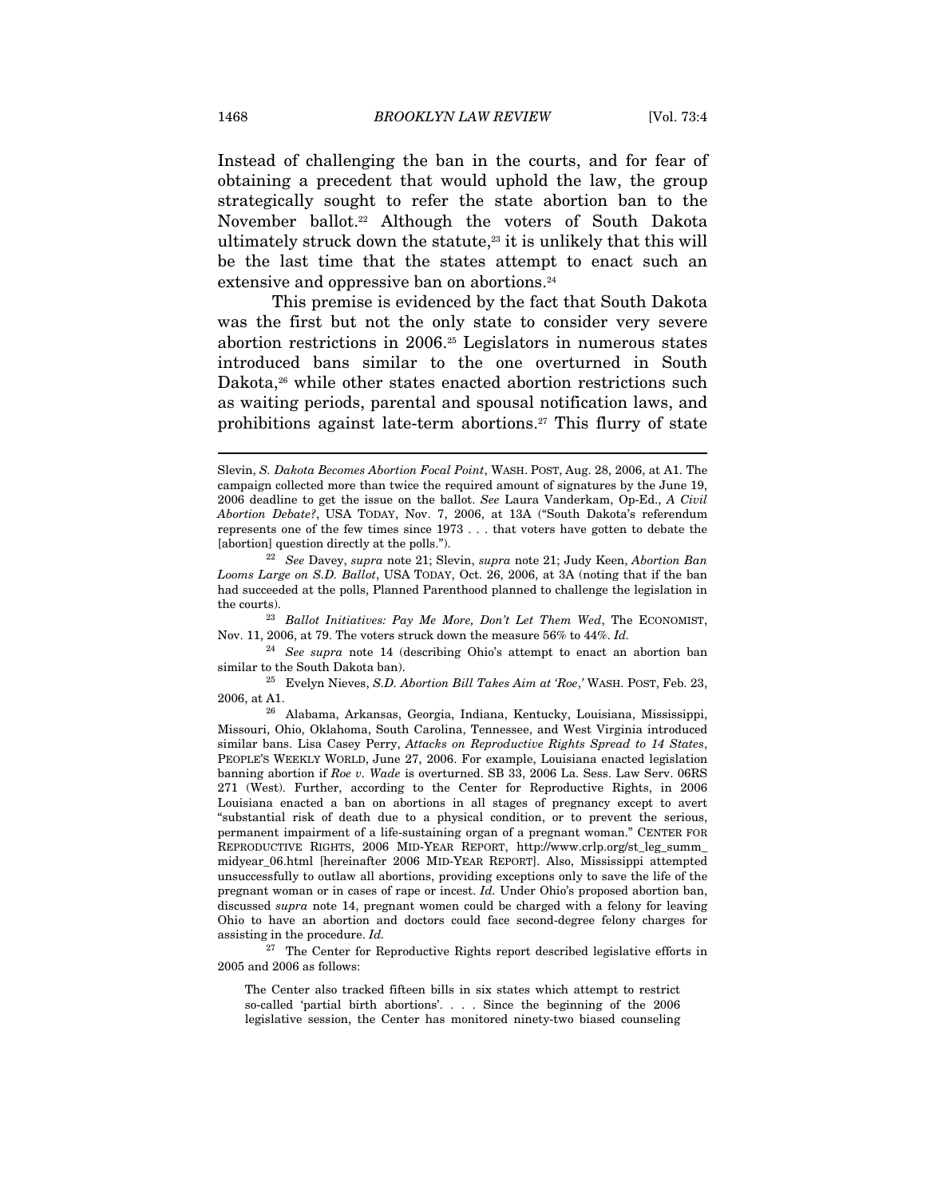Instead of challenging the ban in the courts, and for fear of obtaining a precedent that would uphold the law, the group strategically sought to refer the state abortion ban to the November ballot.[22] Although the voters of South Dakota ultimately struck down the statute,[23] it is unlikely that this will be the last time that the states attempt to enact such an extensive and oppressive ban on abortions.[24]

This premise is evidenced by the fact that South Dakota was the first but not the only state to consider very severe abortion restrictions in 2006.[25] Legislators in numerous states introduced bans similar to the one overturned in South Dakota,[26] while other states enacted abortion restrictions such as waiting periods, parental and spousal notification laws, and prohibitions against late-term abortions.[27] This flurry of state

---

Slevin, *S. Dakota Becomes Abortion Focal Point*, WASH. POST, Aug. 28, 2006, at A1. The campaign collected more than twice the required amount of signatures by the June 19, 2006 deadline to get the issue on the ballot. *See* Laura Vanderkam, Op-Ed., *A Civil Abortion Debate?*, USA TODAY, Nov. 7, 2006, at 13A ("South Dakota's referendum represents one of the few times since 1973 . . . that voters have gotten to debate the [abortion] question directly at the polls.").

[22] *See* Davey, *supra* note 21; Slevin, *supra* note 21; Judy Keen, *Abortion Ban Looms Large on S.D. Ballot*, USA TODAY, Oct. 26, 2006, at 3A (noting that if the ban had succeeded at the polls, Planned Parenthood planned to challenge the legislation in the courts).

[23] *Ballot Initiatives: Pay Me More, Don't Let Them Wed*, The ECONOMIST, Nov. 11, 2006, at 79. The voters struck down the measure 56% to 44%. *Id.*

[24] *See supra* note 14 (describing Ohio's attempt to enact an abortion ban similar to the South Dakota ban).

[25] Evelyn Nieves, *S.D. Abortion Bill Takes Aim at 'Roe,'* WASH. POST, Feb. 23, 2006, at A1.

[26] Alabama, Arkansas, Georgia, Indiana, Kentucky, Louisiana, Mississippi, Missouri, Ohio, Oklahoma, South Carolina, Tennessee, and West Virginia introduced similar bans. Lisa Casey Perry, *Attacks on Reproductive Rights Spread to 14 States*, PEOPLE'S WEEKLY WORLD, June 27, 2006. For example, Louisiana enacted legislation banning abortion if *Roe v. Wade* is overturned. SB 33, 2006 La. Sess. Law Serv. 06RS 271 (West). Further, according to the Center for Reproductive Rights, in 2006 Louisiana enacted a ban on abortions in all stages of pregnancy except to avert "substantial risk of death due to a physical condition, or to prevent the serious, permanent impairment of a life-sustaining organ of a pregnant woman." CENTER FOR REPRODUCTIVE RIGHTS, 2006 MID-YEAR REPORT, http://www.crlp.org/st_leg_summ_midyear_06.html [hereinafter 2006 MID-YEAR REPORT]. Also, Mississippi attempted unsuccessfully to outlaw all abortions, providing exceptions only to save the life of the pregnant woman or in cases of rape or incest. *Id.* Under Ohio's proposed abortion ban, discussed *supra* note 14, pregnant women could be charged with a felony for leaving Ohio to have an abortion and doctors could face second-degree felony charges for assisting in the procedure. *Id.*

[27] The Center for Reproductive Rights report described legislative efforts in 2005 and 2006 as follows:

> The Center also tracked fifteen bills in six states which attempt to restrict so-called 'partial birth abortions'. . . . Since the beginning of the 2006 legislative session, the Center has monitored ninety-two biased counseling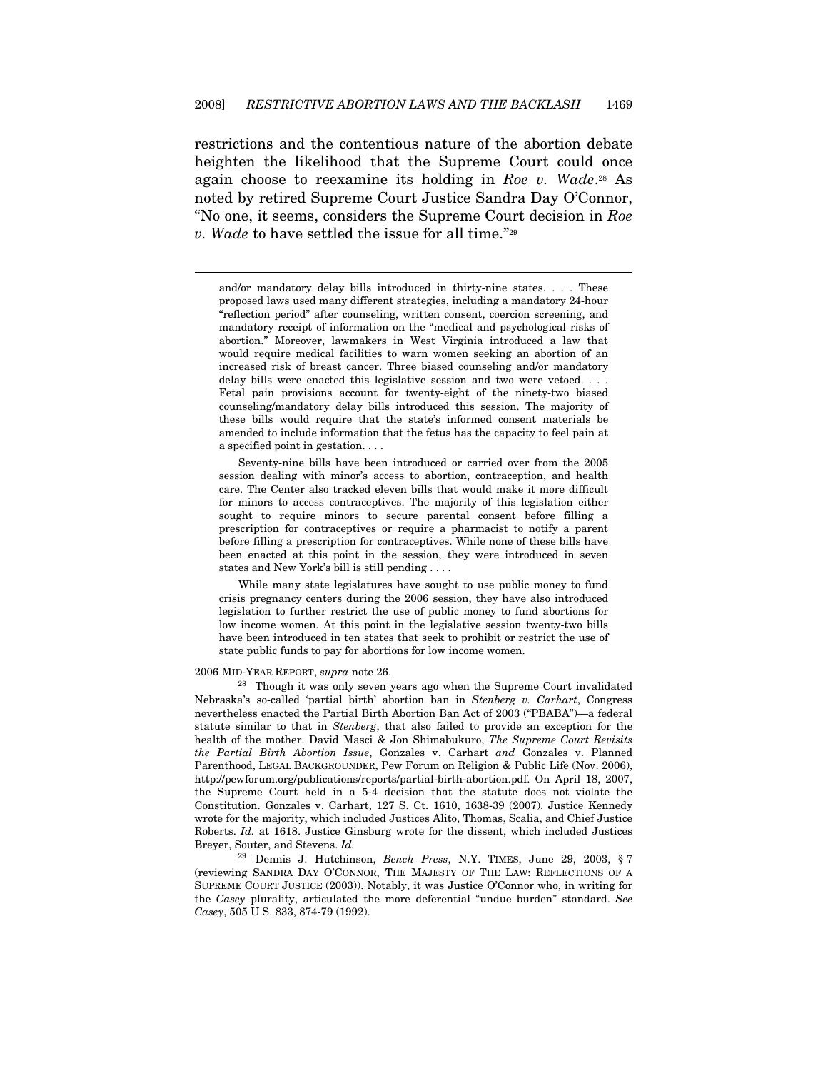restrictions and the contentious nature of the abortion debate heighten the likelihood that the Supreme Court could once again choose to reexamine its holding in *Roe v. Wade*.[28] As noted by retired Supreme Court Justice Sandra Day O'Connor, "No one, it seems, considers the Supreme Court decision in *Roe v. Wade* to have settled the issue for all time."[29]

---

> and/or mandatory delay bills introduced in thirty-nine states. . . . These proposed laws used many different strategies, including a mandatory 24-hour "reflection period" after counseling, written consent, coercion screening, and mandatory receipt of information on the "medical and psychological risks of abortion." Moreover, lawmakers in West Virginia introduced a law that would require medical facilities to warn women seeking an abortion of an increased risk of breast cancer. Three biased counseling and/or mandatory delay bills were enacted this legislative session and two were vetoed. . . . Fetal pain provisions account for twenty-eight of the ninety-two biased counseling/mandatory delay bills introduced this session. The majority of these bills would require that the state's informed consent materials be amended to include information that the fetus has the capacity to feel pain at a specified point in gestation. . . .
>
> Seventy-nine bills have been introduced or carried over from the 2005 session dealing with minor's access to abortion, contraception, and health care. The Center also tracked eleven bills that would make it more difficult for minors to access contraceptives. The majority of this legislation either sought to require minors to secure parental consent before filling a prescription for contraceptives or require a pharmacist to notify a parent before filling a prescription for contraceptives. While none of these bills have been enacted at this point in the session, they were introduced in seven states and New York's bill is still pending . . . .
>
> While many state legislatures have sought to use public money to fund crisis pregnancy centers during the 2006 session, they have also introduced legislation to further restrict the use of public money to fund abortions for low income women. At this point in the legislative session twenty-two bills have been introduced in ten states that seek to prohibit or restrict the use of state public funds to pay for abortions for low income women.

2006 MID-YEAR REPORT, *supra* note 26.

[28] Though it was only seven years ago when the Supreme Court invalidated Nebraska's so-called 'partial birth' abortion ban in *Stenberg v. Carhart*, Congress nevertheless enacted the Partial Birth Abortion Ban Act of 2003 ("PBABA")—a federal statute similar to that in *Stenberg*, that also failed to provide an exception for the health of the mother. David Masci & Jon Shimabukuro, *The Supreme Court Revisits the Partial Birth Abortion Issue*, Gonzales v. Carhart *and* Gonzales v. Planned Parenthood, LEGAL BACKGROUNDER, Pew Forum on Religion & Public Life (Nov. 2006), http://pewforum.org/publications/reports/partial-birth-abortion.pdf. On April 18, 2007, the Supreme Court held in a 5-4 decision that the statute does not violate the Constitution. Gonzales v. Carhart, 127 S. Ct. 1610, 1638-39 (2007). Justice Kennedy wrote for the majority, which included Justices Alito, Thomas, Scalia, and Chief Justice Roberts. *Id.* at 1618. Justice Ginsburg wrote for the dissent, which included Justices Breyer, Souter, and Stevens. *Id.*

[29] Dennis J. Hutchinson, *Bench Press*, N.Y. TIMES, June 29, 2003, § 7 (reviewing SANDRA DAY O'CONNOR, THE MAJESTY OF THE LAW: REFLECTIONS OF A SUPREME COURT JUSTICE (2003)). Notably, it was Justice O'Connor who, in writing for the *Casey* plurality, articulated the more deferential "undue burden" standard. *See Casey*, 505 U.S. 833, 874-79 (1992).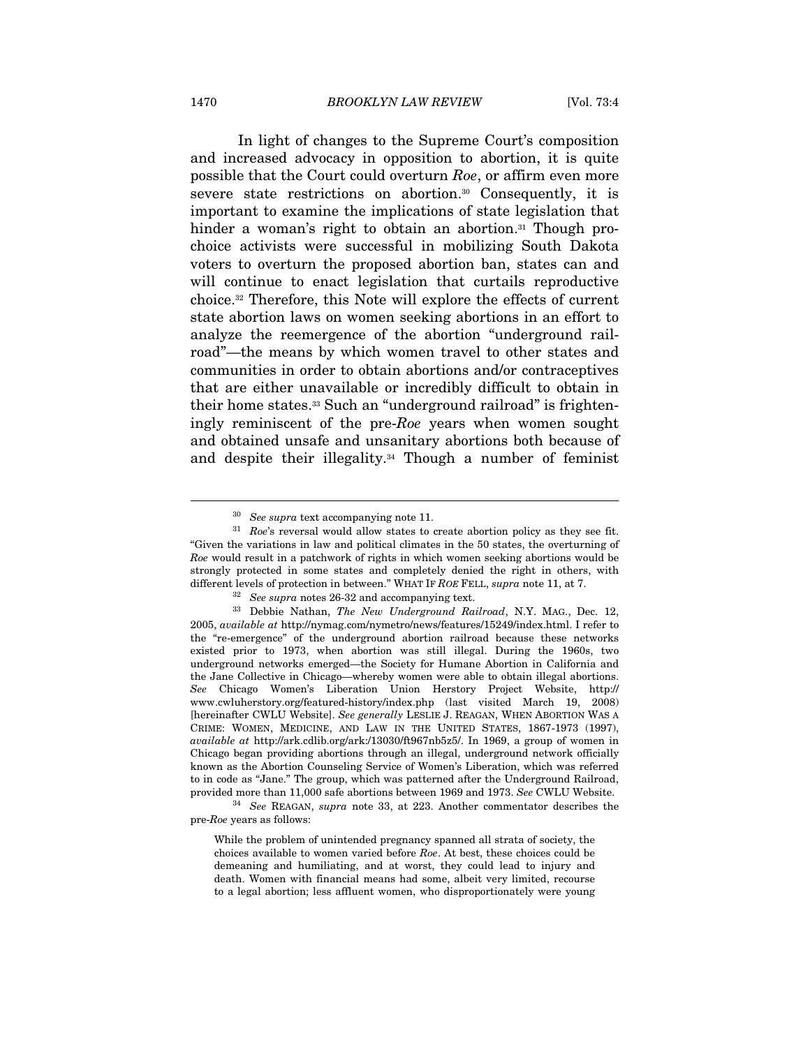In light of changes to the Supreme Court's composition and increased advocacy in opposition to abortion, it is quite possible that the Court could overturn *Roe*, or affirm even more severe state restrictions on abortion.[30] Consequently, it is important to examine the implications of state legislation that hinder a woman's right to obtain an abortion.[31] Though pro-choice activists were successful in mobilizing South Dakota voters to overturn the proposed abortion ban, states can and will continue to enact legislation that curtails reproductive choice.[32] Therefore, this Note will explore the effects of current state abortion laws on women seeking abortions in an effort to analyze the reemergence of the abortion "underground railroad"—the means by which women travel to other states and communities in order to obtain abortions and/or contraceptives that are either unavailable or incredibly difficult to obtain in their home states.[33] Such an "underground railroad" is frighteningly reminiscent of the pre-*Roe* years when women sought and obtained unsafe and unsanitary abortions both because of and despite their illegality.[34] Though a number of feminist

---

[30] *See supra* text accompanying note 11.

[31] *Roe*'s reversal would allow states to create abortion policy as they see fit. "Given the variations in law and political climates in the 50 states, the overturning of *Roe* would result in a patchwork of rights in which women seeking abortions would be strongly protected in some states and completely denied the right in others, with different levels of protection in between." WHAT IF *ROE* FELL, *supra* note 11, at 7.

[32] *See supra* notes 26-32 and accompanying text.

[33] Debbie Nathan, *The New Underground Railroad*, N.Y. MAG., Dec. 12, 2005, *available at* http://nymag.com/nymetro/news/features/15249/index.html. I refer to the "re-emergence" of the underground abortion railroad because these networks existed prior to 1973, when abortion was still illegal. During the 1960s, two underground networks emerged—the Society for Humane Abortion in California and the Jane Collective in Chicago—whereby women were able to obtain illegal abortions. *See* Chicago Women's Liberation Union Herstory Project Website, http://www.cwluherstory.org/featured-history/index.php (last visited March 19, 2008) [hereinafter CWLU Website]. *See generally* LESLIE J. REAGAN, WHEN ABORTION WAS A CRIME: WOMEN, MEDICINE, AND LAW IN THE UNITED STATES, 1867-1973 (1997), *available at* http://ark.cdlib.org/ark:/13030/ft967nb5z5/. In 1969, a group of women in Chicago began providing abortions through an illegal, underground network officially known as the Abortion Counseling Service of Women's Liberation, which was referred to in code as "Jane." The group, which was patterned after the Underground Railroad, provided more than 11,000 safe abortions between 1969 and 1973. *See* CWLU Website.

[34] *See* REAGAN, *supra* note 33, at 223. Another commentator describes the pre-*Roe* years as follows:

> While the problem of unintended pregnancy spanned all strata of society, the choices available to women varied before *Roe*. At best, these choices could be demeaning and humiliating, and at worst, they could lead to injury and death. Women with financial means had some, albeit very limited, recourse to a legal abortion; less affluent women, who disproportionately were young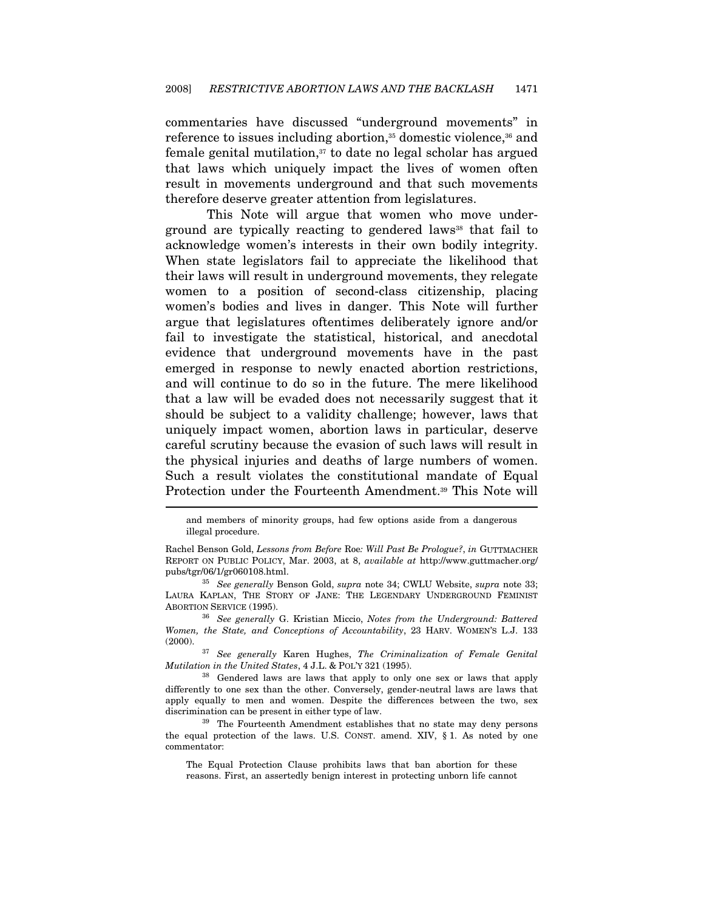commentaries have discussed "underground movements" in reference to issues including abortion,[35] domestic violence,[36] and female genital mutilation,[37] to date no legal scholar has argued that laws which uniquely impact the lives of women often result in movements underground and that such movements therefore deserve greater attention from legislatures.

This Note will argue that women who move underground are typically reacting to gendered laws[38] that fail to acknowledge women's interests in their own bodily integrity. When state legislators fail to appreciate the likelihood that their laws will result in underground movements, they relegate women to a position of second-class citizenship, placing women's bodies and lives in danger. This Note will further argue that legislatures oftentimes deliberately ignore and/or fail to investigate the statistical, historical, and anecdotal evidence that underground movements have in the past emerged in response to newly enacted abortion restrictions, and will continue to do so in the future. The mere likelihood that a law will be evaded does not necessarily suggest that it should be subject to a validity challenge; however, laws that uniquely impact women, abortion laws in particular, deserve careful scrutiny because the evasion of such laws will result in the physical injuries and deaths of large numbers of women. Such a result violates the constitutional mandate of Equal Protection under the Fourteenth Amendment.[39] This Note will

---

> and members of minority groups, had few options aside from a dangerous illegal procedure.

Rachel Benson Gold, *Lessons from Before* Roe*: Will Past Be Prologue?*, *in* GUTTMACHER REPORT ON PUBLIC POLICY, Mar. 2003, at 8, *available at* http://www.guttmacher.org/pubs/tgr/06/1/gr060108.html.

[35] *See generally* Benson Gold, *supra* note 34; CWLU Website, *supra* note 33; LAURA KAPLAN, THE STORY OF JANE: THE LEGENDARY UNDERGROUND FEMINIST ABORTION SERVICE (1995).

[36] *See generally* G. Kristian Miccio, *Notes from the Underground: Battered Women, the State, and Conceptions of Accountability*, 23 HARV. WOMEN'S L.J. 133 (2000).

[37] *See generally* Karen Hughes, *The Criminalization of Female Genital Mutilation in the United States*, 4 J.L. & POL'Y 321 (1995).

[38] Gendered laws are laws that apply to only one sex or laws that apply differently to one sex than the other. Conversely, gender-neutral laws are laws that apply equally to men and women. Despite the differences between the two, sex discrimination can be present in either type of law.

[39] The Fourteenth Amendment establishes that no state may deny persons the equal protection of the laws. U.S. CONST. amend. XIV, § 1. As noted by one commentator:

> The Equal Protection Clause prohibits laws that ban abortion for these reasons. First, an assertedly benign interest in protecting unborn life cannot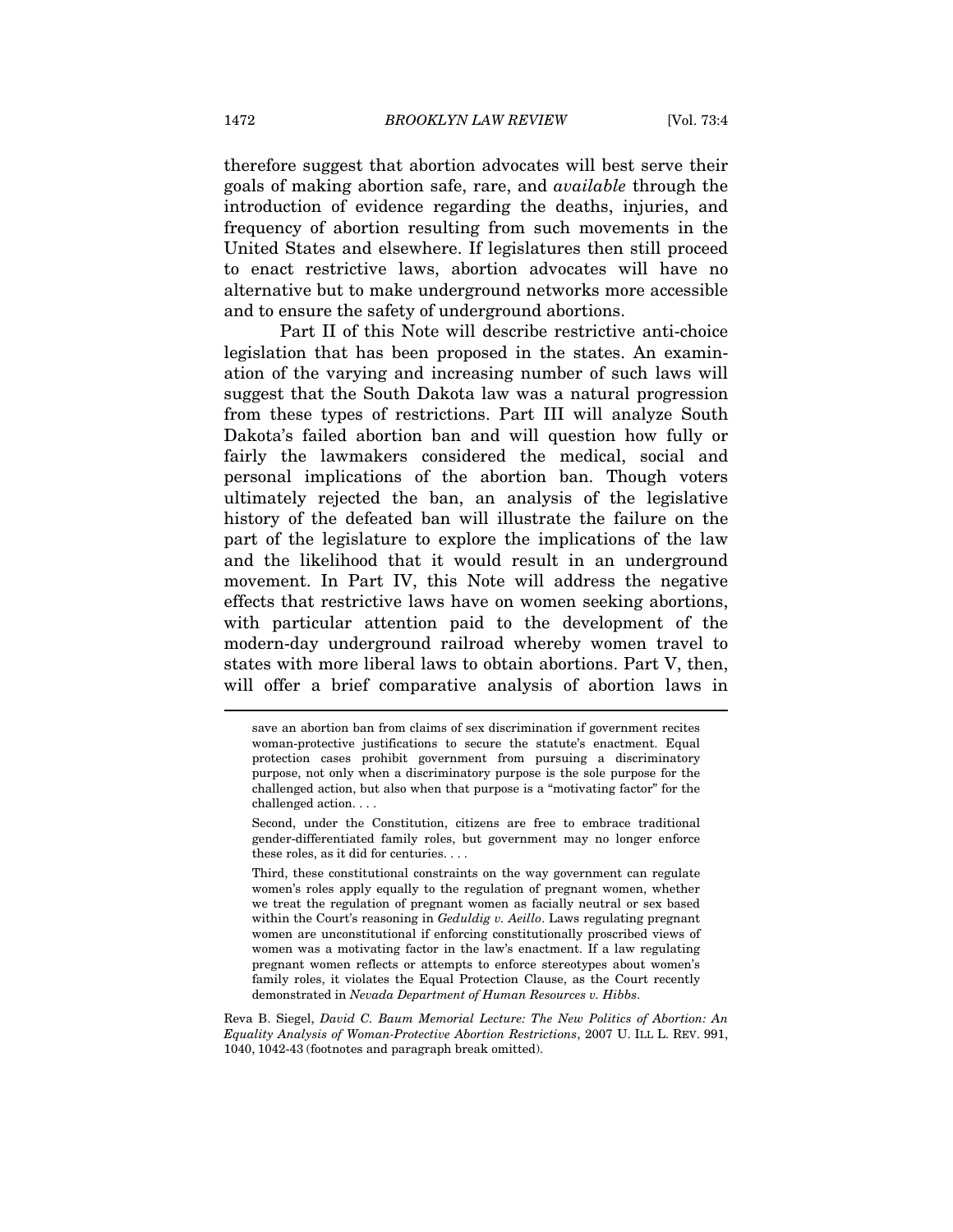therefore suggest that abortion advocates will best serve their goals of making abortion safe, rare, and *available* through the introduction of evidence regarding the deaths, injuries, and frequency of abortion resulting from such movements in the United States and elsewhere. If legislatures then still proceed to enact restrictive laws, abortion advocates will have no alternative but to make underground networks more accessible and to ensure the safety of underground abortions.

Part II of this Note will describe restrictive anti-choice legislation that has been proposed in the states. An examination of the varying and increasing number of such laws will suggest that the South Dakota law was a natural progression from these types of restrictions. Part III will analyze South Dakota's failed abortion ban and will question how fully or fairly the lawmakers considered the medical, social and personal implications of the abortion ban. Though voters ultimately rejected the ban, an analysis of the legislative history of the defeated ban will illustrate the failure on the part of the legislature to explore the implications of the law and the likelihood that it would result in an underground movement. In Part IV, this Note will address the negative effects that restrictive laws have on women seeking abortions, with particular attention paid to the development of the modern-day underground railroad whereby women travel to states with more liberal laws to obtain abortions. Part V, then, will offer a brief comparative analysis of abortion laws in

---

> save an abortion ban from claims of sex discrimination if government recites woman-protective justifications to secure the statute's enactment. Equal protection cases prohibit government from pursuing a discriminatory purpose, not only when a discriminatory purpose is the sole purpose for the challenged action, but also when that purpose is a "motivating factor" for the challenged action. . . .
>
> Second, under the Constitution, citizens are free to embrace traditional gender-differentiated family roles, but government may no longer enforce these roles, as it did for centuries. . . .
>
> Third, these constitutional constraints on the way government can regulate women's roles apply equally to the regulation of pregnant women, whether we treat the regulation of pregnant women as facially neutral or sex based within the Court's reasoning in *Geduldig v. Aeillo*. Laws regulating pregnant women are unconstitutional if enforcing constitutionally proscribed views of women was a motivating factor in the law's enactment. If a law regulating pregnant women reflects or attempts to enforce stereotypes about women's family roles, it violates the Equal Protection Clause, as the Court recently demonstrated in *Nevada Department of Human Resources v. Hibbs*.

Reva B. Siegel, *David C. Baum Memorial Lecture: The New Politics of Abortion: An Equality Analysis of Woman-Protective Abortion Restrictions*, 2007 U. ILL L. REV. 991, 1040, 1042-43 (footnotes and paragraph break omitted).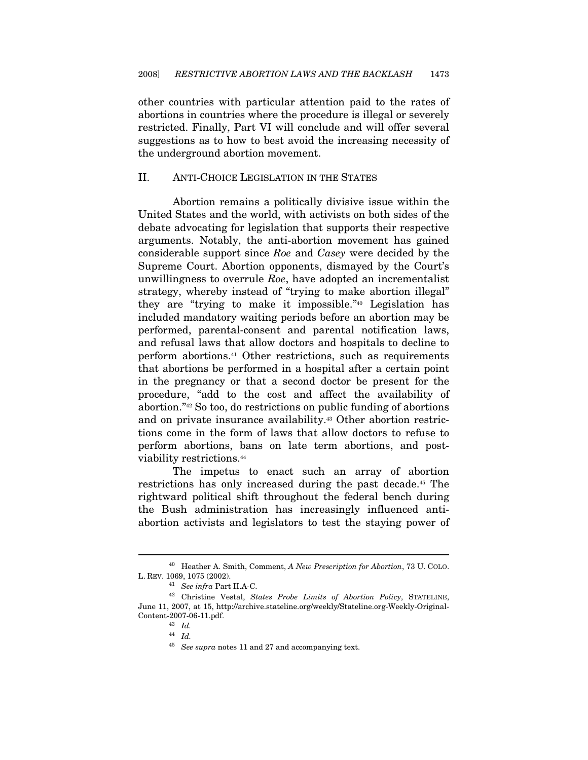other countries with particular attention paid to the rates of abortions in countries where the procedure is illegal or severely restricted. Finally, Part VI will conclude and will offer several suggestions as to how to best avoid the increasing necessity of the underground abortion movement.

## II. ANTI-CHOICE LEGISLATION IN THE STATES

Abortion remains a politically divisive issue within the United States and the world, with activists on both sides of the debate advocating for legislation that supports their respective arguments. Notably, the anti-abortion movement has gained considerable support since *Roe* and *Casey* were decided by the Supreme Court. Abortion opponents, dismayed by the Court's unwillingness to overrule *Roe*, have adopted an incrementalist strategy, whereby instead of "trying to make abortion illegal" they are "trying to make it impossible."[40] Legislation has included mandatory waiting periods before an abortion may be performed, parental-consent and parental notification laws, and refusal laws that allow doctors and hospitals to decline to perform abortions.[41] Other restrictions, such as requirements that abortions be performed in a hospital after a certain point in the pregnancy or that a second doctor be present for the procedure, "add to the cost and affect the availability of abortion."[42] So too, do restrictions on public funding of abortions and on private insurance availability.[43] Other abortion restrictions come in the form of laws that allow doctors to refuse to perform abortions, bans on late term abortions, and post-viability restrictions.[44]

The impetus to enact such an array of abortion restrictions has only increased during the past decade.[45] The rightward political shift throughout the federal bench during the Bush administration has increasingly influenced anti-abortion activists and legislators to test the staying power of

---

[40] Heather A. Smith, Comment, *A New Prescription for Abortion*, 73 U. COLO. L. REV. 1069, 1075 (2002).

[41] *See infra* Part II.A-C.

[42] Christine Vestal, *States Probe Limits of Abortion Policy*, STATELINE, June 11, 2007, at 15, http://archive.stateline.org/weekly/Stateline.org-Weekly-Original-Content-2007-06-11.pdf.

[43] *Id.*

[44] *Id.*

[45] *See supra* notes 11 and 27 and accompanying text.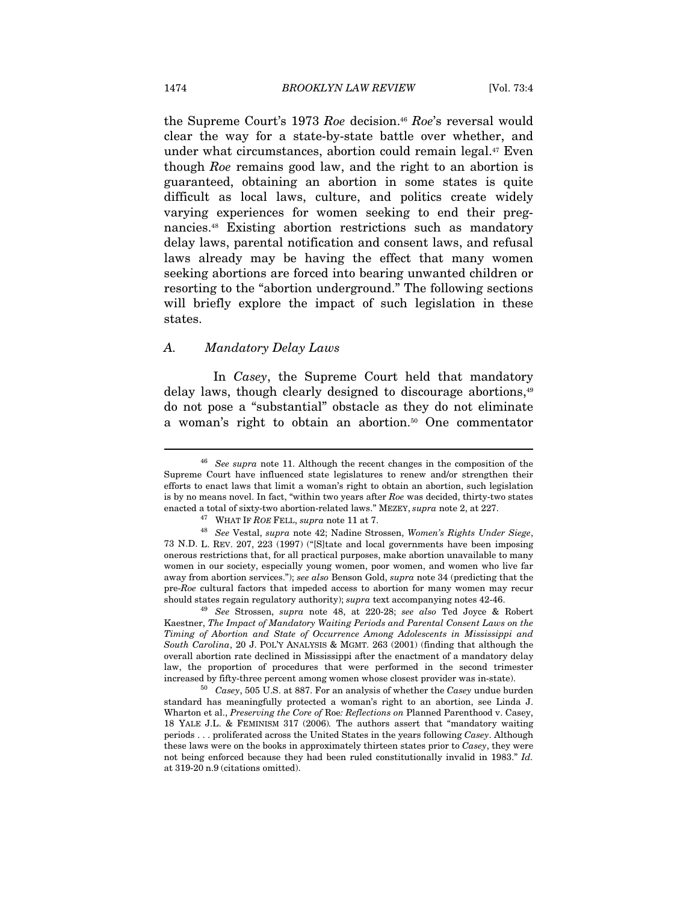the Supreme Court's 1973 *Roe* decision.[46] *Roe*'s reversal would clear the way for a state-by-state battle over whether, and under what circumstances, abortion could remain legal.[47] Even though *Roe* remains good law, and the right to an abortion is guaranteed, obtaining an abortion in some states is quite difficult as local laws, culture, and politics create widely varying experiences for women seeking to end their pregnancies.[48] Existing abortion restrictions such as mandatory delay laws, parental notification and consent laws, and refusal laws already may be having the effect that many women seeking abortions are forced into bearing unwanted children or resorting to the "abortion underground." The following sections will briefly explore the impact of such legislation in these states.

### *A. Mandatory Delay Laws*

In *Casey*, the Supreme Court held that mandatory delay laws, though clearly designed to discourage abortions,[49] do not pose a "substantial" obstacle as they do not eliminate a woman's right to obtain an abortion.[50] One commentator

---

[46] *See supra* note 11. Although the recent changes in the composition of the Supreme Court have influenced state legislatures to renew and/or strengthen their efforts to enact laws that limit a woman's right to obtain an abortion, such legislation is by no means novel. In fact, "within two years after *Roe* was decided, thirty-two states enacted a total of sixty-two abortion-related laws." MEZEY, *supra* note 2, at 227.

[47] WHAT IF *ROE* FELL, *supra* note 11 at 7.

[48] *See* Vestal, *supra* note 42; Nadine Strossen, *Women's Rights Under Siege*, 73 N.D. L. REV. 207, 223 (1997) ("[S]tate and local governments have been imposing onerous restrictions that, for all practical purposes, make abortion unavailable to many women in our society, especially young women, poor women, and women who live far away from abortion services."); *see also* Benson Gold, *supra* note 34 (predicting that the pre-*Roe* cultural factors that impeded access to abortion for many women may recur should states regain regulatory authority); *supra* text accompanying notes 42-46.

[49] *See* Strossen, *supra* note 48, at 220-28; *see also* Ted Joyce & Robert Kaestner, *The Impact of Mandatory Waiting Periods and Parental Consent Laws on the Timing of Abortion and State of Occurrence Among Adolescents in Mississippi and South Carolina*, 20 J. POL'Y ANALYSIS & MGMT. 263 (2001) (finding that although the overall abortion rate declined in Mississippi after the enactment of a mandatory delay law, the proportion of procedures that were performed in the second trimester increased by fifty-three percent among women whose closest provider was in-state).

[50] *Casey*, 505 U.S. at 887. For an analysis of whether the *Casey* undue burden standard has meaningfully protected a woman's right to an abortion, see Linda J. Wharton et al., *Preserving the Core of* Roe*: Reflections on* Planned Parenthood v. Casey, 18 YALE J.L. & FEMINISM 317 (2006). The authors assert that "mandatory waiting periods . . . proliferated across the United States in the years following *Casey*. Although these laws were on the books in approximately thirteen states prior to *Casey*, they were not being enforced because they had been ruled constitutionally invalid in 1983." *Id.* at 319-20 n.9 (citations omitted).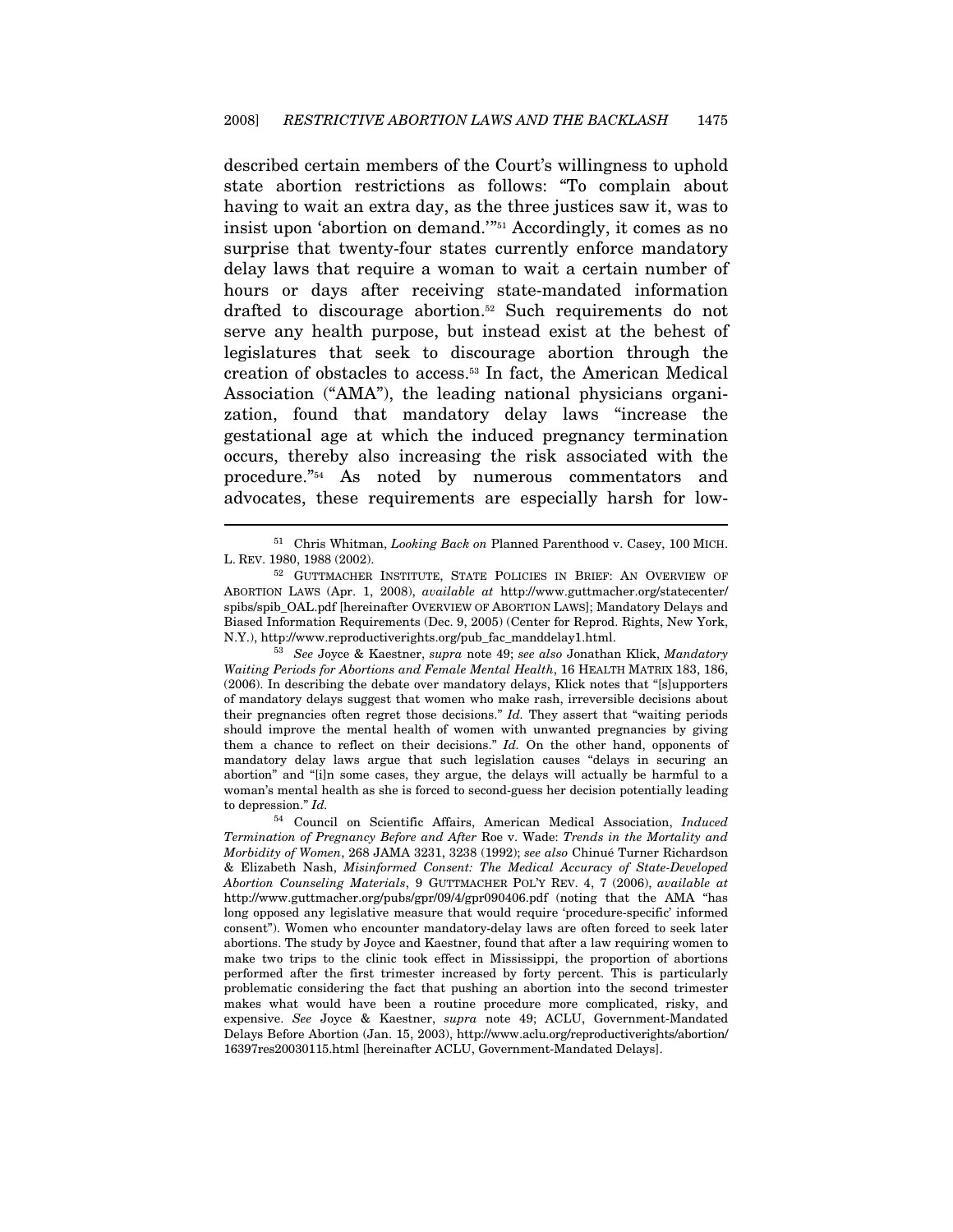described certain members of the Court's willingness to uphold state abortion restrictions as follows: "To complain about having to wait an extra day, as the three justices saw it, was to insist upon 'abortion on demand.'"[51] Accordingly, it comes as no surprise that twenty-four states currently enforce mandatory delay laws that require a woman to wait a certain number of hours or days after receiving state-mandated information drafted to discourage abortion.[52] Such requirements do not serve any health purpose, but instead exist at the behest of legislatures that seek to discourage abortion through the creation of obstacles to access.[53] In fact, the American Medical Association ("AMA"), the leading national physicians organization, found that mandatory delay laws "increase the gestational age at which the induced pregnancy termination occurs, thereby also increasing the risk associated with the procedure."[54] As noted by numerous commentators and advocates, these requirements are especially harsh for low-

---

[51] Chris Whitman, *Looking Back on* Planned Parenthood v. Casey, 100 MICH. L. REV. 1980, 1988 (2002).

[52] GUTTMACHER INSTITUTE, STATE POLICIES IN BRIEF: AN OVERVIEW OF ABORTION LAWS (Apr. 1, 2008), *available at* http://www.guttmacher.org/statecenter/spibs/spib_OAL.pdf [hereinafter OVERVIEW OF ABORTION LAWS]; Mandatory Delays and Biased Information Requirements (Dec. 9, 2005) (Center for Reprod. Rights, New York, N.Y.), http://www.reproductiverights.org/pub_fac_manddelay1.html.

[53] *See* Joyce & Kaestner, *supra* note 49; *see also* Jonathan Klick, *Mandatory Waiting Periods for Abortions and Female Mental Health*, 16 HEALTH MATRIX 183, 186, (2006). In describing the debate over mandatory delays, Klick notes that "[s]upporters of mandatory delays suggest that women who make rash, irreversible decisions about their pregnancies often regret those decisions." *Id.* They assert that "waiting periods should improve the mental health of women with unwanted pregnancies by giving them a chance to reflect on their decisions." *Id.* On the other hand, opponents of mandatory delay laws argue that such legislation causes "delays in securing an abortion" and "[i]n some cases, they argue, the delays will actually be harmful to a woman's mental health as she is forced to second-guess her decision potentially leading to depression." *Id.*

[54] Council on Scientific Affairs, American Medical Association, *Induced Termination of Pregnancy Before and After* Roe v. Wade: *Trends in the Mortality and Morbidity of Women*, 268 JAMA 3231, 3238 (1992); *see also* Chinué Turner Richardson & Elizabeth Nash, *Misinformed Consent: The Medical Accuracy of State-Developed Abortion Counseling Materials*, 9 GUTTMACHER POL'Y REV. 4, 7 (2006), *available at* http://www.guttmacher.org/pubs/gpr/09/4/gpr090406.pdf (noting that the AMA "has long opposed any legislative measure that would require 'procedure-specific' informed consent"). Women who encounter mandatory-delay laws are often forced to seek later abortions. The study by Joyce and Kaestner, found that after a law requiring women to make two trips to the clinic took effect in Mississippi, the proportion of abortions performed after the first trimester increased by forty percent. This is particularly problematic considering the fact that pushing an abortion into the second trimester makes what would have been a routine procedure more complicated, risky, and expensive. *See* Joyce & Kaestner, *supra* note 49; ACLU, Government-Mandated Delays Before Abortion (Jan. 15, 2003), http://www.aclu.org/reproductiverights/abortion/16397res20030115.html [hereinafter ACLU, Government-Mandated Delays].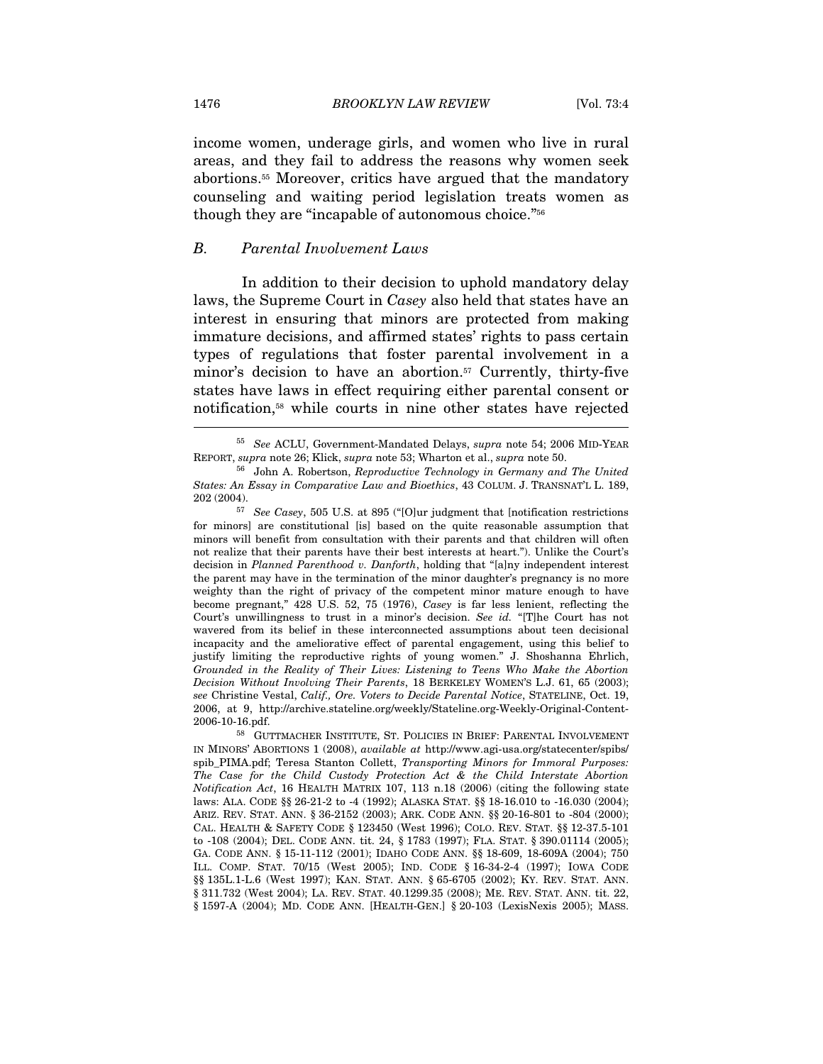income women, underage girls, and women who live in rural areas, and they fail to address the reasons why women seek abortions.[55] Moreover, critics have argued that the mandatory counseling and waiting period legislation treats women as though they are "incapable of autonomous choice."[56]

### B. *Parental Involvement Laws*

In addition to their decision to uphold mandatory delay laws, the Supreme Court in *Casey* also held that states have an interest in ensuring that minors are protected from making immature decisions, and affirmed states' rights to pass certain types of regulations that foster parental involvement in a minor's decision to have an abortion.[57] Currently, thirty-five states have laws in effect requiring either parental consent or notification,[58] while courts in nine other states have rejected

---

[55] *See* ACLU, Government-Mandated Delays, *supra* note 54; 2006 MID-YEAR REPORT, *supra* note 26; Klick, *supra* note 53; Wharton et al., *supra* note 50.

[56] John A. Robertson, *Reproductive Technology in Germany and The United States: An Essay in Comparative Law and Bioethics*, 43 COLUM. J. TRANSNAT'L L. 189, 202 (2004).

[57] *See Casey*, 505 U.S. at 895 ("[O]ur judgment that [notification restrictions for minors] are constitutional [is] based on the quite reasonable assumption that minors will benefit from consultation with their parents and that children will often not realize that their parents have their best interests at heart."). Unlike the Court's decision in *Planned Parenthood v. Danforth*, holding that "[a]ny independent interest the parent may have in the termination of the minor daughter's pregnancy is no more weighty than the right of privacy of the competent minor mature enough to have become pregnant," 428 U.S. 52, 75 (1976), *Casey* is far less lenient, reflecting the Court's unwillingness to trust in a minor's decision. *See id.* "[T]he Court has not wavered from its belief in these interconnected assumptions about teen decisional incapacity and the ameliorative effect of parental engagement, using this belief to justify limiting the reproductive rights of young women." J. Shoshanna Ehrlich, *Grounded in the Reality of Their Lives: Listening to Teens Who Make the Abortion Decision Without Involving Their Parents*, 18 BERKELEY WOMEN'S L.J. 61, 65 (2003); *see* Christine Vestal, *Calif., Ore. Voters to Decide Parental Notice*, STATELINE, Oct. 19, 2006, at 9, http://archive.stateline.org/weekly/Stateline.org-Weekly-Original-Content-2006-10-16.pdf.

[58] GUTTMACHER INSTITUTE, ST. POLICIES IN BRIEF: PARENTAL INVOLVEMENT IN MINORS' ABORTIONS 1 (2008), *available at* http://www.agi-usa.org/statecenter/spibs/spib_PIMA.pdf; Teresa Stanton Collett, *Transporting Minors for Immoral Purposes: The Case for the Child Custody Protection Act & the Child Interstate Abortion Notification Act*, 16 HEALTH MATRIX 107, 113 n.18 (2006) (citing the following state laws: ALA. CODE §§ 26-21-2 to -4 (1992); ALASKA STAT. §§ 18-16.010 to -16.030 (2004); ARIZ. REV. STAT. ANN. § 36-2152 (2003); ARK. CODE ANN. §§ 20-16-801 to -804 (2000); CAL. HEALTH & SAFETY CODE § 123450 (West 1996); COLO. REV. STAT. §§ 12-37.5-101 to -108 (2004); DEL. CODE ANN. tit. 24, § 1783 (1997); FLA. STAT. § 390.01114 (2005); GA. CODE ANN. § 15-11-112 (2001); IDAHO CODE ANN. §§ 18-609, 18-609A (2004); 750 ILL. COMP. STAT. 70/15 (West 2005); IND. CODE § 16-34-2-4 (1997); IOWA CODE §§ 135L.1-L.6 (West 1997); KAN. STAT. ANN. § 65-6705 (2002); KY. REV. STAT. ANN. § 311.732 (West 2004); LA. REV. STAT. 40.1299.35 (2008); ME. REV. STAT. ANN. tit. 22, § 1597-A (2004); MD. CODE ANN. [HEALTH-GEN.] § 20-103 (LexisNexis 2005); MASS.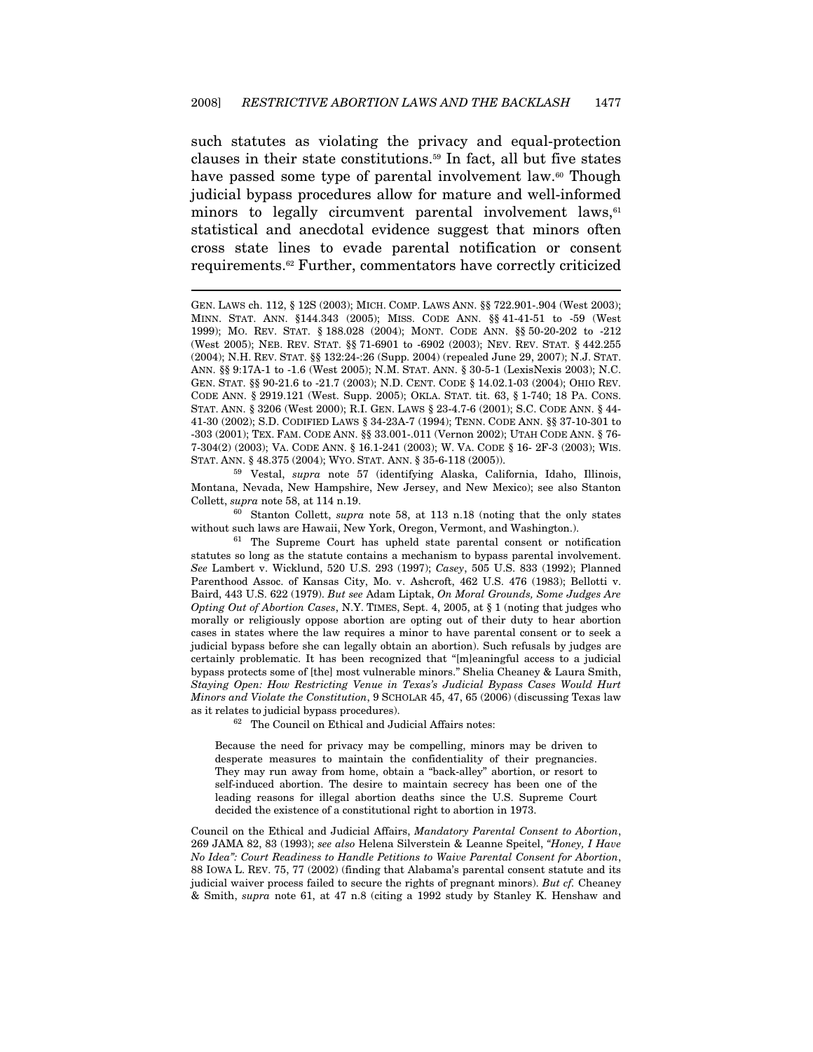such statutes as violating the privacy and equal-protection clauses in their state constitutions.[59] In fact, all but five states have passed some type of parental involvement law.[60] Though judicial bypass procedures allow for mature and well-informed minors to legally circumvent parental involvement laws,[61] statistical and anecdotal evidence suggest that minors often cross state lines to evade parental notification or consent requirements.[62] Further, commentators have correctly criticized

---

GEN. LAWS ch. 112, § 12S (2003); MICH. COMP. LAWS ANN. §§ 722.901-.904 (West 2003); MINN. STAT. ANN. §144.343 (2005); MISS. CODE ANN. §§ 41-41-51 to -59 (West 1999); MO. REV. STAT. § 188.028 (2004); MONT. CODE ANN. §§ 50-20-202 to -212 (West 2005); NEB. REV. STAT. §§ 71-6901 to -6902 (2003); NEV. REV. STAT. § 442.255 (2004); N.H. REV. STAT. §§ 132:24-:26 (Supp. 2004) (repealed June 29, 2007); N.J. STAT. ANN. §§ 9:17A-1 to -1.6 (West 2005); N.M. STAT. ANN. § 30-5-1 (LexisNexis 2003); N.C. GEN. STAT. §§ 90-21.6 to -21.7 (2003); N.D. CENT. CODE § 14.02.1-03 (2004); OHIO REV. CODE ANN. § 2919.121 (West. Supp. 2005); OKLA. STAT. tit. 63, § 1-740; 18 PA. CONS. STAT. ANN. § 3206 (West 2000); R.I. GEN. LAWS § 23-4.7-6 (2001); S.C. CODE ANN. § 44-41-30 (2002); S.D. CODIFIED LAWS § 34-23A-7 (1994); TENN. CODE ANN. §§ 37-10-301 to -303 (2001); TEX. FAM. CODE ANN. §§ 33.001-.011 (Vernon 2002); UTAH CODE ANN. § 76-7-304(2) (2003); VA. CODE ANN. § 16.1-241 (2003); W. VA. CODE § 16- 2F-3 (2003); WIS. STAT. ANN. § 48.375 (2004); WYO. STAT. ANN. § 35-6-118 (2005)).

[59] Vestal, *supra* note 57 (identifying Alaska, California, Idaho, Illinois, Montana, Nevada, New Hampshire, New Jersey, and New Mexico); see also Stanton Collett, *supra* note 58, at 114 n.19.

[60] Stanton Collett, *supra* note 58, at 113 n.18 (noting that the only states without such laws are Hawaii, New York, Oregon, Vermont, and Washington.).

[61] The Supreme Court has upheld state parental consent or notification statutes so long as the statute contains a mechanism to bypass parental involvement. *See* Lambert v. Wicklund, 520 U.S. 293 (1997); *Casey*, 505 U.S. 833 (1992); Planned Parenthood Assoc. of Kansas City, Mo. v. Ashcroft, 462 U.S. 476 (1983); Bellotti v. Baird, 443 U.S. 622 (1979). *But see* Adam Liptak, *On Moral Grounds, Some Judges Are Opting Out of Abortion Cases*, N.Y. TIMES, Sept. 4, 2005, at § 1 (noting that judges who morally or religiously oppose abortion are opting out of their duty to hear abortion cases in states where the law requires a minor to have parental consent or to seek a judicial bypass before she can legally obtain an abortion). Such refusals by judges are certainly problematic. It has been recognized that "[m]eaningful access to a judicial bypass protects some of [the] most vulnerable minors." Shelia Cheaney & Laura Smith, *Staying Open: How Restricting Venue in Texas's Judicial Bypass Cases Would Hurt Minors and Violate the Constitution*, 9 SCHOLAR 45, 47, 65 (2006) (discussing Texas law as it relates to judicial bypass procedures).

[62] The Council on Ethical and Judicial Affairs notes:

> Because the need for privacy may be compelling, minors may be driven to desperate measures to maintain the confidentiality of their pregnancies. They may run away from home, obtain a "back-alley" abortion, or resort to self-induced abortion. The desire to maintain secrecy has been one of the leading reasons for illegal abortion deaths since the U.S. Supreme Court decided the existence of a constitutional right to abortion in 1973.

Council on the Ethical and Judicial Affairs, *Mandatory Parental Consent to Abortion*, 269 JAMA 82, 83 (1993); *see also* Helena Silverstein & Leanne Speitel, *"Honey, I Have No Idea": Court Readiness to Handle Petitions to Waive Parental Consent for Abortion*, 88 IOWA L. REV. 75, 77 (2002) (finding that Alabama's parental consent statute and its judicial waiver process failed to secure the rights of pregnant minors). *But cf.* Cheaney & Smith, *supra* note 61, at 47 n.8 (citing a 1992 study by Stanley K. Henshaw and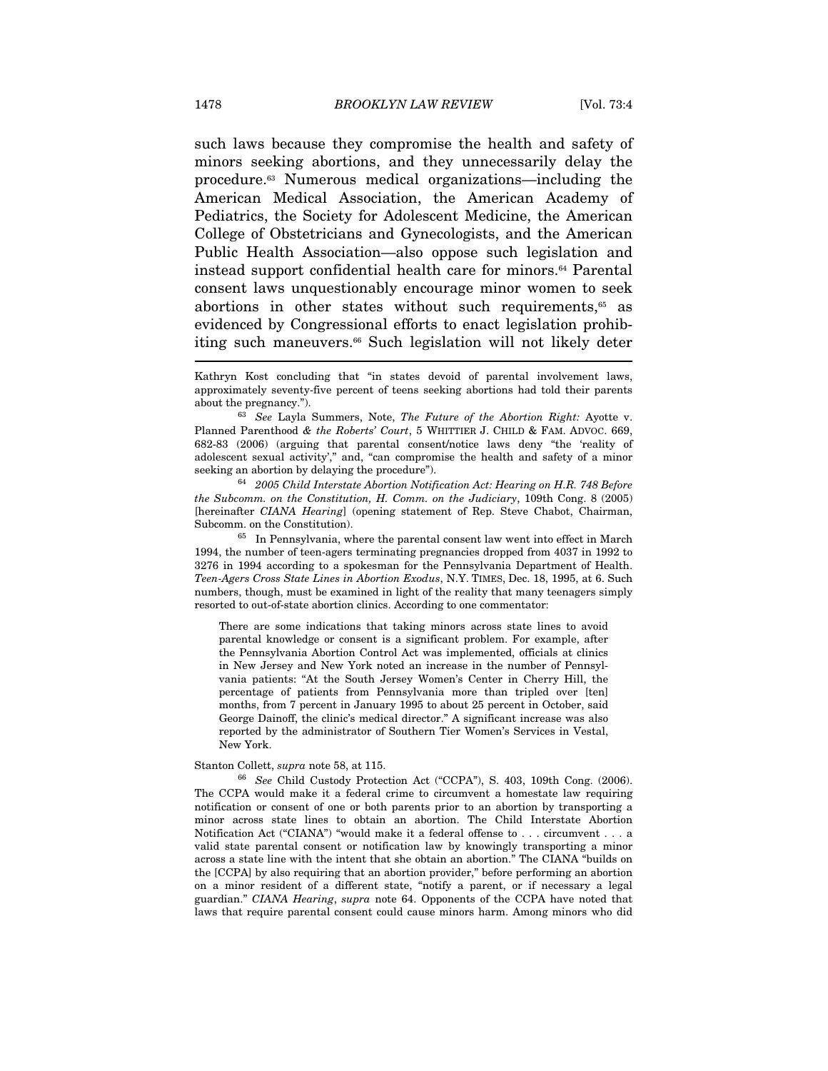such laws because they compromise the health and safety of minors seeking abortions, and they unnecessarily delay the procedure.[63] Numerous medical organizations—including the American Medical Association, the American Academy of Pediatrics, the Society for Adolescent Medicine, the American College of Obstetricians and Gynecologists, and the American Public Health Association—also oppose such legislation and instead support confidential health care for minors.[64] Parental consent laws unquestionably encourage minor women to seek abortions in other states without such requirements,[65] as evidenced by Congressional efforts to enact legislation prohibiting such maneuvers.[66] Such legislation will not likely deter

---

Kathryn Kost concluding that "in states devoid of parental involvement laws, approximately seventy-five percent of teens seeking abortions had told their parents about the pregnancy.").

[63] *See* Layla Summers, Note, *The Future of the Abortion Right:* Ayotte v. Planned Parenthood *& the Roberts' Court*, 5 WHITTIER J. CHILD & FAM. ADVOC. 669, 682-83 (2006) (arguing that parental consent/notice laws deny "the 'reality of adolescent sexual activity'," and, "can compromise the health and safety of a minor seeking an abortion by delaying the procedure").

[64] *2005 Child Interstate Abortion Notification Act: Hearing on H.R. 748 Before the Subcomm. on the Constitution, H. Comm. on the Judiciary*, 109th Cong. 8 (2005) [hereinafter *CIANA Hearing*] (opening statement of Rep. Steve Chabot, Chairman, Subcomm. on the Constitution).

[65] In Pennsylvania, where the parental consent law went into effect in March 1994, the number of teen-agers terminating pregnancies dropped from 4037 in 1992 to 3276 in 1994 according to a spokesman for the Pennsylvania Department of Health. *Teen-Agers Cross State Lines in Abortion Exodus*, N.Y. TIMES, Dec. 18, 1995, at 6. Such numbers, though, must be examined in light of the reality that many teenagers simply resorted to out-of-state abortion clinics. According to one commentator:

> There are some indications that taking minors across state lines to avoid parental knowledge or consent is a significant problem. For example, after the Pennsylvania Abortion Control Act was implemented, officials at clinics in New Jersey and New York noted an increase in the number of Pennsylvania patients: "At the South Jersey Women's Center in Cherry Hill, the percentage of patients from Pennsylvania more than tripled over [ten] months, from 7 percent in January 1995 to about 25 percent in October, said George Dainoff, the clinic's medical director." A significant increase was also reported by the administrator of Southern Tier Women's Services in Vestal, New York.

Stanton Collett, *supra* note 58, at 115.

[66] *See* Child Custody Protection Act ("CCPA"), S. 403, 109th Cong. (2006). The CCPA would make it a federal crime to circumvent a homestate law requiring notification or consent of one or both parents prior to an abortion by transporting a minor across state lines to obtain an abortion. The Child Interstate Abortion Notification Act ("CIANA") "would make it a federal offense to . . . circumvent . . . a valid state parental consent or notification law by knowingly transporting a minor across a state line with the intent that she obtain an abortion." The CIANA "builds on the [CCPA] by also requiring that an abortion provider," before performing an abortion on a minor resident of a different state, "notify a parent, or if necessary a legal guardian." *CIANA Hearing*, *supra* note 64. Opponents of the CCPA have noted that laws that require parental consent could cause minors harm. Among minors who did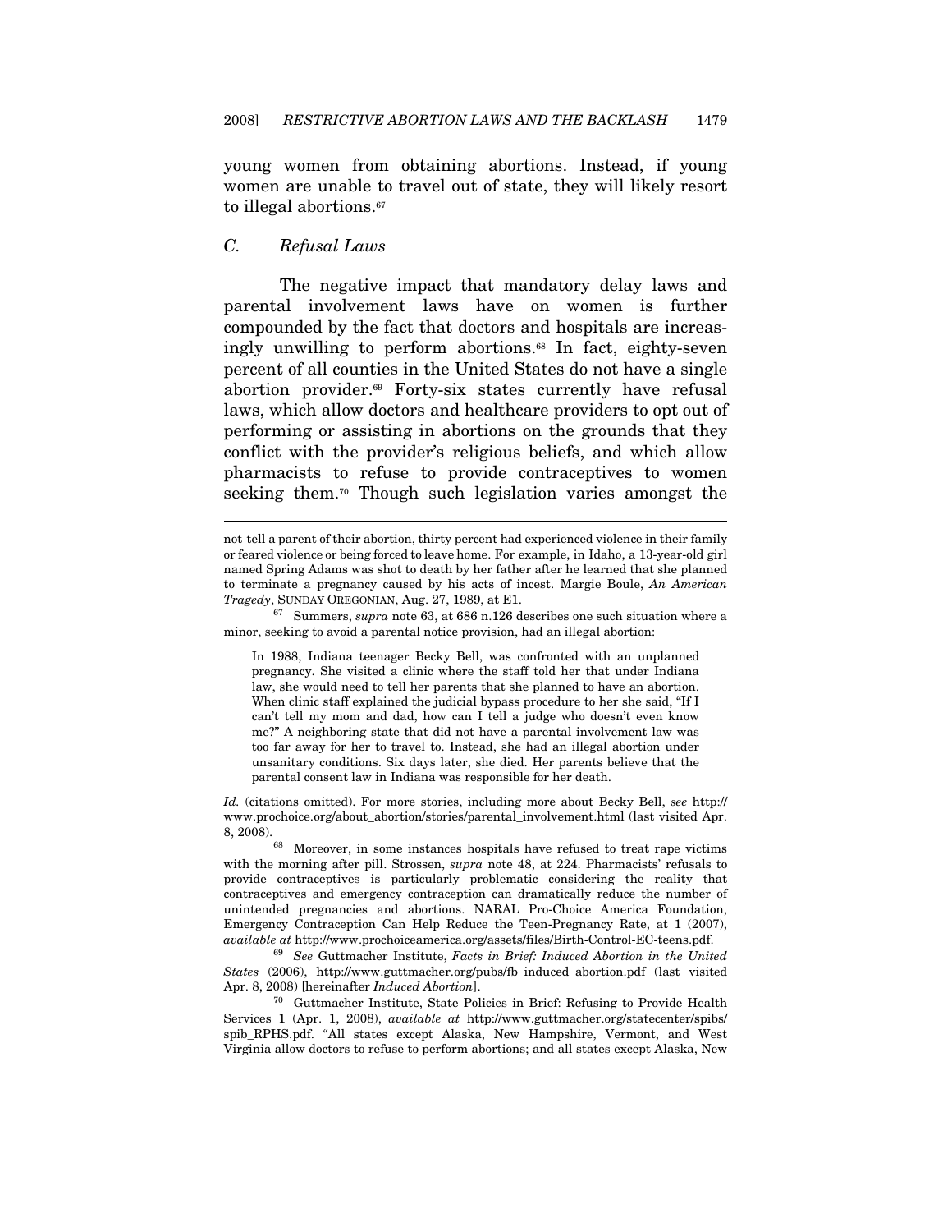young women from obtaining abortions. Instead, if young women are unable to travel out of state, they will likely resort to illegal abortions.[67]

### C. Refusal Laws

The negative impact that mandatory delay laws and parental involvement laws have on women is further compounded by the fact that doctors and hospitals are increasingly unwilling to perform abortions.[68] In fact, eighty-seven percent of all counties in the United States do not have a single abortion provider.[69] Forty-six states currently have refusal laws, which allow doctors and healthcare providers to opt out of performing or assisting in abortions on the grounds that they conflict with the provider's religious beliefs, and which allow pharmacists to refuse to provide contraceptives to women seeking them.[70] Though such legislation varies amongst the

---

not tell a parent of their abortion, thirty percent had experienced violence in their family or feared violence or being forced to leave home. For example, in Idaho, a 13-year-old girl named Spring Adams was shot to death by her father after he learned that she planned to terminate a pregnancy caused by his acts of incest. Margie Boule, *An American Tragedy*, SUNDAY OREGONIAN, Aug. 27, 1989, at E1.

[67] Summers, *supra* note 63, at 686 n.126 describes one such situation where a minor, seeking to avoid a parental notice provision, had an illegal abortion:

> In 1988, Indiana teenager Becky Bell, was confronted with an unplanned pregnancy. She visited a clinic where the staff told her that under Indiana law, she would need to tell her parents that she planned to have an abortion. When clinic staff explained the judicial bypass procedure to her she said, "If I can't tell my mom and dad, how can I tell a judge who doesn't even know me?" A neighboring state that did not have a parental involvement law was too far away for her to travel to. Instead, she had an illegal abortion under unsanitary conditions. Six days later, she died. Her parents believe that the parental consent law in Indiana was responsible for her death.

*Id.* (citations omitted). For more stories, including more about Becky Bell, *see* http://www.prochoice.org/about_abortion/stories/parental_involvement.html (last visited Apr. 8, 2008).

[68] Moreover, in some instances hospitals have refused to treat rape victims with the morning after pill. Strossen, *supra* note 48, at 224. Pharmacists' refusals to provide contraceptives is particularly problematic considering the reality that contraceptives and emergency contraception can dramatically reduce the number of unintended pregnancies and abortions. NARAL Pro-Choice America Foundation, Emergency Contraception Can Help Reduce the Teen-Pregnancy Rate, at 1 (2007), *available at* http://www.prochoiceamerica.org/assets/files/Birth-Control-EC-teens.pdf.

[69] *See* Guttmacher Institute, *Facts in Brief: Induced Abortion in the United States* (2006), http://www.guttmacher.org/pubs/fb_induced_abortion.pdf (last visited Apr. 8, 2008) [hereinafter *Induced Abortion*].

[70] Guttmacher Institute, State Policies in Brief: Refusing to Provide Health Services 1 (Apr. 1, 2008), *available at* http://www.guttmacher.org/statecenter/spibs/spib_RPHS.pdf. "All states except Alaska, New Hampshire, Vermont, and West Virginia allow doctors to refuse to perform abortions; and all states except Alaska, New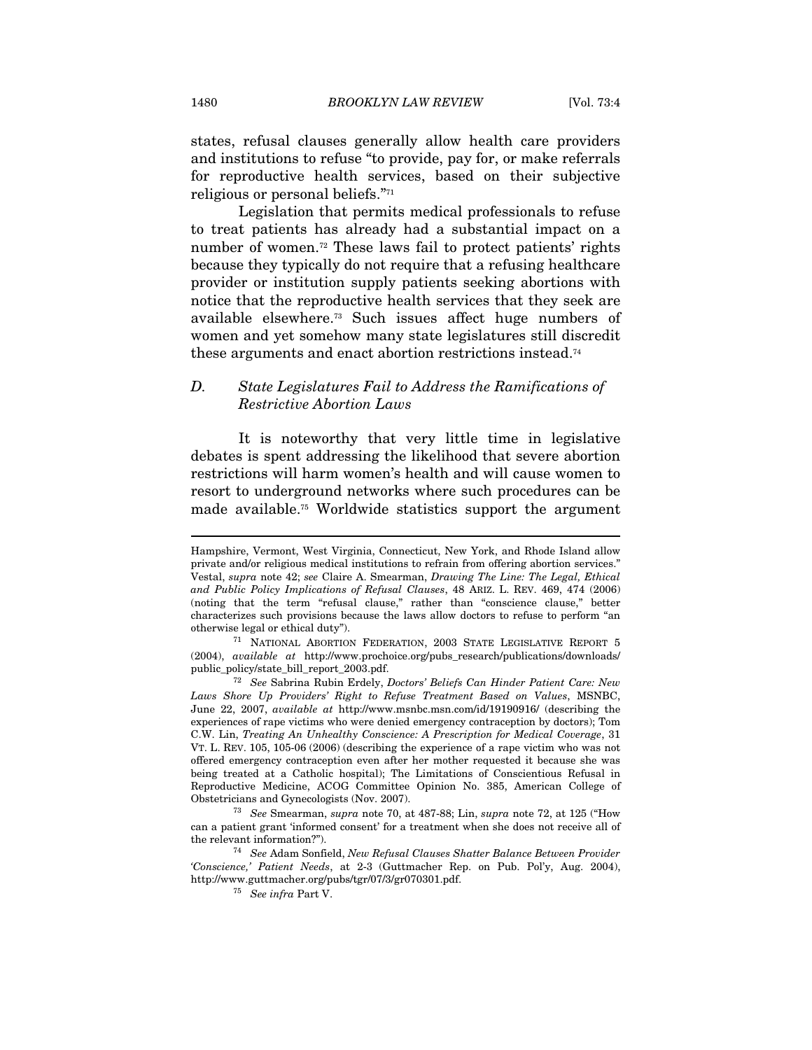states, refusal clauses generally allow health care providers and institutions to refuse "to provide, pay for, or make referrals for reproductive health services, based on their subjective religious or personal beliefs."[71]

Legislation that permits medical professionals to refuse to treat patients has already had a substantial impact on a number of women.[72] These laws fail to protect patients' rights because they typically do not require that a refusing healthcare provider or institution supply patients seeking abortions with notice that the reproductive health services that they seek are available elsewhere.[73] Such issues affect huge numbers of women and yet somehow many state legislatures still discredit these arguments and enact abortion restrictions instead.[74]

### D. *State Legislatures Fail to Address the Ramifications of Restrictive Abortion Laws*

It is noteworthy that very little time in legislative debates is spent addressing the likelihood that severe abortion restrictions will harm women's health and will cause women to resort to underground networks where such procedures can be made available.[75] Worldwide statistics support the argument

---

Hampshire, Vermont, West Virginia, Connecticut, New York, and Rhode Island allow private and/or religious medical institutions to refrain from offering abortion services." Vestal, *supra* note 42; *see* Claire A. Smearman, *Drawing The Line: The Legal, Ethical and Public Policy Implications of Refusal Clauses*, 48 ARIZ. L. REV. 469, 474 (2006) (noting that the term "refusal clause," rather than "conscience clause," better characterizes such provisions because the laws allow doctors to refuse to perform "an otherwise legal or ethical duty").

[71] NATIONAL ABORTION FEDERATION, 2003 STATE LEGISLATIVE REPORT 5 (2004), *available at* http://www.prochoice.org/pubs_research/publications/downloads/public_policy/state_bill_report_2003.pdf.

[72] *See* Sabrina Rubin Erdely, *Doctors' Beliefs Can Hinder Patient Care: New Laws Shore Up Providers' Right to Refuse Treatment Based on Values*, MSNBC, June 22, 2007, *available at* http://www.msnbc.msn.com/id/19190916/ (describing the experiences of rape victims who were denied emergency contraception by doctors); Tom C.W. Lin, *Treating An Unhealthy Conscience: A Prescription for Medical Coverage*, 31 VT. L. REV. 105, 105-06 (2006) (describing the experience of a rape victim who was not offered emergency contraception even after her mother requested it because she was being treated at a Catholic hospital); The Limitations of Conscientious Refusal in Reproductive Medicine, ACOG Committee Opinion No. 385, American College of Obstetricians and Gynecologists (Nov. 2007).

[73] *See* Smearman, *supra* note 70, at 487-88; Lin, *supra* note 72, at 125 ("How can a patient grant 'informed consent' for a treatment when she does not receive all of the relevant information?").

[74] *See* Adam Sonfield, *New Refusal Clauses Shatter Balance Between Provider 'Conscience,' Patient Needs*, at 2-3 (Guttmacher Rep. on Pub. Pol'y, Aug. 2004), http://www.guttmacher.org/pubs/tgr/07/3/gr070301.pdf.

[75] *See infra* Part V.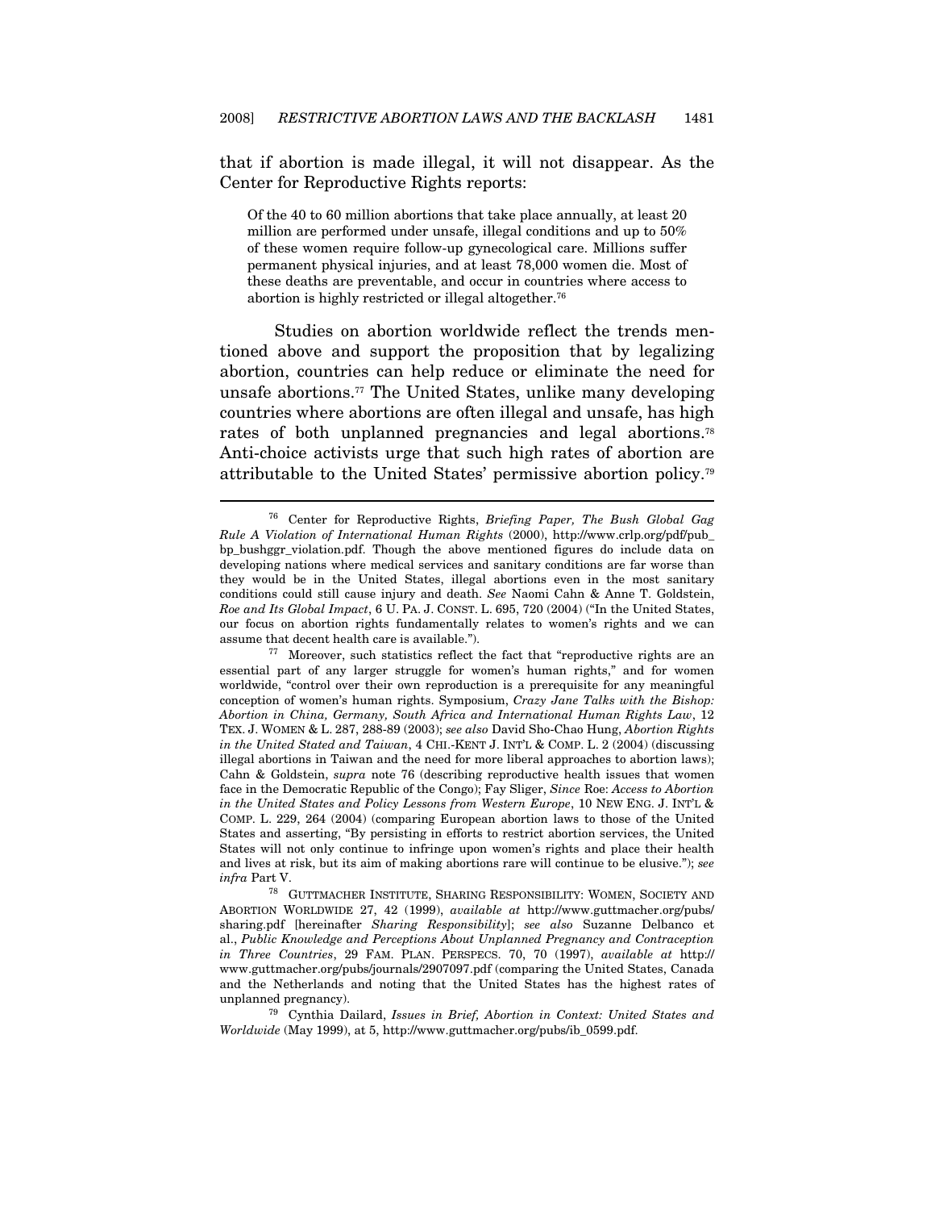that if abortion is made illegal, it will not disappear. As the Center for Reproductive Rights reports:

> Of the 40 to 60 million abortions that take place annually, at least 20 million are performed under unsafe, illegal conditions and up to 50% of these women require follow-up gynecological care. Millions suffer permanent physical injuries, and at least 78,000 women die. Most of these deaths are preventable, and occur in countries where access to abortion is highly restricted or illegal altogether.[76]

Studies on abortion worldwide reflect the trends mentioned above and support the proposition that by legalizing abortion, countries can help reduce or eliminate the need for unsafe abortions.[77] The United States, unlike many developing countries where abortions are often illegal and unsafe, has high rates of both unplanned pregnancies and legal abortions.[78] Anti-choice activists urge that such high rates of abortion are attributable to the United States' permissive abortion policy.[79]

---

[76] Center for Reproductive Rights, *Briefing Paper, The Bush Global Gag Rule A Violation of International Human Rights* (2000), http://www.crlp.org/pdf/pub_bp_bushggr_violation.pdf. Though the above mentioned figures do include data on developing nations where medical services and sanitary conditions are far worse than they would be in the United States, illegal abortions even in the most sanitary conditions could still cause injury and death. *See* Naomi Cahn & Anne T. Goldstein, *Roe and Its Global Impact*, 6 U. PA. J. CONST. L. 695, 720 (2004) ("In the United States, our focus on abortion rights fundamentally relates to women's rights and we can assume that decent health care is available.").

[77] Moreover, such statistics reflect the fact that "reproductive rights are an essential part of any larger struggle for women's human rights," and for women worldwide, "control over their own reproduction is a prerequisite for any meaningful conception of women's human rights. Symposium, *Crazy Jane Talks with the Bishop: Abortion in China, Germany, South Africa and International Human Rights Law*, 12 TEX. J. WOMEN & L. 287, 288-89 (2003); *see also* David Sho-Chao Hung, *Abortion Rights in the United Stated and Taiwan*, 4 CHI.-KENT J. INT'L & COMP. L. 2 (2004) (discussing illegal abortions in Taiwan and the need for more liberal approaches to abortion laws); Cahn & Goldstein, *supra* note 76 (describing reproductive health issues that women face in the Democratic Republic of the Congo); Fay Sliger, *Since* Roe*: Access to Abortion in the United States and Policy Lessons from Western Europe*, 10 NEW ENG. J. INT'L & COMP. L. 229, 264 (2004) (comparing European abortion laws to those of the United States and asserting, "By persisting in efforts to restrict abortion services, the United States will not only continue to infringe upon women's rights and place their health and lives at risk, but its aim of making abortions rare will continue to be elusive."); *see infra* Part V.

[78] GUTTMACHER INSTITUTE, SHARING RESPONSIBILITY: WOMEN, SOCIETY AND ABORTION WORLDWIDE 27, 42 (1999), *available at* http://www.guttmacher.org/pubs/sharing.pdf [hereinafter *Sharing Responsibility*]; *see also* Suzanne Delbanco et al., *Public Knowledge and Perceptions About Unplanned Pregnancy and Contraception in Three Countries*, 29 FAM. PLAN. PERSPECS. 70, 70 (1997), *available at* http://www.guttmacher.org/pubs/journals/2907097.pdf (comparing the United States, Canada and the Netherlands and noting that the United States has the highest rates of unplanned pregnancy).

[79] Cynthia Dailard, *Issues in Brief, Abortion in Context: United States and Worldwide* (May 1999), at 5, http://www.guttmacher.org/pubs/ib_0599.pdf.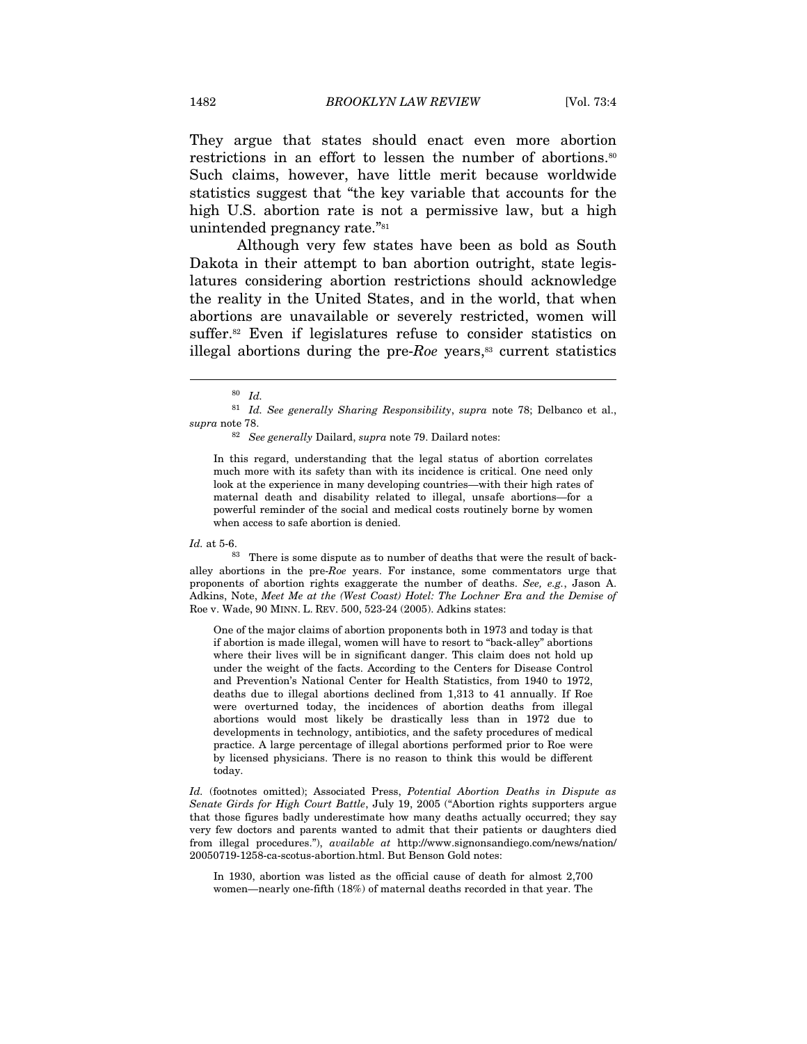They argue that states should enact even more abortion restrictions in an effort to lessen the number of abortions.[80] Such claims, however, have little merit because worldwide statistics suggest that "the key variable that accounts for the high U.S. abortion rate is not a permissive law, but a high unintended pregnancy rate."[81]

Although very few states have been as bold as South Dakota in their attempt to ban abortion outright, state legislatures considering abortion restrictions should acknowledge the reality in the United States, and in the world, that when abortions are unavailable or severely restricted, women will suffer.[82] Even if legislatures refuse to consider statistics on illegal abortions during the pre-*Roe* years,[83] current statistics

---

[80] *Id.*

[81] *Id. See generally Sharing Responsibility*, *supra* note 78; Delbanco et al., *supra* note 78.

[82] *See generally* Dailard, *supra* note 79. Dailard notes:

> In this regard, understanding that the legal status of abortion correlates much more with its safety than with its incidence is critical. One need only look at the experience in many developing countries—with their high rates of maternal death and disability related to illegal, unsafe abortions—for a powerful reminder of the social and medical costs routinely borne by women when access to safe abortion is denied.

*Id.* at 5-6.

[83] There is some dispute as to number of deaths that were the result of back-alley abortions in the pre-*Roe* years. For instance, some commentators urge that proponents of abortion rights exaggerate the number of deaths. *See, e.g.*, Jason A. Adkins, Note, *Meet Me at the (West Coast) Hotel: The Lochner Era and the Demise of* Roe v. Wade, 90 MINN. L. REV. 500, 523-24 (2005). Adkins states:

> One of the major claims of abortion proponents both in 1973 and today is that if abortion is made illegal, women will have to resort to "back-alley" abortions where their lives will be in significant danger. This claim does not hold up under the weight of the facts. According to the Centers for Disease Control and Prevention's National Center for Health Statistics, from 1940 to 1972, deaths due to illegal abortions declined from 1,313 to 41 annually. If Roe were overturned today, the incidences of abortion deaths from illegal abortions would most likely be drastically less than in 1972 due to developments in technology, antibiotics, and the safety procedures of medical practice. A large percentage of illegal abortions performed prior to Roe were by licensed physicians. There is no reason to think this would be different today.

*Id.* (footnotes omitted); Associated Press, *Potential Abortion Deaths in Dispute as Senate Girds for High Court Battle*, July 19, 2005 ("Abortion rights supporters argue that those figures badly underestimate how many deaths actually occurred; they say very few doctors and parents wanted to admit that their patients or daughters died from illegal procedures."), *available at* http://www.signonsandiego.com/news/nation/20050719-1258-ca-scotus-abortion.html. But Benson Gold notes:

> In 1930, abortion was listed as the official cause of death for almost 2,700 women—nearly one-fifth (18%) of maternal deaths recorded in that year. The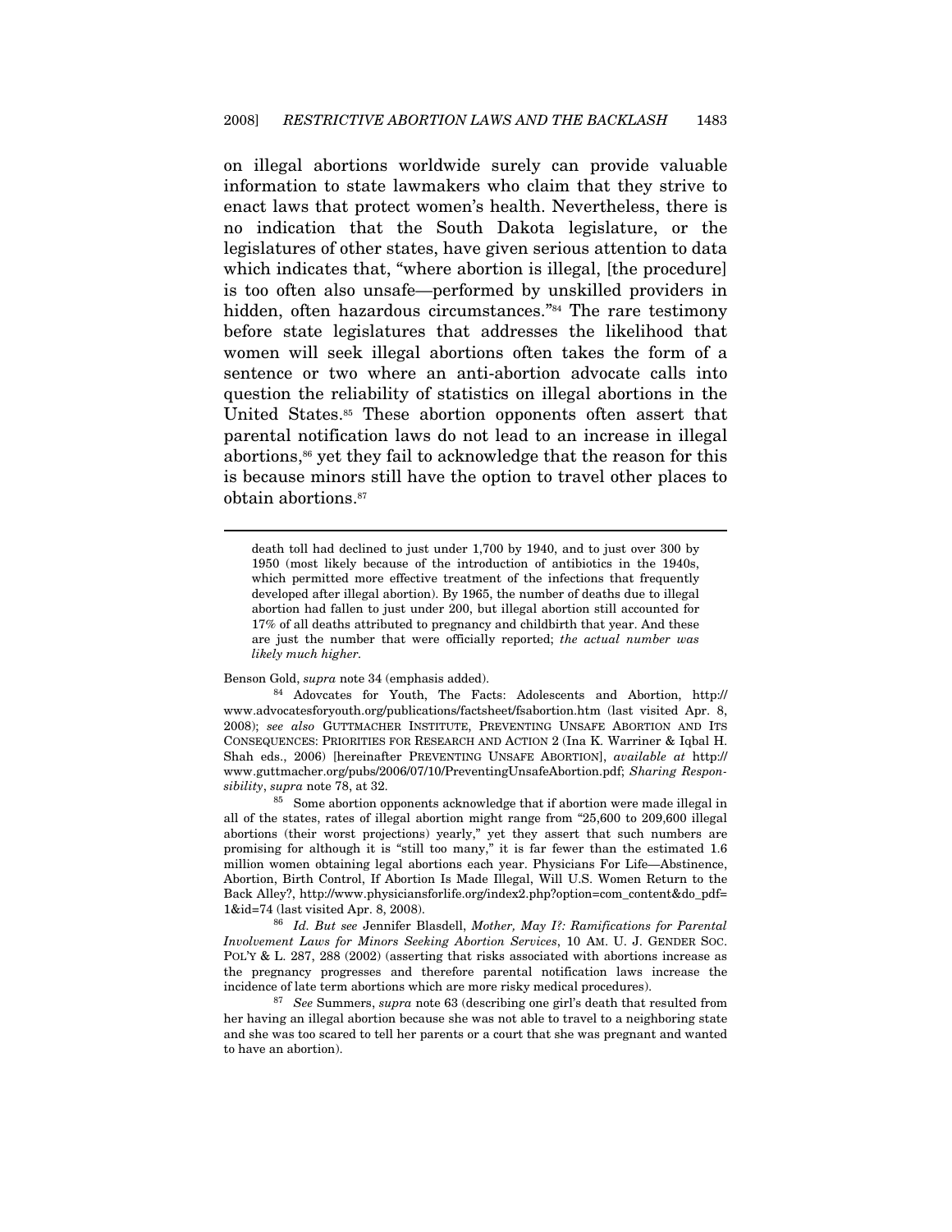on illegal abortions worldwide surely can provide valuable information to state lawmakers who claim that they strive to enact laws that protect women's health. Nevertheless, there is no indication that the South Dakota legislature, or the legislatures of other states, have given serious attention to data which indicates that, "where abortion is illegal, [the procedure] is too often also unsafe—performed by unskilled providers in hidden, often hazardous circumstances."[84] The rare testimony before state legislatures that addresses the likelihood that women will seek illegal abortions often takes the form of a sentence or two where an anti-abortion advocate calls into question the reliability of statistics on illegal abortions in the United States.[85] These abortion opponents often assert that parental notification laws do not lead to an increase in illegal abortions,[86] yet they fail to acknowledge that the reason for this is because minors still have the option to travel other places to obtain abortions.[87]

---

> death toll had declined to just under 1,700 by 1940, and to just over 300 by 1950 (most likely because of the introduction of antibiotics in the 1940s, which permitted more effective treatment of the infections that frequently developed after illegal abortion). By 1965, the number of deaths due to illegal abortion had fallen to just under 200, but illegal abortion still accounted for 17% of all deaths attributed to pregnancy and childbirth that year. And these are just the number that were officially reported; *the actual number was likely much higher.*

Benson Gold, *supra* note 34 (emphasis added).

[84] Adovcates for Youth, The Facts: Adolescents and Abortion, http://www.advocatesforyouth.org/publications/factsheet/fsabortion.htm (last visited Apr. 8, 2008); *see also* GUTTMACHER INSTITUTE, PREVENTING UNSAFE ABORTION AND ITS CONSEQUENCES: PRIORITIES FOR RESEARCH AND ACTION 2 (Ina K. Warriner & Iqbal H. Shah eds., 2006) [hereinafter PREVENTING UNSAFE ABORTION], *available at* http://www.guttmacher.org/pubs/2006/07/10/PreventingUnsafeAbortion.pdf; *Sharing Responsibility*, *supra* note 78, at 32.

[85] Some abortion opponents acknowledge that if abortion were made illegal in all of the states, rates of illegal abortion might range from "25,600 to 209,600 illegal abortions (their worst projections) yearly," yet they assert that such numbers are promising for although it is "still too many," it is far fewer than the estimated 1.6 million women obtaining legal abortions each year. Physicians For Life—Abstinence, Abortion, Birth Control, If Abortion Is Made Illegal, Will U.S. Women Return to the Back Alley?, http://www.physiciansforlife.org/index2.php?option=com_content&do_pdf=1&id=74 (last visited Apr. 8, 2008).

[86] *Id. But see* Jennifer Blasdell, *Mother, May I?: Ramifications for Parental Involvement Laws for Minors Seeking Abortion Services*, 10 AM. U. J. GENDER SOC. POL'Y & L. 287, 288 (2002) (asserting that risks associated with abortions increase as the pregnancy progresses and therefore parental notification laws increase the incidence of late term abortions which are more risky medical procedures).

[87] *See* Summers, *supra* note 63 (describing one girl's death that resulted from her having an illegal abortion because she was not able to travel to a neighboring state and she was too scared to tell her parents or a court that she was pregnant and wanted to have an abortion).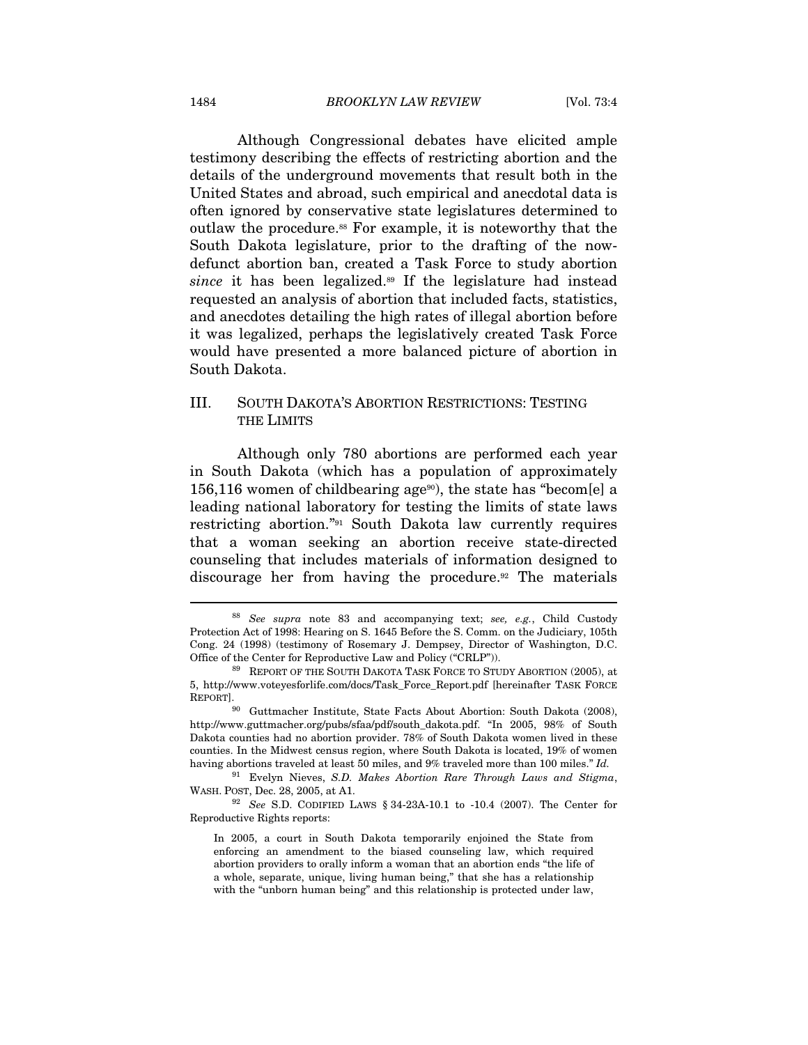Although Congressional debates have elicited ample testimony describing the effects of restricting abortion and the details of the underground movements that result both in the United States and abroad, such empirical and anecdotal data is often ignored by conservative state legislatures determined to outlaw the procedure.[88] For example, it is noteworthy that the South Dakota legislature, prior to the drafting of the now-defunct abortion ban, created a Task Force to study abortion *since* it has been legalized.[89] If the legislature had instead requested an analysis of abortion that included facts, statistics, and anecdotes detailing the high rates of illegal abortion before it was legalized, perhaps the legislatively created Task Force would have presented a more balanced picture of abortion in South Dakota.

## III. SOUTH DAKOTA'S ABORTION RESTRICTIONS: TESTING THE LIMITS

Although only 780 abortions are performed each year in South Dakota (which has a population of approximately 156,116 women of childbearing age[90]), the state has "becom[e] a leading national laboratory for testing the limits of state laws restricting abortion."[91] South Dakota law currently requires that a woman seeking an abortion receive state-directed counseling that includes materials of information designed to discourage her from having the procedure.[92] The materials

---

[88] *See supra* note 83 and accompanying text; *see, e.g.*, Child Custody Protection Act of 1998: Hearing on S. 1645 Before the S. Comm. on the Judiciary, 105th Cong. 24 (1998) (testimony of Rosemary J. Dempsey, Director of Washington, D.C. Office of the Center for Reproductive Law and Policy ("CRLP")).

[89] REPORT OF THE SOUTH DAKOTA TASK FORCE TO STUDY ABORTION (2005), at 5, http://www.voteyesforlife.com/docs/Task_Force_Report.pdf [hereinafter TASK FORCE REPORT].

[90] Guttmacher Institute, State Facts About Abortion: South Dakota (2008), http://www.guttmacher.org/pubs/sfaa/pdf/south_dakota.pdf. "In 2005, 98% of South Dakota counties had no abortion provider. 78% of South Dakota women lived in these counties. In the Midwest census region, where South Dakota is located, 19% of women having abortions traveled at least 50 miles, and 9% traveled more than 100 miles." *Id.*

[91] Evelyn Nieves, *S.D. Makes Abortion Rare Through Laws and Stigma*, WASH. POST, Dec. 28, 2005, at A1.

[92] *See* S.D. CODIFIED LAWS § 34-23A-10.1 to -10.4 (2007). The Center for Reproductive Rights reports:

> In 2005, a court in South Dakota temporarily enjoined the State from enforcing an amendment to the biased counseling law, which required abortion providers to orally inform a woman that an abortion ends "the life of a whole, separate, unique, living human being," that she has a relationship with the "unborn human being" and this relationship is protected under law,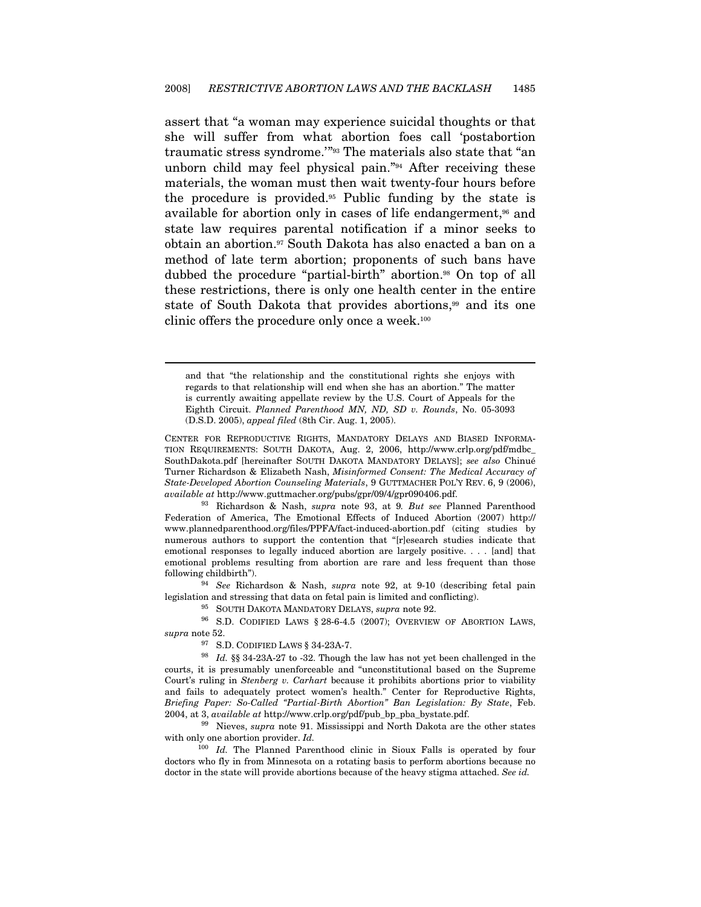assert that "a woman may experience suicidal thoughts or that she will suffer from what abortion foes call 'postabortion traumatic stress syndrome.'"[93] The materials also state that "an unborn child may feel physical pain."[94] After receiving these materials, the woman must then wait twenty-four hours before the procedure is provided.[95] Public funding by the state is available for abortion only in cases of life endangerment,[96] and state law requires parental notification if a minor seeks to obtain an abortion.[97] South Dakota has also enacted a ban on a method of late term abortion; proponents of such bans have dubbed the procedure "partial-birth" abortion.[98] On top of all these restrictions, there is only one health center in the entire state of South Dakota that provides abortions,[99] and its one clinic offers the procedure only once a week.[100]

---

and that "the relationship and the constitutional rights she enjoys with regards to that relationship will end when she has an abortion." The matter is currently awaiting appellate review by the U.S. Court of Appeals for the Eighth Circuit. *Planned Parenthood MN, ND, SD v. Rounds*, No. 05-3093 (D.S.D. 2005), *appeal filed* (8th Cir. Aug. 1, 2005).

CENTER FOR REPRODUCTIVE RIGHTS, MANDATORY DELAYS AND BIASED INFORMATION REQUIREMENTS: SOUTH DAKOTA, Aug. 2, 2006, http://www.crlp.org/pdf/mdbc_SouthDakota.pdf [hereinafter SOUTH DAKOTA MANDATORY DELAYS]; *see also* Chinué Turner Richardson & Elizabeth Nash, *Misinformed Consent: The Medical Accuracy of State-Developed Abortion Counseling Materials*, 9 GUTTMACHER POL'Y REV. 6, 9 (2006), *available at* http://www.guttmacher.org/pubs/gpr/09/4/gpr090406.pdf.

[93] Richardson & Nash, *supra* note 93, at 9. *But see* Planned Parenthood Federation of America, The Emotional Effects of Induced Abortion (2007) http://www.plannedparenthood.org/files/PPFA/fact-induced-abortion.pdf (citing studies by numerous authors to support the contention that "[r]esearch studies indicate that emotional responses to legally induced abortion are largely positive. . . . [and] that emotional problems resulting from abortion are rare and less frequent than those following childbirth").

[94] *See* Richardson & Nash, *supra* note 92, at 9-10 (describing fetal pain legislation and stressing that data on fetal pain is limited and conflicting).

[95] SOUTH DAKOTA MANDATORY DELAYS, *supra* note 92.

[96] S.D. CODIFIED LAWS § 28-6-4.5 (2007); OVERVIEW OF ABORTION LAWS, *supra* note 52.

[97] S.D. CODIFIED LAWS § 34-23A-7.

[98] *Id.* §§ 34-23A-27 to -32. Though the law has not yet been challenged in the courts, it is presumably unenforceable and "unconstitutional based on the Supreme Court's ruling in *Stenberg v. Carhart* because it prohibits abortions prior to viability and fails to adequately protect women's health." Center for Reproductive Rights, *Briefing Paper: So-Called "Partial-Birth Abortion" Ban Legislation: By State*, Feb. 2004, at 3, *available at* http://www.crlp.org/pdf/pub_bp_pba_bystate.pdf.

[99] Nieves, *supra* note 91. Mississippi and North Dakota are the other states with only one abortion provider. *Id.*

[100] *Id.* The Planned Parenthood clinic in Sioux Falls is operated by four doctors who fly in from Minnesota on a rotating basis to perform abortions because no doctor in the state will provide abortions because of the heavy stigma attached. *See id.*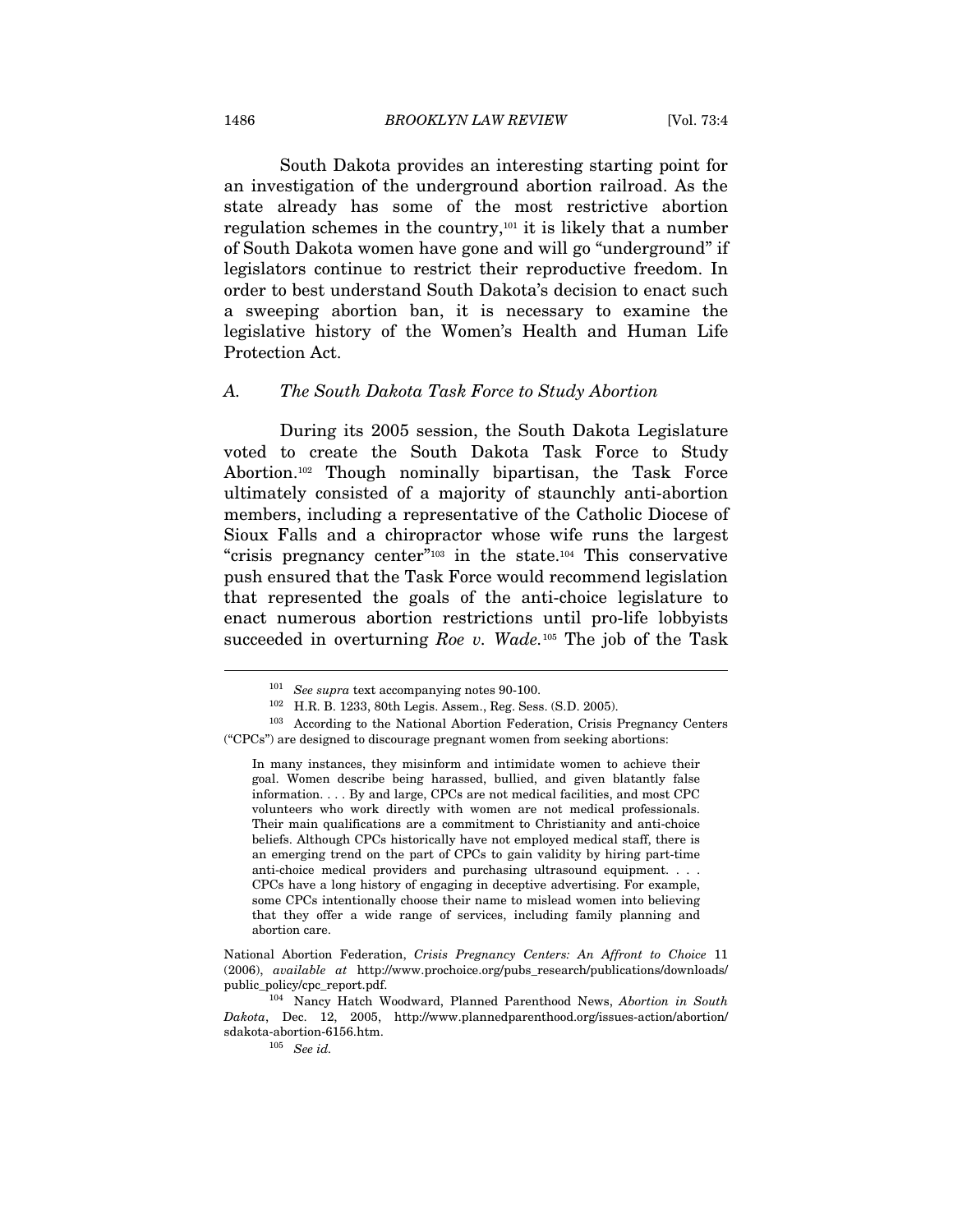South Dakota provides an interesting starting point for an investigation of the underground abortion railroad. As the state already has some of the most restrictive abortion regulation schemes in the country,[101] it is likely that a number of South Dakota women have gone and will go "underground" if legislators continue to restrict their reproductive freedom. In order to best understand South Dakota's decision to enact such a sweeping abortion ban, it is necessary to examine the legislative history of the Women's Health and Human Life Protection Act.

### *A. The South Dakota Task Force to Study Abortion*

During its 2005 session, the South Dakota Legislature voted to create the South Dakota Task Force to Study Abortion.[102] Though nominally bipartisan, the Task Force ultimately consisted of a majority of staunchly anti-abortion members, including a representative of the Catholic Diocese of Sioux Falls and a chiropractor whose wife runs the largest "crisis pregnancy center"[103] in the state.[104] This conservative push ensured that the Task Force would recommend legislation that represented the goals of the anti-choice legislature to enact numerous abortion restrictions until pro-life lobbyists succeeded in overturning *Roe v. Wade*.[105] The job of the Task

---

[101] *See supra* text accompanying notes 90-100.

[102] H.R. B. 1233, 80th Legis. Assem., Reg. Sess. (S.D. 2005).

[103] According to the National Abortion Federation, Crisis Pregnancy Centers ("CPCs") are designed to discourage pregnant women from seeking abortions:

> In many instances, they misinform and intimidate women to achieve their goal. Women describe being harassed, bullied, and given blatantly false information. . . . By and large, CPCs are not medical facilities, and most CPC volunteers who work directly with women are not medical professionals. Their main qualifications are a commitment to Christianity and anti-choice beliefs. Although CPCs historically have not employed medical staff, there is an emerging trend on the part of CPCs to gain validity by hiring part-time anti-choice medical providers and purchasing ultrasound equipment. . . . CPCs have a long history of engaging in deceptive advertising. For example, some CPCs intentionally choose their name to mislead women into believing that they offer a wide range of services, including family planning and abortion care.

National Abortion Federation, *Crisis Pregnancy Centers: An Affront to Choice* 11 (2006), *available at* http://www.prochoice.org/pubs_research/publications/downloads/public_policy/cpc_report.pdf.

[104] Nancy Hatch Woodward, Planned Parenthood News, *Abortion in South Dakota*, Dec. 12, 2005, http://www.plannedparenthood.org/issues-action/abortion/sdakota-abortion-6156.htm.

[105] *See id.*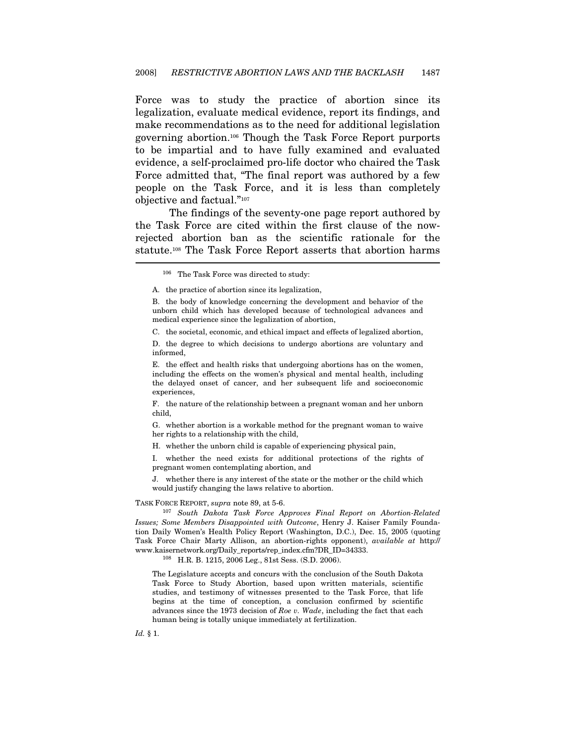Force was to study the practice of abortion since its legalization, evaluate medical evidence, report its findings, and make recommendations as to the need for additional legislation governing abortion.[106] Though the Task Force Report purports to be impartial and to have fully examined and evaluated evidence, a self-proclaimed pro-life doctor who chaired the Task Force admitted that, "The final report was authored by a few people on the Task Force, and it is less than completely objective and factual."[107]

The findings of the seventy-one page report authored by the Task Force are cited within the first clause of the now-rejected abortion ban as the scientific rationale for the statute.[108] The Task Force Report asserts that abortion harms

---

[106] The Task Force was directed to study:

> A. the practice of abortion since its legalization,
>
> B. the body of knowledge concerning the development and behavior of the unborn child which has developed because of technological advances and medical experience since the legalization of abortion,
>
> C. the societal, economic, and ethical impact and effects of legalized abortion,
>
> D. the degree to which decisions to undergo abortions are voluntary and informed,
>
> E. the effect and health risks that undergoing abortions has on the women, including the effects on the women's physical and mental health, including the delayed onset of cancer, and her subsequent life and socioeconomic experiences,
>
> F. the nature of the relationship between a pregnant woman and her unborn child,
>
> G. whether abortion is a workable method for the pregnant woman to waive her rights to a relationship with the child,
>
> H. whether the unborn child is capable of experiencing physical pain,
>
> I. whether the need exists for additional protections of the rights of pregnant women contemplating abortion, and
>
> J. whether there is any interest of the state or the mother or the child which would justify changing the laws relative to abortion.

TASK FORCE REPORT, *supra* note 89, at 5-6.

[107] *South Dakota Task Force Approves Final Report on Abortion-Related Issues; Some Members Disappointed with Outcome*, Henry J. Kaiser Family Foundation Daily Women's Health Policy Report (Washington, D.C.), Dec. 15, 2005 (quoting Task Force Chair Marty Allison, an abortion-rights opponent), *available at* http://www.kaisernetwork.org/Daily_reports/rep_index.cfm?DR_ID=34333.

[108] H.R. B. 1215, 2006 Leg., 81st Sess. (S.D. 2006).

> The Legislature accepts and concurs with the conclusion of the South Dakota Task Force to Study Abortion, based upon written materials, scientific studies, and testimony of witnesses presented to the Task Force, that life begins at the time of conception, a conclusion confirmed by scientific advances since the 1973 decision of *Roe v. Wade*, including the fact that each human being is totally unique immediately at fertilization.

*Id.* § 1.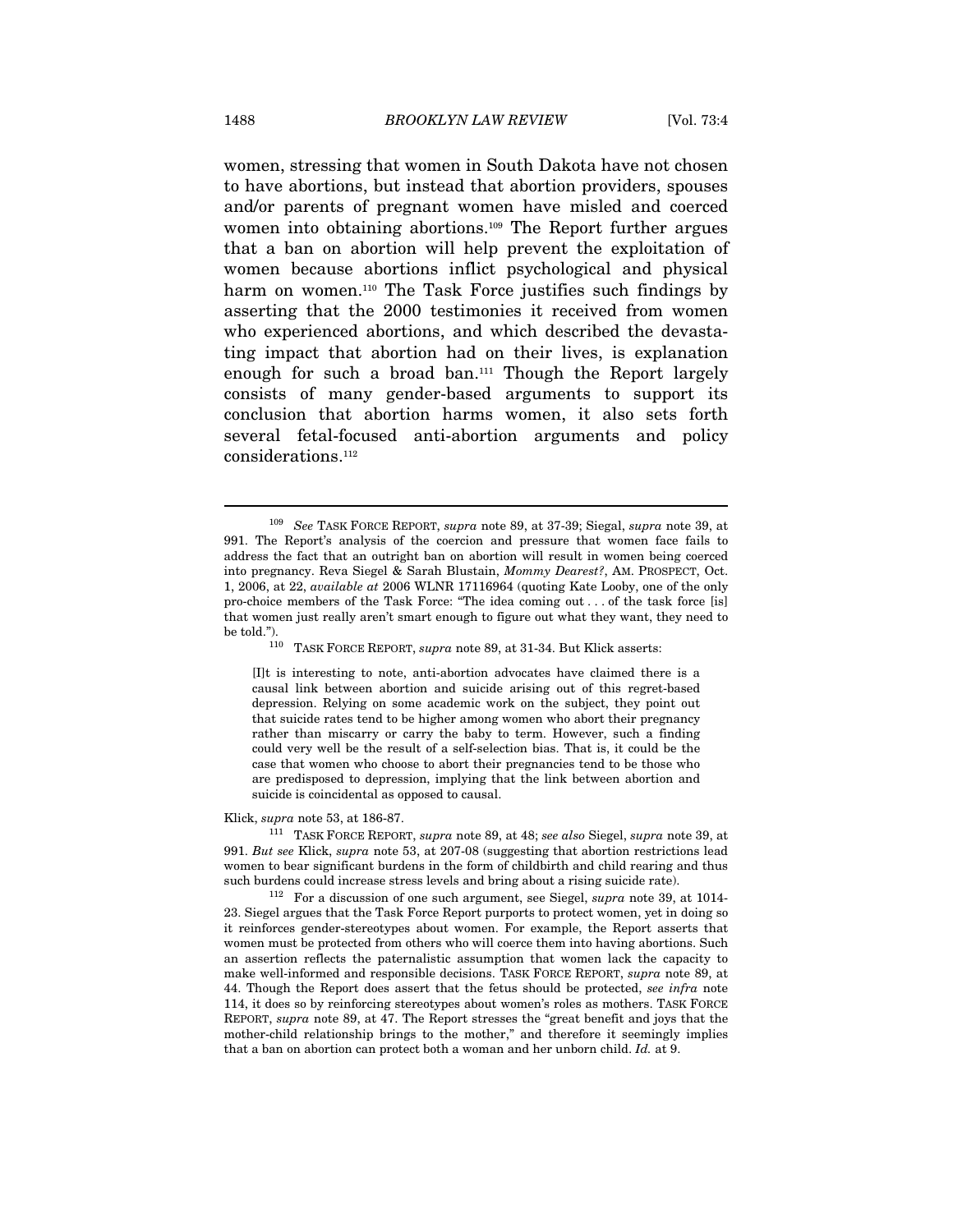women, stressing that women in South Dakota have not chosen to have abortions, but instead that abortion providers, spouses and/or parents of pregnant women have misled and coerced women into obtaining abortions.[109] The Report further argues that a ban on abortion will help prevent the exploitation of women because abortions inflict psychological and physical harm on women.[110] The Task Force justifies such findings by asserting that the 2000 testimonies it received from women who experienced abortions, and which described the devastating impact that abortion had on their lives, is explanation enough for such a broad ban.[111] Though the Report largely consists of many gender-based arguments to support its conclusion that abortion harms women, it also sets forth several fetal-focused anti-abortion arguments and policy considerations.[112]

---

[109] *See* TASK FORCE REPORT, *supra* note 89, at 37-39; Siegal, *supra* note 39, at 991. The Report's analysis of the coercion and pressure that women face fails to address the fact that an outright ban on abortion will result in women being coerced into pregnancy. Reva Siegel & Sarah Blustain, *Mommy Dearest?*, AM. PROSPECT, Oct. 1, 2006, at 22, *available at* 2006 WLNR 17116964 (quoting Kate Looby, one of the only pro-choice members of the Task Force: "The idea coming out . . . of the task force [is] that women just really aren't smart enough to figure out what they want, they need to be told.").

[110] TASK FORCE REPORT, *supra* note 89, at 31-34. But Klick asserts:

> [I]t is interesting to note, anti-abortion advocates have claimed there is a causal link between abortion and suicide arising out of this regret-based depression. Relying on some academic work on the subject, they point out that suicide rates tend to be higher among women who abort their pregnancy rather than miscarry or carry the baby to term. However, such a finding could very well be the result of a self-selection bias. That is, it could be the case that women who choose to abort their pregnancies tend to be those who are predisposed to depression, implying that the link between abortion and suicide is coincidental as opposed to causal.

Klick, *supra* note 53, at 186-87.

[111] TASK FORCE REPORT, *supra* note 89, at 48; *see also* Siegel, *supra* note 39, at 991. *But see* Klick, *supra* note 53, at 207-08 (suggesting that abortion restrictions lead women to bear significant burdens in the form of childbirth and child rearing and thus such burdens could increase stress levels and bring about a rising suicide rate).

[112] For a discussion of one such argument, see Siegel, *supra* note 39, at 1014-23. Siegel argues that the Task Force Report purports to protect women, yet in doing so it reinforces gender-stereotypes about women. For example, the Report asserts that women must be protected from others who will coerce them into having abortions. Such an assertion reflects the paternalistic assumption that women lack the capacity to make well-informed and responsible decisions. TASK FORCE REPORT, *supra* note 89, at 44. Though the Report does assert that the fetus should be protected, *see infra* note 114, it does so by reinforcing stereotypes about women's roles as mothers. TASK FORCE REPORT, *supra* note 89, at 47. The Report stresses the "great benefit and joys that the mother-child relationship brings to the mother," and therefore it seemingly implies that a ban on abortion can protect both a woman and her unborn child. *Id.* at 9.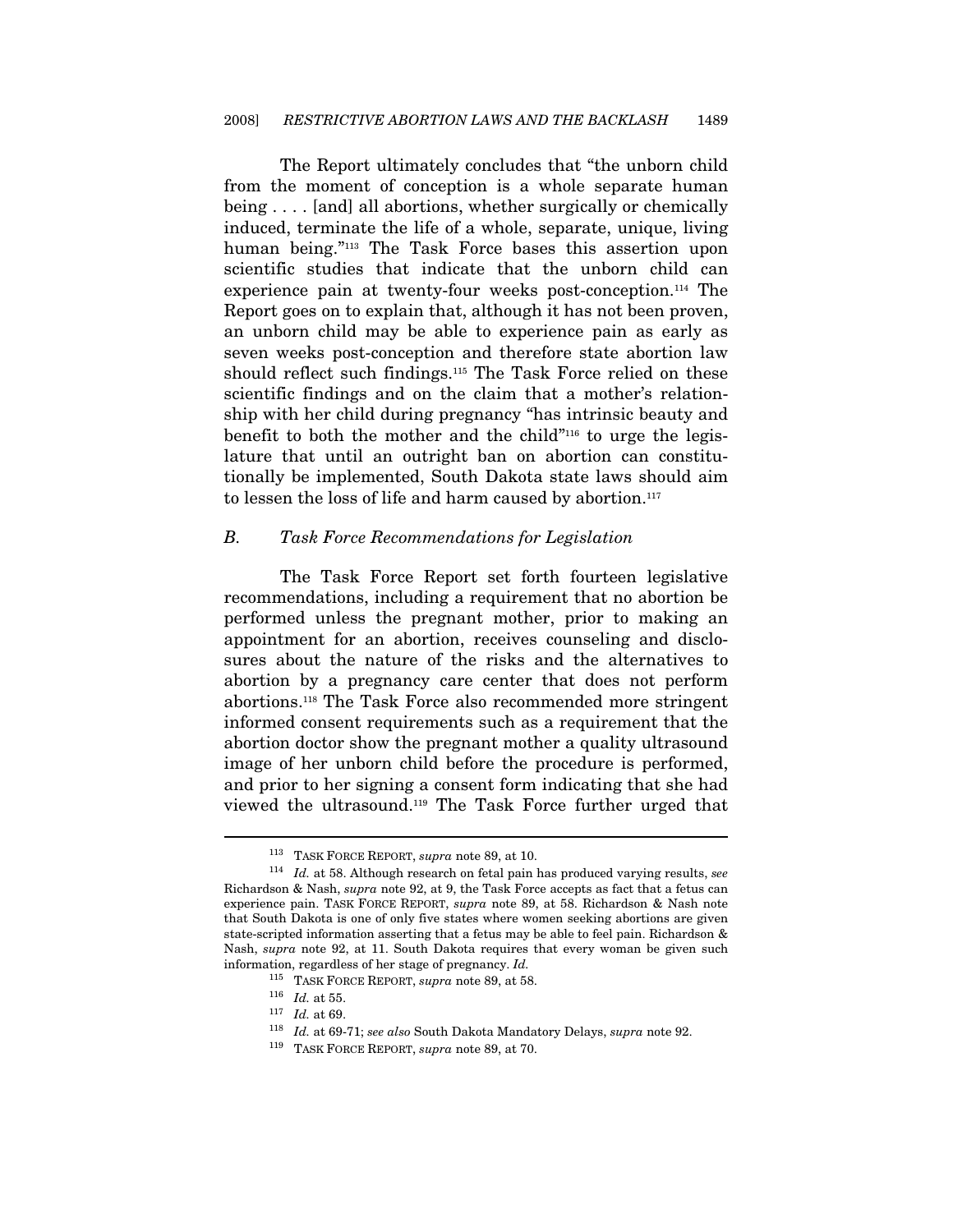The Report ultimately concludes that "the unborn child from the moment of conception is a whole separate human being . . . . [and] all abortions, whether surgically or chemically induced, terminate the life of a whole, separate, unique, living human being."[113] The Task Force bases this assertion upon scientific studies that indicate that the unborn child can experience pain at twenty-four weeks post-conception.[114] The Report goes on to explain that, although it has not been proven, an unborn child may be able to experience pain as early as seven weeks post-conception and therefore state abortion law should reflect such findings.[115] The Task Force relied on these scientific findings and on the claim that a mother's relationship with her child during pregnancy "has intrinsic beauty and benefit to both the mother and the child"[116] to urge the legislature that until an outright ban on abortion can constitutionally be implemented, South Dakota state laws should aim to lessen the loss of life and harm caused by abortion.[117]

### B. *Task Force Recommendations for Legislation*

The Task Force Report set forth fourteen legislative recommendations, including a requirement that no abortion be performed unless the pregnant mother, prior to making an appointment for an abortion, receives counseling and disclosures about the nature of the risks and the alternatives to abortion by a pregnancy care center that does not perform abortions.[118] The Task Force also recommended more stringent informed consent requirements such as a requirement that the abortion doctor show the pregnant mother a quality ultrasound image of her unborn child before the procedure is performed, and prior to her signing a consent form indicating that she had viewed the ultrasound.[119] The Task Force further urged that

---

[113] TASK FORCE REPORT, *supra* note 89, at 10.

[114] *Id.* at 58. Although research on fetal pain has produced varying results, *see* Richardson & Nash, *supra* note 92, at 9, the Task Force accepts as fact that a fetus can experience pain. TASK FORCE REPORT, *supra* note 89, at 58. Richardson & Nash note that South Dakota is one of only five states where women seeking abortions are given state-scripted information asserting that a fetus may be able to feel pain. Richardson & Nash, *supra* note 92, at 11. South Dakota requires that every woman be given such information, regardless of her stage of pregnancy. *Id.*

[115] TASK FORCE REPORT, *supra* note 89, at 58.

[116] *Id.* at 55.

[117] *Id.* at 69.

[118] *Id.* at 69-71; *see also* South Dakota Mandatory Delays, *supra* note 92.

[119] TASK FORCE REPORT, *supra* note 89, at 70.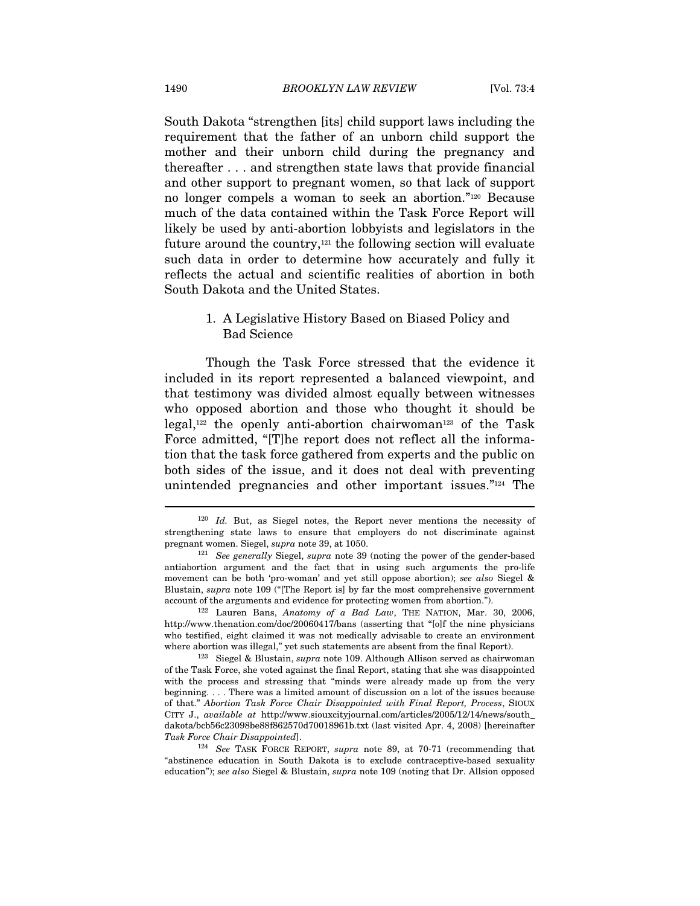South Dakota "strengthen [its] child support laws including the requirement that the father of an unborn child support the mother and their unborn child during the pregnancy and thereafter . . . and strengthen state laws that provide financial and other support to pregnant women, so that lack of support no longer compels a woman to seek an abortion."[120] Because much of the data contained within the Task Force Report will likely be used by anti-abortion lobbyists and legislators in the future around the country,[121] the following section will evaluate such data in order to determine how accurately and fully it reflects the actual and scientific realities of abortion in both South Dakota and the United States.

### 1. A Legislative History Based on Biased Policy and Bad Science

Though the Task Force stressed that the evidence it included in its report represented a balanced viewpoint, and that testimony was divided almost equally between witnesses who opposed abortion and those who thought it should be legal,[122] the openly anti-abortion chairwoman[123] of the Task Force admitted, "[T]he report does not reflect all the information that the task force gathered from experts and the public on both sides of the issue, and it does not deal with preventing unintended pregnancies and other important issues."[124] The

---

[120] *Id.* But, as Siegel notes, the Report never mentions the necessity of strengthening state laws to ensure that employers do not discriminate against pregnant women. Siegel, *supra* note 39, at 1050.

[121] *See generally* Siegel, *supra* note 39 (noting the power of the gender-based antiabortion argument and the fact that in using such arguments the pro-life movement can be both 'pro-woman' and yet still oppose abortion); *see also* Siegel & Blustain, *supra* note 109 ("[The Report is] by far the most comprehensive government account of the arguments and evidence for protecting women from abortion.").

[122] Lauren Bans, *Anatomy of a Bad Law*, THE NATION, Mar. 30, 2006, http://www.thenation.com/doc/20060417/bans (asserting that "[o]f the nine physicians who testified, eight claimed it was not medically advisable to create an environment where abortion was illegal," yet such statements are absent from the final Report).

[123] Siegel & Blustain, *supra* note 109. Although Allison served as chairwoman of the Task Force, she voted against the final Report, stating that she was disappointed with the process and stressing that "minds were already made up from the very beginning. . . . There was a limited amount of discussion on a lot of the issues because of that." *Abortion Task Force Chair Disappointed with Final Report, Process*, SIOUX CITY J., *available at* http://www.siouxcityjournal.com/articles/2005/12/14/news/south_dakota/bcb56c23098be88f862570d70018961b.txt (last visited Apr. 4, 2008) [hereinafter *Task Force Chair Disappointed*].

[124] *See* TASK FORCE REPORT, *supra* note 89, at 70-71 (recommending that "abstinence education in South Dakota is to exclude contraceptive-based sexuality education"); *see also* Siegel & Blustain, *supra* note 109 (noting that Dr. Allsion opposed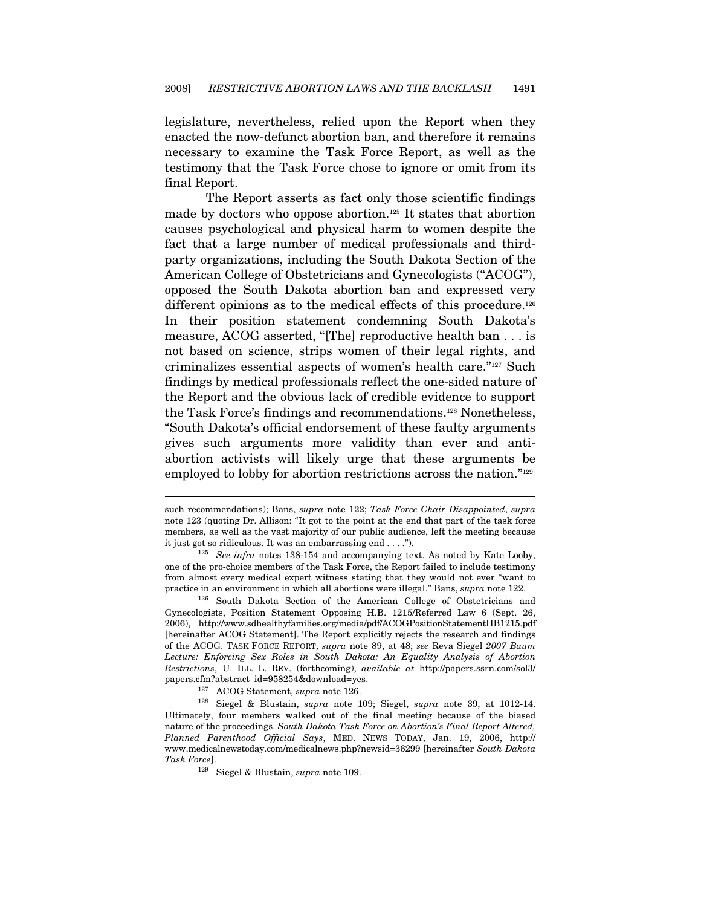legislature, nevertheless, relied upon the Report when they enacted the now-defunct abortion ban, and therefore it remains necessary to examine the Task Force Report, as well as the testimony that the Task Force chose to ignore or omit from its final Report.

The Report asserts as fact only those scientific findings made by doctors who oppose abortion.[125] It states that abortion causes psychological and physical harm to women despite the fact that a large number of medical professionals and third-party organizations, including the South Dakota Section of the American College of Obstetricians and Gynecologists ("ACOG"), opposed the South Dakota abortion ban and expressed very different opinions as to the medical effects of this procedure.[126] In their position statement condemning South Dakota's measure, ACOG asserted, "[The] reproductive health ban . . . is not based on science, strips women of their legal rights, and criminalizes essential aspects of women's health care."[127] Such findings by medical professionals reflect the one-sided nature of the Report and the obvious lack of credible evidence to support the Task Force's findings and recommendations.[128] Nonetheless, "South Dakota's official endorsement of these faulty arguments gives such arguments more validity than ever and anti-abortion activists will likely urge that these arguments be employed to lobby for abortion restrictions across the nation."[129]

---

such recommendations); Bans, *supra* note 122; *Task Force Chair Disappointed*, *supra* note 123 (quoting Dr. Allison: "It got to the point at the end that part of the task force members, as well as the vast majority of our public audience, left the meeting because it just got so ridiculous. It was an embarrassing end . . . .").

[125] *See infra* notes 138-154 and accompanying text. As noted by Kate Looby, one of the pro-choice members of the Task Force, the Report failed to include testimony from almost every medical expert witness stating that they would not ever "want to practice in an environment in which all abortions were illegal." Bans, *supra* note 122.

[126] South Dakota Section of the American College of Obstetricians and Gynecologists, Position Statement Opposing H.B. 1215/Referred Law 6 (Sept. 26, 2006), http://www.sdhealthyfamilies.org/media/pdf/ACOGPositionStatementHB1215.pdf [hereinafter ACOG Statement]. The Report explicitly rejects the research and findings of the ACOG. TASK FORCE REPORT, *supra* note 89, at 48; *see* Reva Siegel *2007 Baum Lecture: Enforcing Sex Roles in South Dakota: An Equality Analysis of Abortion Restrictions*, U. ILL. L. REV. (forthcoming), *available at* http://papers.ssrn.com/sol3/papers.cfm?abstract_id=958254&download=yes.

[127] ACOG Statement, *supra* note 126.

[128] Siegel & Blustain, *supra* note 109; Siegel, *supra* note 39, at 1012-14. Ultimately, four members walked out of the final meeting because of the biased nature of the proceedings. *South Dakota Task Force on Abortion's Final Report Altered, Planned Parenthood Official Says*, MED. NEWS TODAY, Jan. 19, 2006, http://www.medicalnewstoday.com/medicalnews.php?newsid=36299 [hereinafter *South Dakota Task Force*].

[129] Siegel & Blustain, *supra* note 109.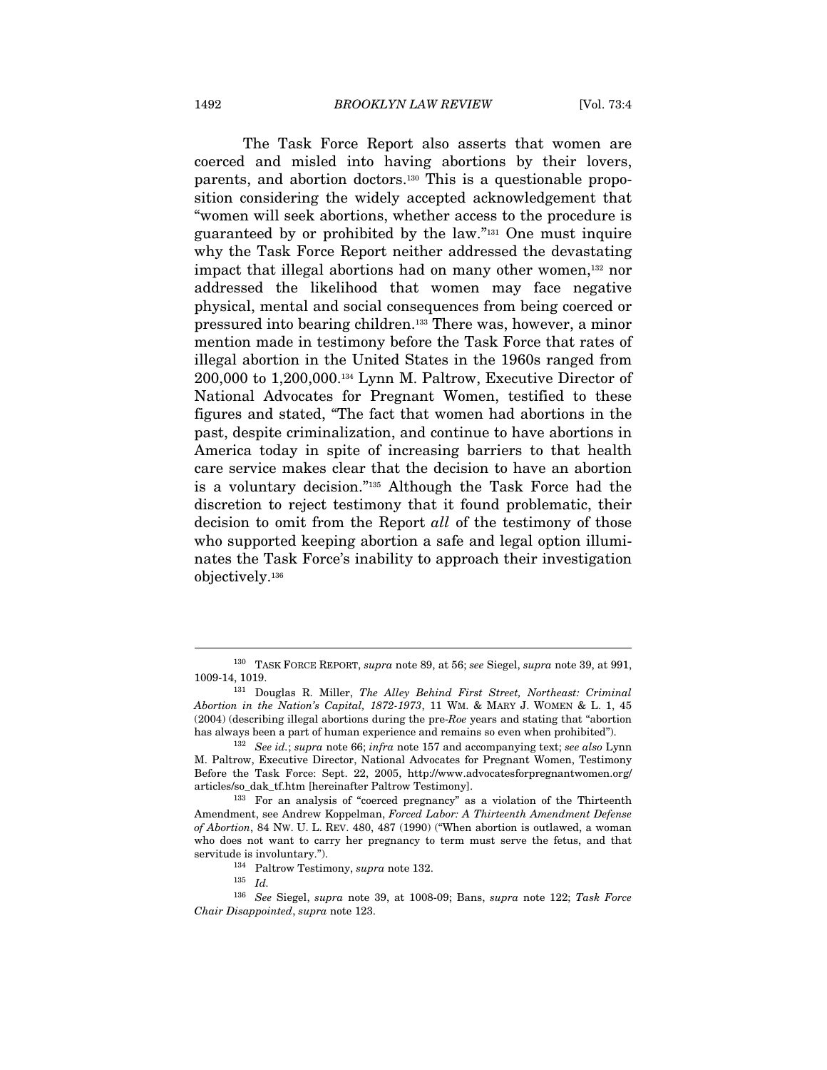The Task Force Report also asserts that women are coerced and misled into having abortions by their lovers, parents, and abortion doctors.[130] This is a questionable proposition considering the widely accepted acknowledgement that "women will seek abortions, whether access to the procedure is guaranteed by or prohibited by the law."[131] One must inquire why the Task Force Report neither addressed the devastating impact that illegal abortions had on many other women,[132] nor addressed the likelihood that women may face negative physical, mental and social consequences from being coerced or pressured into bearing children.[133] There was, however, a minor mention made in testimony before the Task Force that rates of illegal abortion in the United States in the 1960s ranged from 200,000 to 1,200,000.[134] Lynn M. Paltrow, Executive Director of National Advocates for Pregnant Women, testified to these figures and stated, "The fact that women had abortions in the past, despite criminalization, and continue to have abortions in America today in spite of increasing barriers to that health care service makes clear that the decision to have an abortion is a voluntary decision."[135] Although the Task Force had the discretion to reject testimony that it found problematic, their decision to omit from the Report *all* of the testimony of those who supported keeping abortion a safe and legal option illuminates the Task Force's inability to approach their investigation objectively.[136]

---

[130] TASK FORCE REPORT, *supra* note 89, at 56; *see* Siegel, *supra* note 39, at 991, 1009-14, 1019.

[131] Douglas R. Miller, *The Alley Behind First Street, Northeast: Criminal Abortion in the Nation's Capital, 1872-1973*, 11 WM. & MARY J. WOMEN & L. 1, 45 (2004) (describing illegal abortions during the pre-*Roe* years and stating that "abortion has always been a part of human experience and remains so even when prohibited").

[132] *See id.*; *supra* note 66; *infra* note 157 and accompanying text; *see also* Lynn M. Paltrow, Executive Director, National Advocates for Pregnant Women, Testimony Before the Task Force: Sept. 22, 2005, http://www.advocatesforpregnantwomen.org/articles/so_dak_tf.htm [hereinafter Paltrow Testimony].

[133] For an analysis of "coerced pregnancy" as a violation of the Thirteenth Amendment, see Andrew Koppelman, *Forced Labor: A Thirteenth Amendment Defense of Abortion*, 84 NW. U. L. REV. 480, 487 (1990) ("When abortion is outlawed, a woman who does not want to carry her pregnancy to term must serve the fetus, and that servitude is involuntary.").

[134] Paltrow Testimony, *supra* note 132.

[135] *Id.*

[136] *See* Siegel, *supra* note 39, at 1008-09; Bans, *supra* note 122; *Task Force Chair Disappointed*, *supra* note 123.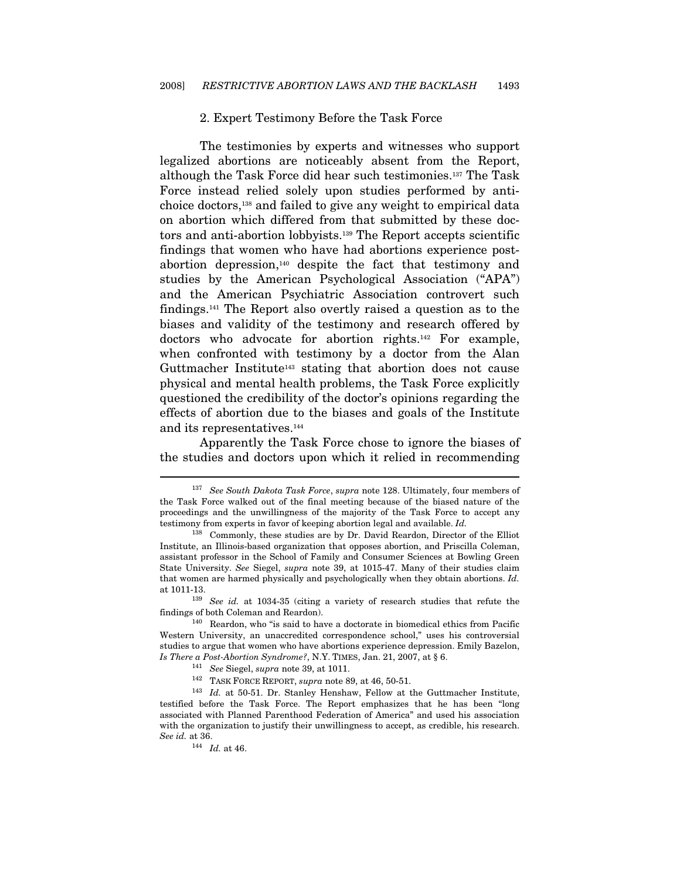### 2. Expert Testimony Before the Task Force

The testimonies by experts and witnesses who support legalized abortions are noticeably absent from the Report, although the Task Force did hear such testimonies.[137] The Task Force instead relied solely upon studies performed by anti-choice doctors,[138] and failed to give any weight to empirical data on abortion which differed from that submitted by these doctors and anti-abortion lobbyists.[139] The Report accepts scientific findings that women who have had abortions experience post-abortion depression,[140] despite the fact that testimony and studies by the American Psychological Association ("APA") and the American Psychiatric Association controvert such findings.[141] The Report also overtly raised a question as to the biases and validity of the testimony and research offered by doctors who advocate for abortion rights.[142] For example, when confronted with testimony by a doctor from the Alan Guttmacher Institute[143] stating that abortion does not cause physical and mental health problems, the Task Force explicitly questioned the credibility of the doctor's opinions regarding the effects of abortion due to the biases and goals of the Institute and its representatives.[144]

Apparently the Task Force chose to ignore the biases of the studies and doctors upon which it relied in recommending

---

[137] *See South Dakota Task Force*, *supra* note 128. Ultimately, four members of the Task Force walked out of the final meeting because of the biased nature of the proceedings and the unwillingness of the majority of the Task Force to accept any testimony from experts in favor of keeping abortion legal and available. *Id.*

[138] Commonly, these studies are by Dr. David Reardon, Director of the Elliot Institute, an Illinois-based organization that opposes abortion, and Priscilla Coleman, assistant professor in the School of Family and Consumer Sciences at Bowling Green State University. *See* Siegel, *supra* note 39, at 1015-47. Many of their studies claim that women are harmed physically and psychologically when they obtain abortions. *Id.* at 1011-13.

[139] *See id.* at 1034-35 (citing a variety of research studies that refute the findings of both Coleman and Reardon).

[140] Reardon, who "is said to have a doctorate in biomedical ethics from Pacific Western University, an unaccredited correspondence school," uses his controversial studies to argue that women who have abortions experience depression. Emily Bazelon, *Is There a Post-Abortion Syndrome?*, N.Y. TIMES, Jan. 21, 2007, at § 6.

[141] *See* Siegel, *supra* note 39, at 1011.

[142] TASK FORCE REPORT, *supra* note 89, at 46, 50-51.

[143] *Id.* at 50-51. Dr. Stanley Henshaw, Fellow at the Guttmacher Institute, testified before the Task Force. The Report emphasizes that he has been "long associated with Planned Parenthood Federation of America" and used his association with the organization to justify their unwillingness to accept, as credible, his research. *See id.* at 36.

[144] *Id.* at 46.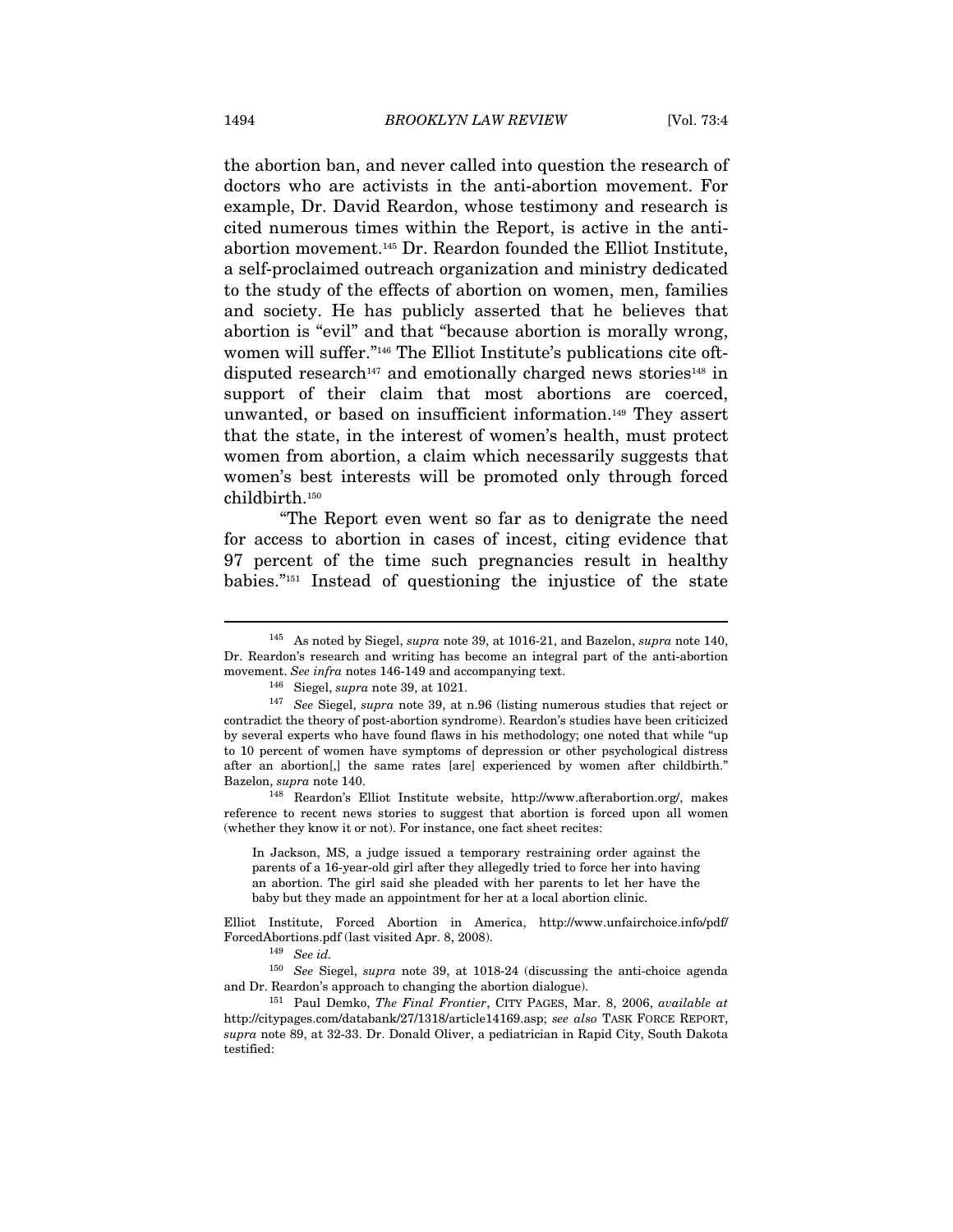the abortion ban, and never called into question the research of doctors who are activists in the anti-abortion movement. For example, Dr. David Reardon, whose testimony and research is cited numerous times within the Report, is active in the anti-abortion movement.[145] Dr. Reardon founded the Elliot Institute, a self-proclaimed outreach organization and ministry dedicated to the study of the effects of abortion on women, men, families and society. He has publicly asserted that he believes that abortion is "evil" and that "because abortion is morally wrong, women will suffer."[146] The Elliot Institute's publications cite oft-disputed research[147] and emotionally charged news stories[148] in support of their claim that most abortions are coerced, unwanted, or based on insufficient information.[149] They assert that the state, in the interest of women's health, must protect women from abortion, a claim which necessarily suggests that women's best interests will be promoted only through forced childbirth.[150]

"The Report even went so far as to denigrate the need for access to abortion in cases of incest, citing evidence that 97 percent of the time such pregnancies result in healthy babies."[151] Instead of questioning the injustice of the state

---

[145] As noted by Siegel, *supra* note 39, at 1016-21, and Bazelon, *supra* note 140, Dr. Reardon's research and writing has become an integral part of the anti-abortion movement. *See infra* notes 146-149 and accompanying text.

[146] Siegel, *supra* note 39, at 1021.

[147] *See* Siegel, *supra* note 39, at n.96 (listing numerous studies that reject or contradict the theory of post-abortion syndrome). Reardon's studies have been criticized by several experts who have found flaws in his methodology; one noted that while "up to 10 percent of women have symptoms of depression or other psychological distress after an abortion[,] the same rates [are] experienced by women after childbirth." Bazelon, *supra* note 140.

[148] Reardon's Elliot Institute website, http://www.afterabortion.org/, makes reference to recent news stories to suggest that abortion is forced upon all women (whether they know it or not). For instance, one fact sheet recites:

> In Jackson, MS, a judge issued a temporary restraining order against the parents of a 16-year-old girl after they allegedly tried to force her into having an abortion. The girl said she pleaded with her parents to let her have the baby but they made an appointment for her at a local abortion clinic.

Elliot Institute, Forced Abortion in America, http://www.unfairchoice.info/pdf/ForcedAbortions.pdf (last visited Apr. 8, 2008).

[149] *See id.*

[150] *See* Siegel, *supra* note 39, at 1018-24 (discussing the anti-choice agenda and Dr. Reardon's approach to changing the abortion dialogue).

[151] Paul Demko, *The Final Frontier*, CITY PAGES, Mar. 8, 2006, *available at* http://citypages.com/databank/27/1318/article14169.asp; *see also* TASK FORCE REPORT, *supra* note 89, at 32-33. Dr. Donald Oliver, a pediatrician in Rapid City, South Dakota testified: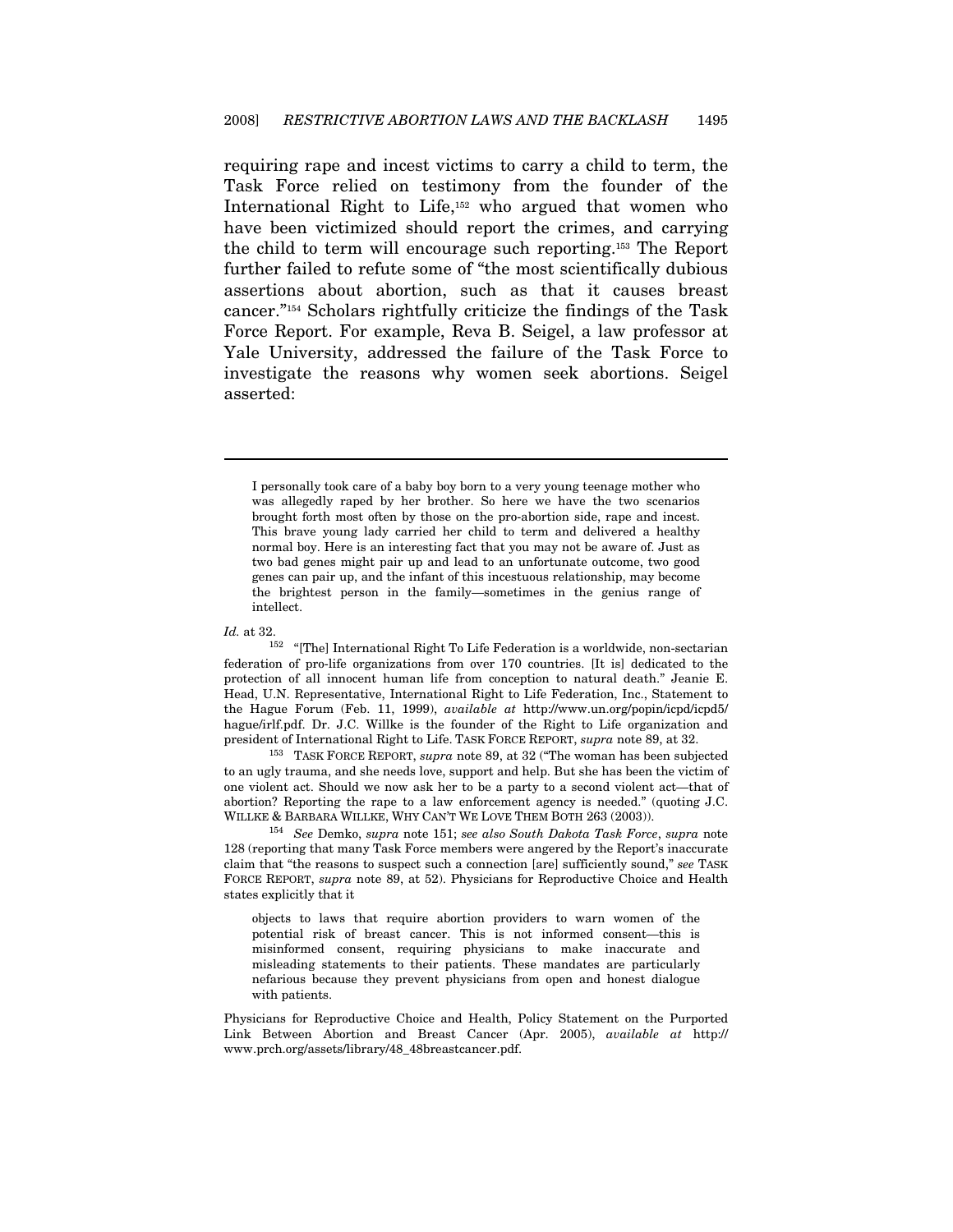requiring rape and incest victims to carry a child to term, the Task Force relied on testimony from the founder of the International Right to Life,[152] who argued that women who have been victimized should report the crimes, and carrying the child to term will encourage such reporting.[153] The Report further failed to refute some of "the most scientifically dubious assertions about abortion, such as that it causes breast cancer."[154] Scholars rightfully criticize the findings of the Task Force Report. For example, Reva B. Seigel, a law professor at Yale University, addressed the failure of the Task Force to investigate the reasons why women seek abortions. Seigel asserted:

---

> I personally took care of a baby boy born to a very young teenage mother who was allegedly raped by her brother. So here we have the two scenarios brought forth most often by those on the pro-abortion side, rape and incest. This brave young lady carried her child to term and delivered a healthy normal boy. Here is an interesting fact that you may not be aware of. Just as two bad genes might pair up and lead to an unfortunate outcome, two good genes can pair up, and the infant of this incestuous relationship, may become the brightest person in the family—sometimes in the genius range of intellect.

*Id.* at 32.

[152] "[The] International Right To Life Federation is a worldwide, non-sectarian federation of pro-life organizations from over 170 countries. [It is] dedicated to the protection of all innocent human life from conception to natural death." Jeanie E. Head, U.N. Representative, International Right to Life Federation, Inc., Statement to the Hague Forum (Feb. 11, 1999), *available at* http://www.un.org/popin/icpd/icpd5/hague/irlf.pdf. Dr. J.C. Willke is the founder of the Right to Life organization and president of International Right to Life. TASK FORCE REPORT, *supra* note 89, at 32.

[153] TASK FORCE REPORT, *supra* note 89, at 32 ("The woman has been subjected to an ugly trauma, and she needs love, support and help. But she has been the victim of one violent act. Should we now ask her to be a party to a second violent act—that of abortion? Reporting the rape to a law enforcement agency is needed." (quoting J.C. WILLKE & BARBARA WILLKE, WHY CAN'T WE LOVE THEM BOTH 263 (2003)).

[154] *See* Demko, *supra* note 151; *see also South Dakota Task Force*, *supra* note 128 (reporting that many Task Force members were angered by the Report's inaccurate claim that "the reasons to suspect such a connection [are] sufficiently sound," *see* TASK FORCE REPORT, *supra* note 89, at 52). Physicians for Reproductive Choice and Health states explicitly that it

> objects to laws that require abortion providers to warn women of the potential risk of breast cancer. This is not informed consent—this is misinformed consent, requiring physicians to make inaccurate and misleading statements to their patients. These mandates are particularly nefarious because they prevent physicians from open and honest dialogue with patients.

Physicians for Reproductive Choice and Health, Policy Statement on the Purported Link Between Abortion and Breast Cancer (Apr. 2005), *available at* http://www.prch.org/assets/library/48_48breastcancer.pdf.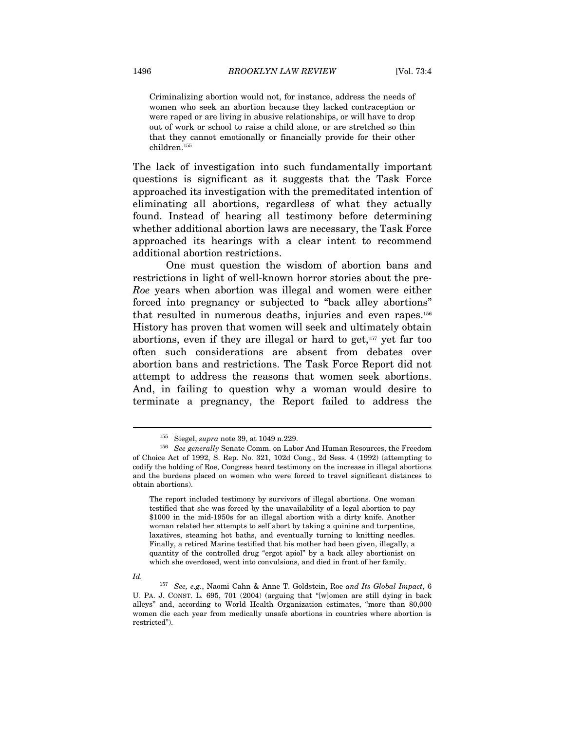> Criminalizing abortion would not, for instance, address the needs of women who seek an abortion because they lacked contraception or were raped or are living in abusive relationships, or will have to drop out of work or school to raise a child alone, or are stretched so thin that they cannot emotionally or financially provide for their other children.[155]

The lack of investigation into such fundamentally important questions is significant as it suggests that the Task Force approached its investigation with the premeditated intention of eliminating all abortions, regardless of what they actually found. Instead of hearing all testimony before determining whether additional abortion laws are necessary, the Task Force approached its hearings with a clear intent to recommend additional abortion restrictions.

One must question the wisdom of abortion bans and restrictions in light of well-known horror stories about the pre-*Roe* years when abortion was illegal and women were either forced into pregnancy or subjected to "back alley abortions" that resulted in numerous deaths, injuries and even rapes.[156] History has proven that women will seek and ultimately obtain abortions, even if they are illegal or hard to get,[157] yet far too often such considerations are absent from debates over abortion bans and restrictions. The Task Force Report did not attempt to address the reasons that women seek abortions. And, in failing to question why a woman would desire to terminate a pregnancy, the Report failed to address the

---

[155] Siegel, *supra* note 39, at 1049 n.229.

[156] *See generally* Senate Comm. on Labor And Human Resources, the Freedom of Choice Act of 1992, S. Rep. No. 321, 102d Cong., 2d Sess. 4 (1992) (attempting to codify the holding of Roe, Congress heard testimony on the increase in illegal abortions and the burdens placed on women who were forced to travel significant distances to obtain abortions).

> The report included testimony by survivors of illegal abortions. One woman testified that she was forced by the unavailability of a legal abortion to pay $1000 in the mid-1950s for an illegal abortion with a dirty knife. Another woman related her attempts to self abort by taking a quinine and turpentine, laxatives, steaming hot baths, and eventually turning to knitting needles. Finally, a retired Marine testified that his mother had been given, illegally, a quantity of the controlled drug "ergot apiol" by a back alley abortionist on which she overdosed, went into convulsions, and died in front of her family.

*Id.*

[157] *See, e.g.*, Naomi Cahn & Anne T. Goldstein, Roe *and Its Global Impact*, 6 U. PA. J. CONST. L. 695, 701 (2004) (arguing that "[w]omen are still dying in back alleys" and, according to World Health Organization estimates, "more than 80,000 women die each year from medically unsafe abortions in countries where abortion is restricted").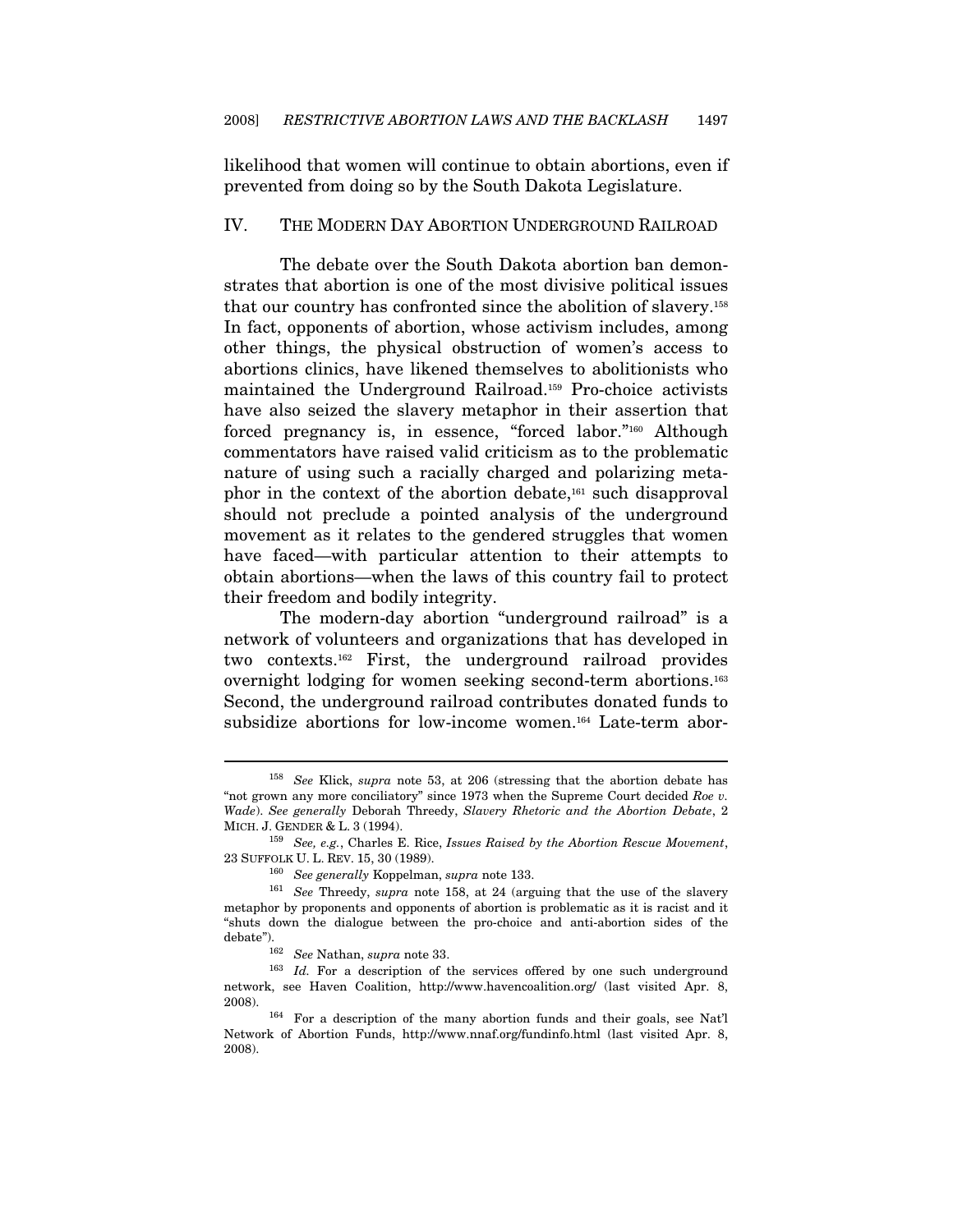likelihood that women will continue to obtain abortions, even if prevented from doing so by the South Dakota Legislature.

## IV. THE MODERN DAY ABORTION UNDERGROUND RAILROAD

The debate over the South Dakota abortion ban demonstrates that abortion is one of the most divisive political issues that our country has confronted since the abolition of slavery.[158] In fact, opponents of abortion, whose activism includes, among other things, the physical obstruction of women's access to abortions clinics, have likened themselves to abolitionists who maintained the Underground Railroad.[159] Pro-choice activists have also seized the slavery metaphor in their assertion that forced pregnancy is, in essence, "forced labor."[160] Although commentators have raised valid criticism as to the problematic nature of using such a racially charged and polarizing metaphor in the context of the abortion debate,[161] such disapproval should not preclude a pointed analysis of the underground movement as it relates to the gendered struggles that women have faced—with particular attention to their attempts to obtain abortions—when the laws of this country fail to protect their freedom and bodily integrity.

The modern-day abortion "underground railroad" is a network of volunteers and organizations that has developed in two contexts.[162] First, the underground railroad provides overnight lodging for women seeking second-term abortions.[163] Second, the underground railroad contributes donated funds to subsidize abortions for low-income women.[164] Late-term abor-

---

[158] *See* Klick, *supra* note 53, at 206 (stressing that the abortion debate has "not grown any more conciliatory" since 1973 when the Supreme Court decided *Roe v. Wade*). *See generally* Deborah Threedy, *Slavery Rhetoric and the Abortion Debate*, 2 MICH. J. GENDER & L. 3 (1994).

[159] *See, e.g.*, Charles E. Rice, *Issues Raised by the Abortion Rescue Movement*, 23 SUFFOLK U. L. REV. 15, 30 (1989).

[160] *See generally* Koppelman, *supra* note 133.

[161] *See* Threedy, *supra* note 158, at 24 (arguing that the use of the slavery metaphor by proponents and opponents of abortion is problematic as it is racist and it "shuts down the dialogue between the pro-choice and anti-abortion sides of the debate").

[162] *See* Nathan, *supra* note 33.

[163] *Id.* For a description of the services offered by one such underground network, see Haven Coalition, http://www.havencoalition.org/ (last visited Apr. 8, 2008).

[164] For a description of the many abortion funds and their goals, see Nat'l Network of Abortion Funds, http://www.nnaf.org/fundinfo.html (last visited Apr. 8, 2008).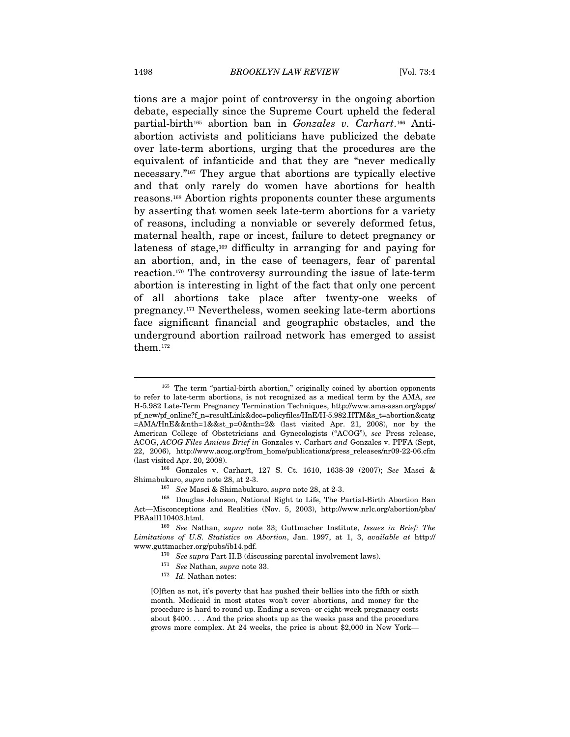tions are a major point of controversy in the ongoing abortion debate, especially since the Supreme Court upheld the federal partial-birth[165] abortion ban in *Gonzales v. Carhart*.[166] Anti-abortion activists and politicians have publicized the debate over late-term abortions, urging that the procedures are the equivalent of infanticide and that they are "never medically necessary."[167] They argue that abortions are typically elective and that only rarely do women have abortions for health reasons.[168] Abortion rights proponents counter these arguments by asserting that women seek late-term abortions for a variety of reasons, including a nonviable or severely deformed fetus, maternal health, rape or incest, failure to detect pregnancy or lateness of stage,[169] difficulty in arranging for and paying for an abortion, and, in the case of teenagers, fear of parental reaction.[170] The controversy surrounding the issue of late-term abortion is interesting in light of the fact that only one percent of all abortions take place after twenty-one weeks of pregnancy.[171] Nevertheless, women seeking late-term abortions face significant financial and geographic obstacles, and the underground abortion railroad network has emerged to assist them.[172]

---

[165] The term "partial-birth abortion," originally coined by abortion opponents to refer to late-term abortions, is not recognized as a medical term by the AMA, *see* H-5.982 Late-Term Pregnancy Termination Techniques, http://www.ama-assn.org/apps/pf_new/pf_online?f_n=resultLink&doc=policyfiles/HnE/H-5.982.HTM&s_t=abortion&catg=AMA/HnE&&nth=1&&st_p=0&nth=2& (last visited Apr. 21, 2008), nor by the American College of Obstetricians and Gynecologists ("ACOG"), *see* Press release, ACOG, *ACOG Files Amicus Brief in* Gonzales v. Carhart *and* Gonzales v. PPFA (Sept, 22, 2006), http://www.acog.org/from_home/publications/press_releases/nr09-22-06.cfm (last visited Apr. 20, 2008).

[166] Gonzales v. Carhart, 127 S. Ct. 1610, 1638-39 (2007); *See* Masci & Shimabukuro, *supra* note 28, at 2-3.

[167] *See* Masci & Shimabukuro, *supra* note 28, at 2-3.

[168] Douglas Johnson, National Right to Life, The Partial-Birth Abortion Ban Act—Misconceptions and Realities (Nov. 5, 2003), http://www.nrlc.org/abortion/pba/PBAall110403.html.

[169] *See* Nathan, *supra* note 33; Guttmacher Institute, *Issues in Brief: The Limitations of U.S. Statistics on Abortion*, Jan. 1997, at 1, 3, *available at* http://www.guttmacher.org/pubs/ib14.pdf.

[170] *See supra* Part II.B (discussing parental involvement laws).

[171] *See* Nathan, *supra* note 33.

[172] *Id.* Nathan notes:

> [O]ften as not, it's poverty that has pushed their bellies into the fifth or sixth month. Medicaid in most states won't cover abortions, and money for the procedure is hard to round up. Ending a seven- or eight-week pregnancy costs about $400. . . . And the price shoots up as the weeks pass and the procedure grows more complex. At 24 weeks, the price is about $2,000 in New York—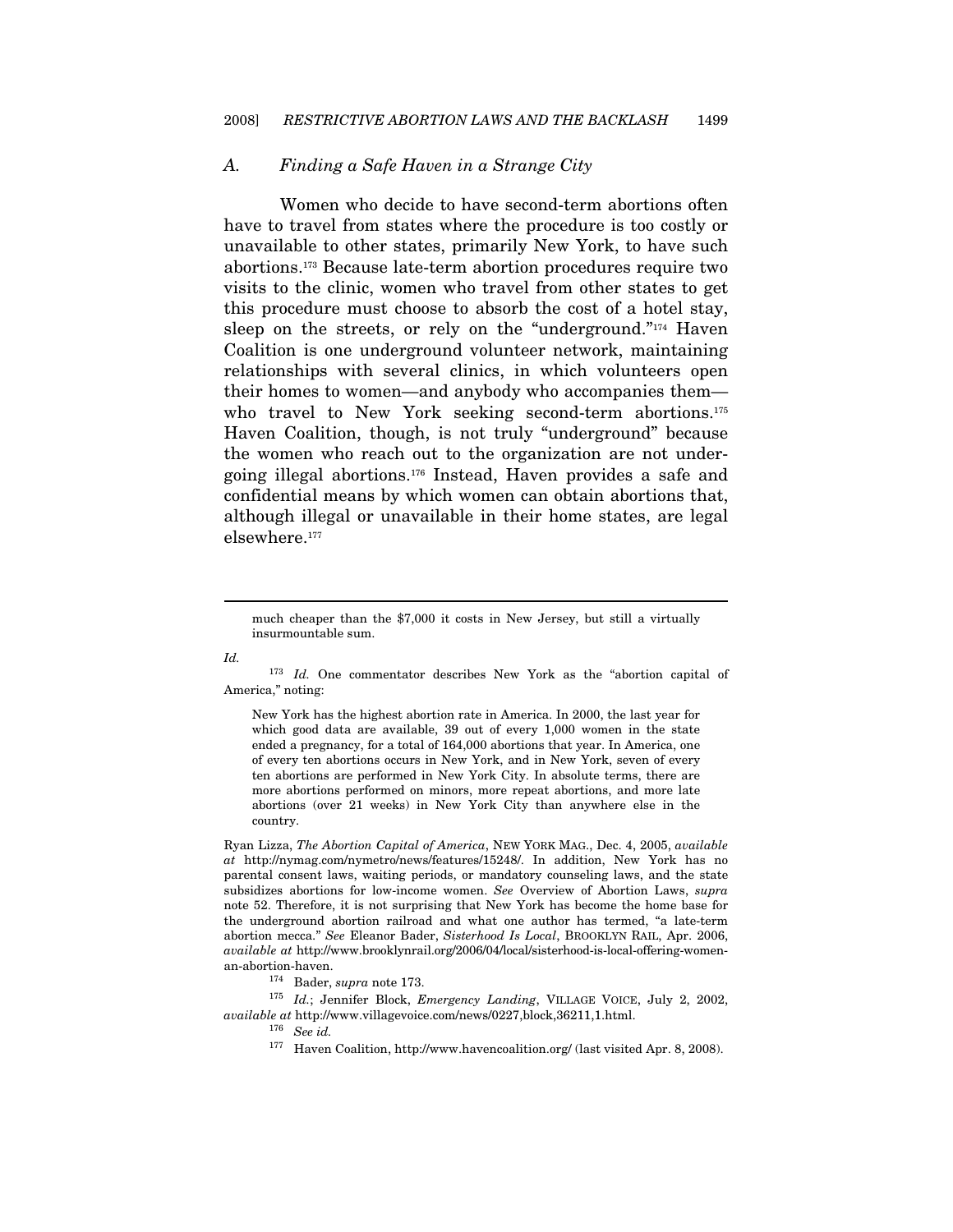### A. *Finding a Safe Haven in a Strange City*

Women who decide to have second-term abortions often have to travel from states where the procedure is too costly or unavailable to other states, primarily New York, to have such abortions.[173] Because late-term abortion procedures require two visits to the clinic, women who travel from other states to get this procedure must choose to absorb the cost of a hotel stay, sleep on the streets, or rely on the "underground."[174] Haven Coalition is one underground volunteer network, maintaining relationships with several clinics, in which volunteers open their homes to women—and anybody who accompanies them—who travel to New York seeking second-term abortions.[175] Haven Coalition, though, is not truly "underground" because the women who reach out to the organization are not undergoing illegal abortions.[176] Instead, Haven provides a safe and confidential means by which women can obtain abortions that, although illegal or unavailable in their home states, are legal elsewhere.[177]

---

> much cheaper than the $7,000 it costs in New Jersey, but still a virtually insurmountable sum.

*Id.*

[173] *Id.* One commentator describes New York as the "abortion capital of America," noting:

> New York has the highest abortion rate in America. In 2000, the last year for which good data are available, 39 out of every 1,000 women in the state ended a pregnancy, for a total of 164,000 abortions that year. In America, one of every ten abortions occurs in New York, and in New York, seven of every ten abortions are performed in New York City. In absolute terms, there are more abortions performed on minors, more repeat abortions, and more late abortions (over 21 weeks) in New York City than anywhere else in the country.

Ryan Lizza, *The Abortion Capital of America*, NEW YORK MAG., Dec. 4, 2005, *available at* http://nymag.com/nymetro/news/features/15248/. In addition, New York has no parental consent laws, waiting periods, or mandatory counseling laws, and the state subsidizes abortions for low-income women. *See* Overview of Abortion Laws, *supra* note 52. Therefore, it is not surprising that New York has become the home base for the underground abortion railroad and what one author has termed, "a late-term abortion mecca." *See* Eleanor Bader, *Sisterhood Is Local*, BROOKLYN RAIL, Apr. 2006, *available at* http://www.brooklynrail.org/2006/04/local/sisterhood-is-local-offering-women-an-abortion-haven.

[174] Bader, *supra* note 173.

[175] *Id.*; Jennifer Block, *Emergency Landing*, VILLAGE VOICE, July 2, 2002, *available at* http://www.villagevoice.com/news/0227,block,36211,1.html.

[176] *See id.*

[177] Haven Coalition, http://www.havencoalition.org/ (last visited Apr. 8, 2008).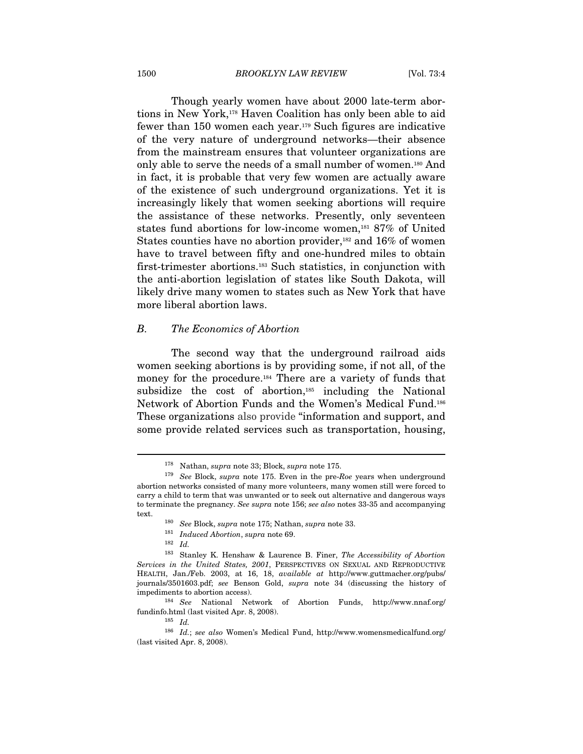Though yearly women have about 2000 late-term abortions in New York,[178] Haven Coalition has only been able to aid fewer than 150 women each year.[179] Such figures are indicative of the very nature of underground networks—their absence from the mainstream ensures that volunteer organizations are only able to serve the needs of a small number of women.[180] And in fact, it is probable that very few women are actually aware of the existence of such underground organizations. Yet it is increasingly likely that women seeking abortions will require the assistance of these networks. Presently, only seventeen states fund abortions for low-income women,[181] 87% of United States counties have no abortion provider,[182] and 16% of women have to travel between fifty and one-hundred miles to obtain first-trimester abortions.[183] Such statistics, in conjunction with the anti-abortion legislation of states like South Dakota, will likely drive many women to states such as New York that have more liberal abortion laws.

### B. *The Economics of Abortion*

The second way that the underground railroad aids women seeking abortions is by providing some, if not all, of the money for the procedure.[184] There are a variety of funds that subsidize the cost of abortion,[185] including the National Network of Abortion Funds and the Women's Medical Fund.[186] These organizations also provide "information and support, and some provide related services such as transportation, housing,

---

[178] Nathan, *supra* note 33; Block, *supra* note 175.

[179] *See* Block, *supra* note 175. Even in the pre-*Roe* years when underground abortion networks consisted of many more volunteers, many women still were forced to carry a child to term that was unwanted or to seek out alternative and dangerous ways to terminate the pregnancy. *See supra* note 156; *see also* notes 33-35 and accompanying text.

[180] *See* Block, *supra* note 175; Nathan, *supra* note 33.

[181] *Induced Abortion*, *supra* note 69.

[182] *Id.*

[183] Stanley K. Henshaw & Laurence B. Finer, *The Accessibility of Abortion Services in the United States, 2001*, PERSPECTIVES ON SEXUAL AND REPRODUCTIVE HEALTH, Jan./Feb. 2003, at 16, 18, *available at* http://www.guttmacher.org/pubs/journals/3501603.pdf; *see* Benson Gold, *supra* note 34 (discussing the history of impediments to abortion access).

[184] *See* National Network of Abortion Funds, http://www.nnaf.org/fundinfo.html (last visited Apr. 8, 2008).

[185] *Id.*

[186] *Id.*; *see also* Women's Medical Fund, http://www.womensmedicalfund.org/ (last visited Apr. 8, 2008).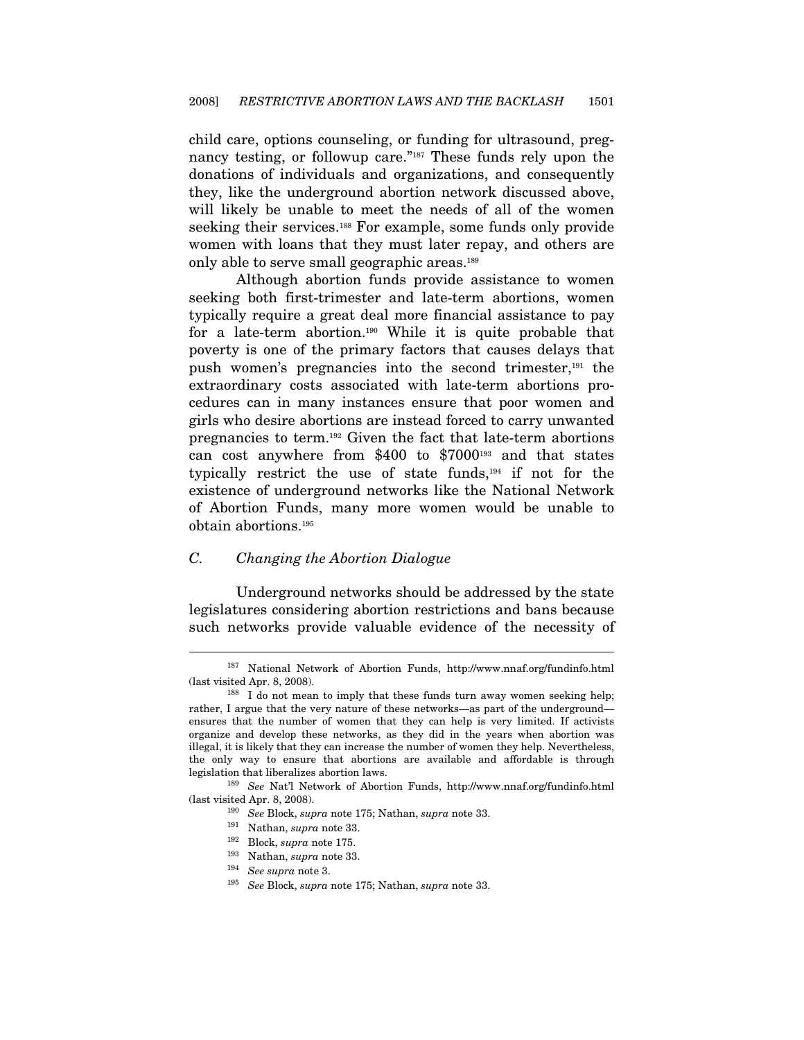child care, options counseling, or funding for ultrasound, pregnancy testing, or followup care."[187] These funds rely upon the donations of individuals and organizations, and consequently they, like the underground abortion network discussed above, will likely be unable to meet the needs of all of the women seeking their services.[188] For example, some funds only provide women with loans that they must later repay, and others are only able to serve small geographic areas.[189]

Although abortion funds provide assistance to women seeking both first-trimester and late-term abortions, women typically require a great deal more financial assistance to pay for a late-term abortion.[190] While it is quite probable that poverty is one of the primary factors that causes delays that push women's pregnancies into the second trimester,[191] the extraordinary costs associated with late-term abortions procedures can in many instances ensure that poor women and girls who desire abortions are instead forced to carry unwanted pregnancies to term.[192] Given the fact that late-term abortions can cost anywhere from $400 to $7000[193] and that states typically restrict the use of state funds,[194] if not for the existence of underground networks like the National Network of Abortion Funds, many more women would be unable to obtain abortions.[195]

### C. *Changing the Abortion Dialogue*

Underground networks should be addressed by the state legislatures considering abortion restrictions and bans because such networks provide valuable evidence of the necessity of

---

[187] National Network of Abortion Funds, http://www.nnaf.org/fundinfo.html (last visited Apr. 8, 2008).

[188] I do not mean to imply that these funds turn away women seeking help; rather, I argue that the very nature of these networks—as part of the underground—ensures that the number of women that they can help is very limited. If activists organize and develop these networks, as they did in the years when abortion was illegal, it is likely that they can increase the number of women they help. Nevertheless, the only way to ensure that abortions are available and affordable is through legislation that liberalizes abortion laws.

[189] *See* Nat'l Network of Abortion Funds, http://www.nnaf.org/fundinfo.html (last visited Apr. 8, 2008).

[190] *See* Block, *supra* note 175; Nathan, *supra* note 33.

[191] Nathan, *supra* note 33.

[192] Block, *supra* note 175.

[193] Nathan, *supra* note 33.

[194] *See supra* note 3.

[195] *See* Block, *supra* note 175; Nathan, *supra* note 33.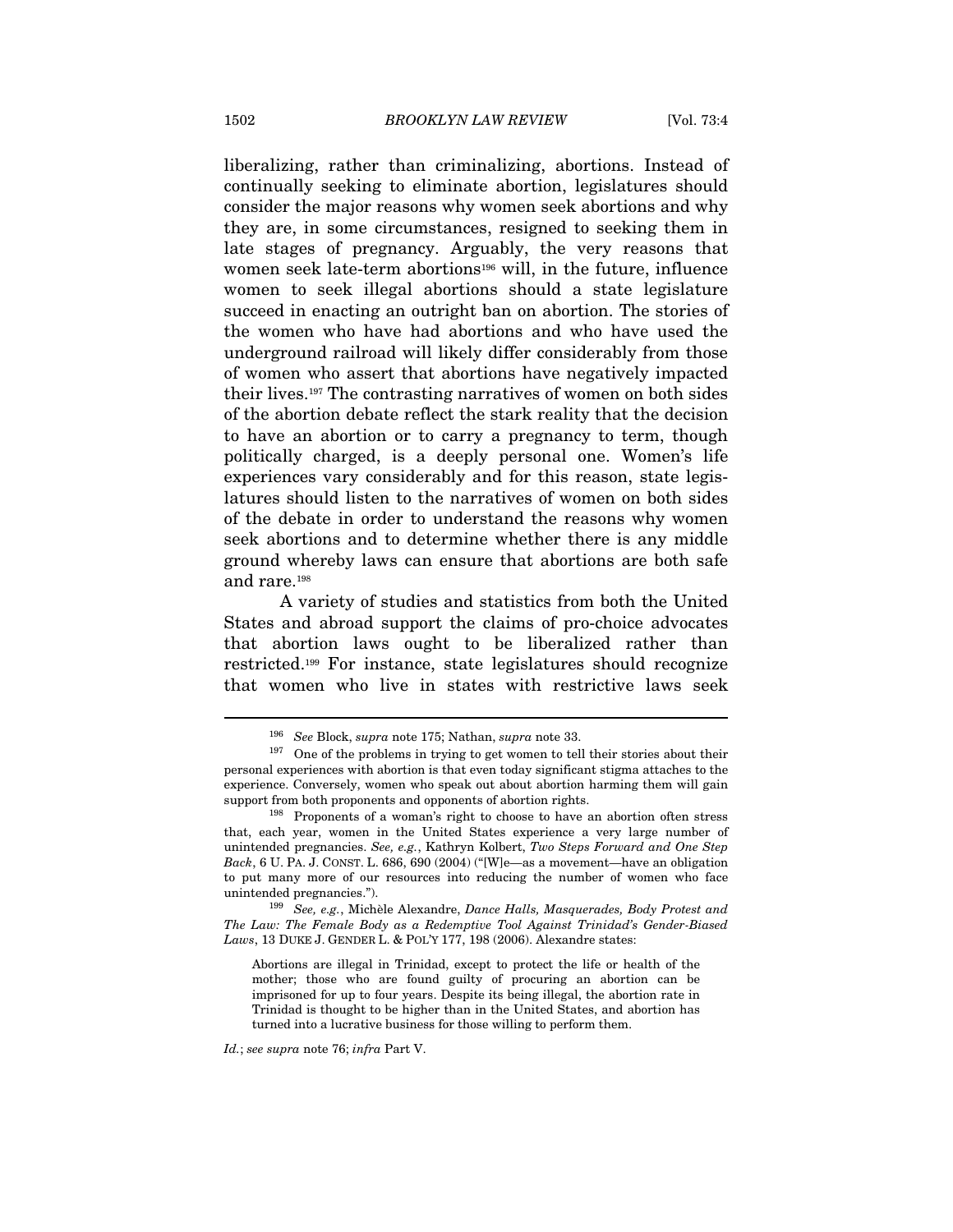liberalizing, rather than criminalizing, abortions. Instead of continually seeking to eliminate abortion, legislatures should consider the major reasons why women seek abortions and why they are, in some circumstances, resigned to seeking them in late stages of pregnancy. Arguably, the very reasons that women seek late-term abortions[196] will, in the future, influence women to seek illegal abortions should a state legislature succeed in enacting an outright ban on abortion. The stories of the women who have had abortions and who have used the underground railroad will likely differ considerably from those of women who assert that abortions have negatively impacted their lives.[197] The contrasting narratives of women on both sides of the abortion debate reflect the stark reality that the decision to have an abortion or to carry a pregnancy to term, though politically charged, is a deeply personal one. Women's life experiences vary considerably and for this reason, state legislatures should listen to the narratives of women on both sides of the debate in order to understand the reasons why women seek abortions and to determine whether there is any middle ground whereby laws can ensure that abortions are both safe and rare.[198]

A variety of studies and statistics from both the United States and abroad support the claims of pro-choice advocates that abortion laws ought to be liberalized rather than restricted.[199] For instance, state legislatures should recognize that women who live in states with restrictive laws seek

---

[196] *See* Block, *supra* note 175; Nathan, *supra* note 33.

[197] One of the problems in trying to get women to tell their stories about their personal experiences with abortion is that even today significant stigma attaches to the experience. Conversely, women who speak out about abortion harming them will gain support from both proponents and opponents of abortion rights.

[198] Proponents of a woman's right to choose to have an abortion often stress that, each year, women in the United States experience a very large number of unintended pregnancies. *See, e.g.*, Kathryn Kolbert, *Two Steps Forward and One Step Back*, 6 U. PA. J. CONST. L. 686, 690 (2004) ("[W]e—as a movement—have an obligation to put many more of our resources into reducing the number of women who face unintended pregnancies.").

[199] *See, e.g.*, Michèle Alexandre, *Dance Halls, Masquerades, Body Protest and The Law: The Female Body as a Redemptive Tool Against Trinidad's Gender-Biased Laws*, 13 DUKE J. GENDER L. & POL'Y 177, 198 (2006). Alexandre states:

> Abortions are illegal in Trinidad, except to protect the life or health of the mother; those who are found guilty of procuring an abortion can be imprisoned for up to four years. Despite its being illegal, the abortion rate in Trinidad is thought to be higher than in the United States, and abortion has turned into a lucrative business for those willing to perform them.

*Id.*; *see supra* note 76; *infra* Part V.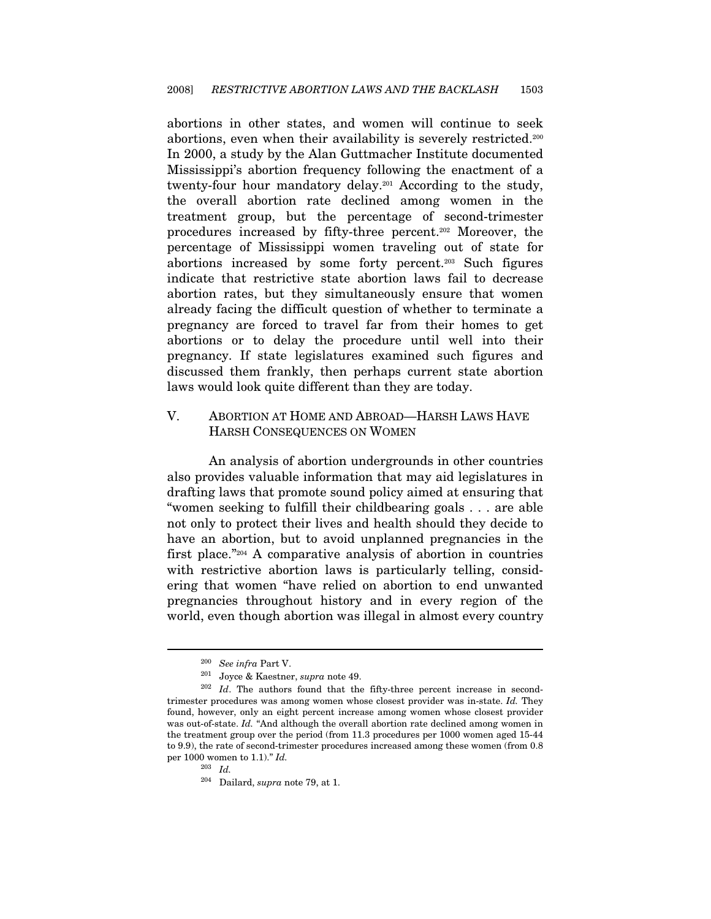abortions in other states, and women will continue to seek abortions, even when their availability is severely restricted.[200] In 2000, a study by the Alan Guttmacher Institute documented Mississippi's abortion frequency following the enactment of a twenty-four hour mandatory delay.[201] According to the study, the overall abortion rate declined among women in the treatment group, but the percentage of second-trimester procedures increased by fifty-three percent.[202] Moreover, the percentage of Mississippi women traveling out of state for abortions increased by some forty percent.[203] Such figures indicate that restrictive state abortion laws fail to decrease abortion rates, but they simultaneously ensure that women already facing the difficult question of whether to terminate a pregnancy are forced to travel far from their homes to get abortions or to delay the procedure until well into their pregnancy. If state legislatures examined such figures and discussed them frankly, then perhaps current state abortion laws would look quite different than they are today.

## V. ABORTION AT HOME AND ABROAD—HARSH LAWS HAVE HARSH CONSEQUENCES ON WOMEN

An analysis of abortion undergrounds in other countries also provides valuable information that may aid legislatures in drafting laws that promote sound policy aimed at ensuring that "women seeking to fulfill their childbearing goals . . . are able not only to protect their lives and health should they decide to have an abortion, but to avoid unplanned pregnancies in the first place."[204] A comparative analysis of abortion in countries with restrictive abortion laws is particularly telling, considering that women "have relied on abortion to end unwanted pregnancies throughout history and in every region of the world, even though abortion was illegal in almost every country

---

[200] *See infra* Part V.

[201] Joyce & Kaestner, *supra* note 49.

[202] *Id*. The authors found that the fifty-three percent increase in second-trimester procedures was among women whose closest provider was in-state. *Id.* They found, however, only an eight percent increase among women whose closest provider was out-of-state. *Id.* "And although the overall abortion rate declined among women in the treatment group over the period (from 11.3 procedures per 1000 women aged 15-44 to 9.9), the rate of second-trimester procedures increased among these women (from 0.8 per 1000 women to 1.1)." *Id.*

[203] *Id.*

[204] Dailard, *supra* note 79, at 1.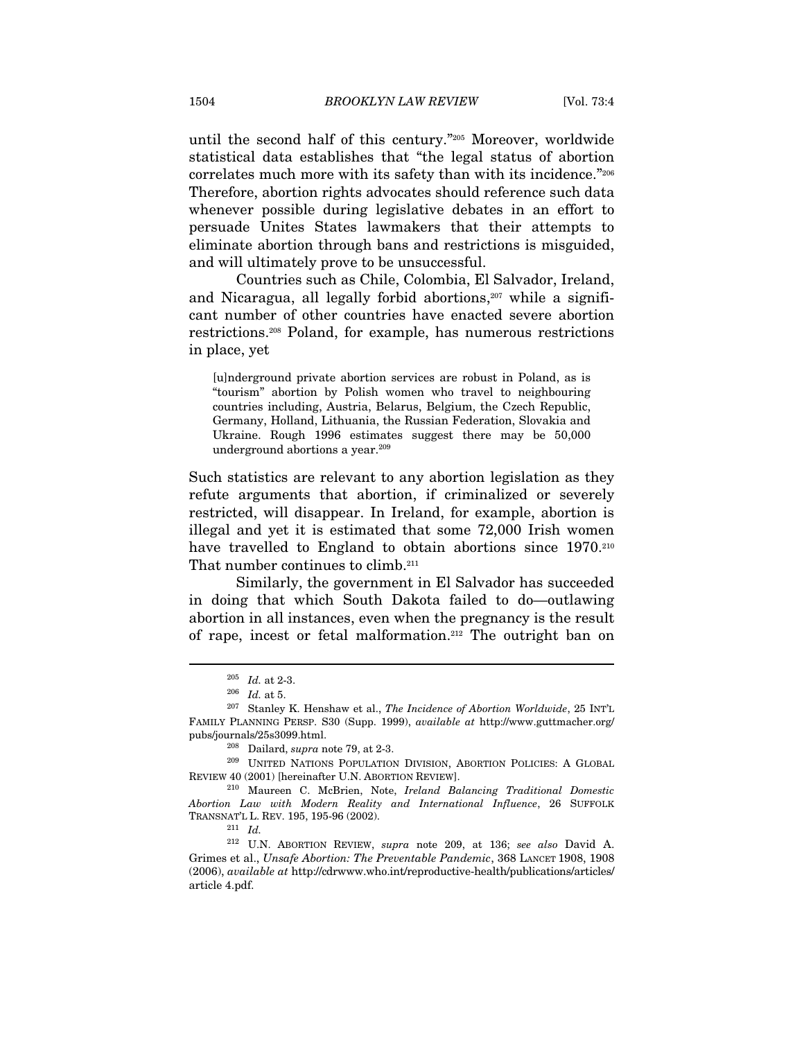until the second half of this century."[205] Moreover, worldwide statistical data establishes that "the legal status of abortion correlates much more with its safety than with its incidence."[206] Therefore, abortion rights advocates should reference such data whenever possible during legislative debates in an effort to persuade Unites States lawmakers that their attempts to eliminate abortion through bans and restrictions is misguided, and will ultimately prove to be unsuccessful.

Countries such as Chile, Colombia, El Salvador, Ireland, and Nicaragua, all legally forbid abortions,[207] while a significant number of other countries have enacted severe abortion restrictions.[208] Poland, for example, has numerous restrictions in place, yet

> [u]nderground private abortion services are robust in Poland, as is "tourism" abortion by Polish women who travel to neighbouring countries including, Austria, Belarus, Belgium, the Czech Republic, Germany, Holland, Lithuania, the Russian Federation, Slovakia and Ukraine. Rough 1996 estimates suggest there may be 50,000 underground abortions a year.[209]

Such statistics are relevant to any abortion legislation as they refute arguments that abortion, if criminalized or severely restricted, will disappear. In Ireland, for example, abortion is illegal and yet it is estimated that some 72,000 Irish women have travelled to England to obtain abortions since 1970.[210] That number continues to climb.[211]

Similarly, the government in El Salvador has succeeded in doing that which South Dakota failed to do—outlawing abortion in all instances, even when the pregnancy is the result of rape, incest or fetal malformation.[212] The outright ban on

---

[205] *Id.* at 2-3.

[206] *Id.* at 5.

[207] Stanley K. Henshaw et al., *The Incidence of Abortion Worldwide*, 25 INT'L FAMILY PLANNING PERSP. S30 (Supp. 1999), *available at* http://www.guttmacher.org/pubs/journals/25s3099.html.

[208] Dailard, *supra* note 79, at 2-3.

[209] UNITED NATIONS POPULATION DIVISION, ABORTION POLICIES: A GLOBAL REVIEW 40 (2001) [hereinafter U.N. ABORTION REVIEW].

[210] Maureen C. McBrien, Note, *Ireland Balancing Traditional Domestic Abortion Law with Modern Reality and International Influence*, 26 SUFFOLK TRANSNAT'L L. REV. 195, 195-96 (2002).

[211] *Id.*

[212] U.N. ABORTION REVIEW, *supra* note 209, at 136; *see also* David A. Grimes et al., *Unsafe Abortion: The Preventable Pandemic*, 368 LANCET 1908, 1908 (2006), *available at* http://cdrwww.who.int/reproductive-health/publications/articles/article 4.pdf.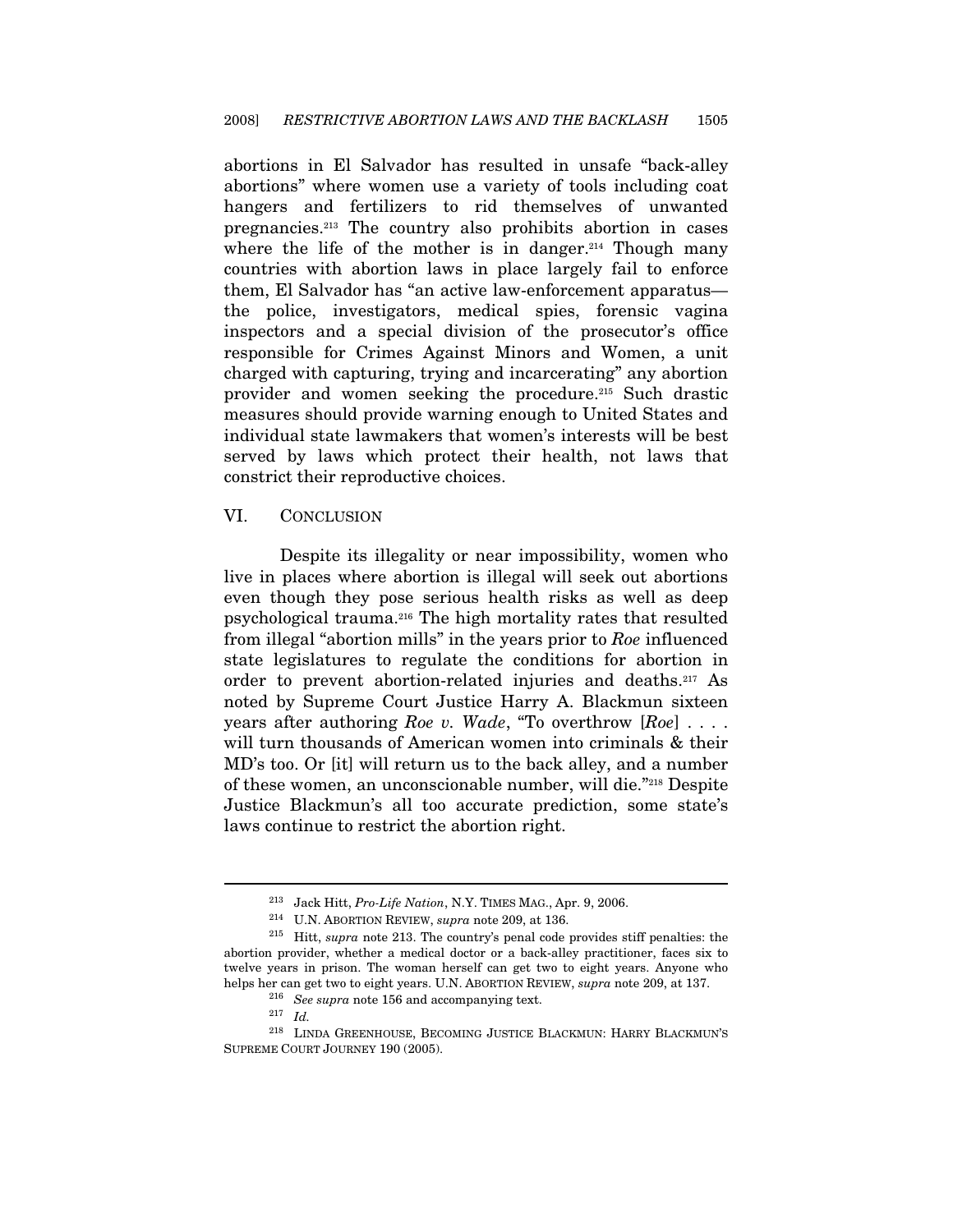abortions in El Salvador has resulted in unsafe "back-alley abortions" where women use a variety of tools including coat hangers and fertilizers to rid themselves of unwanted pregnancies.[213] The country also prohibits abortion in cases where the life of the mother is in danger.[214] Though many countries with abortion laws in place largely fail to enforce them, El Salvador has "an active law-enforcement apparatus—the police, investigators, medical spies, forensic vagina inspectors and a special division of the prosecutor's office responsible for Crimes Against Minors and Women, a unit charged with capturing, trying and incarcerating" any abortion provider and women seeking the procedure.[215] Such drastic measures should provide warning enough to United States and individual state lawmakers that women's interests will be best served by laws which protect their health, not laws that constrict their reproductive choices.

## VI. CONCLUSION

Despite its illegality or near impossibility, women who live in places where abortion is illegal will seek out abortions even though they pose serious health risks as well as deep psychological trauma.[216] The high mortality rates that resulted from illegal "abortion mills" in the years prior to *Roe* influenced state legislatures to regulate the conditions for abortion in order to prevent abortion-related injuries and deaths.[217] As noted by Supreme Court Justice Harry A. Blackmun sixteen years after authoring *Roe v. Wade*, "To overthrow [*Roe*] . . . . will turn thousands of American women into criminals & their MD's too. Or [it] will return us to the back alley, and a number of these women, an unconscionable number, will die."[218] Despite Justice Blackmun's all too accurate prediction, some state's laws continue to restrict the abortion right.

---

[213] Jack Hitt, *Pro-Life Nation*, N.Y. TIMES MAG., Apr. 9, 2006.

[214] U.N. ABORTION REVIEW, *supra* note 209, at 136.

[215] Hitt, *supra* note 213. The country's penal code provides stiff penalties: the abortion provider, whether a medical doctor or a back-alley practitioner, faces six to twelve years in prison. The woman herself can get two to eight years. Anyone who helps her can get two to eight years. U.N. ABORTION REVIEW, *supra* note 209, at 137.

[216] *See supra* note 156 and accompanying text.

[217] *Id.*

[218] LINDA GREENHOUSE, BECOMING JUSTICE BLACKMUN: HARRY BLACKMUN'S SUPREME COURT JOURNEY 190 (2005).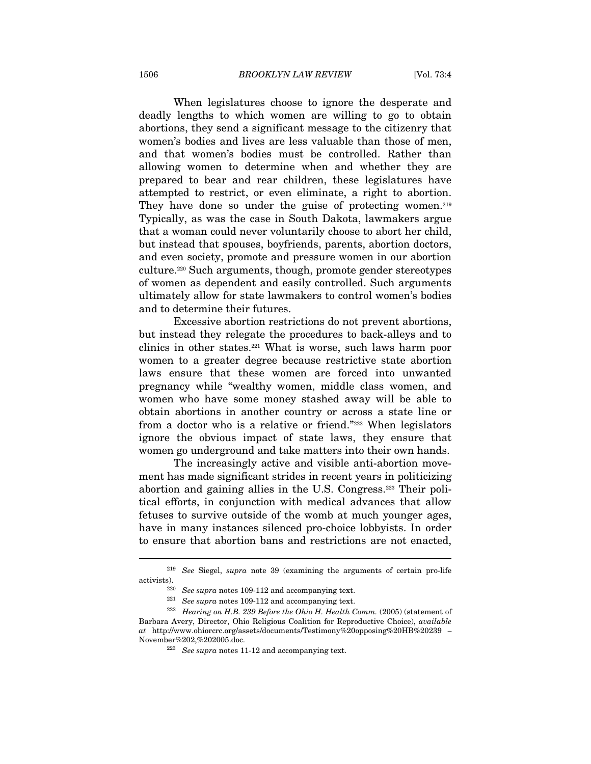When legislatures choose to ignore the desperate and deadly lengths to which women are willing to go to obtain abortions, they send a significant message to the citizenry that women's bodies and lives are less valuable than those of men, and that women's bodies must be controlled. Rather than allowing women to determine when and whether they are prepared to bear and rear children, these legislatures have attempted to restrict, or even eliminate, a right to abortion. They have done so under the guise of protecting women.[219] Typically, as was the case in South Dakota, lawmakers argue that a woman could never voluntarily choose to abort her child, but instead that spouses, boyfriends, parents, abortion doctors, and even society, promote and pressure women in our abortion culture.[220] Such arguments, though, promote gender stereotypes of women as dependent and easily controlled. Such arguments ultimately allow for state lawmakers to control women's bodies and to determine their futures.

Excessive abortion restrictions do not prevent abortions, but instead they relegate the procedures to back-alleys and to clinics in other states.[221] What is worse, such laws harm poor women to a greater degree because restrictive state abortion laws ensure that these women are forced into unwanted pregnancy while "wealthy women, middle class women, and women who have some money stashed away will be able to obtain abortions in another country or across a state line or from a doctor who is a relative or friend."[222] When legislators ignore the obvious impact of state laws, they ensure that women go underground and take matters into their own hands.

The increasingly active and visible anti-abortion movement has made significant strides in recent years in politicizing abortion and gaining allies in the U.S. Congress.[223] Their political efforts, in conjunction with medical advances that allow fetuses to survive outside of the womb at much younger ages, have in many instances silenced pro-choice lobbyists. In order to ensure that abortion bans and restrictions are not enacted,

---

[219] *See* Siegel, *supra* note 39 (examining the arguments of certain pro-life activists).

[220] *See supra* notes 109-112 and accompanying text.

[221] *See supra* notes 109-112 and accompanying text.

[222] *Hearing on H.B. 239 Before the Ohio H. Health Comm.* (2005) (statement of Barbara Avery, Director, Ohio Religious Coalition for Reproductive Choice), *available at* http://www.ohiorcrc.org/assets/documents/Testimony%20opposing%20HB%20239 – November%202,%202005.doc.

[223] *See supra* notes 11-12 and accompanying text.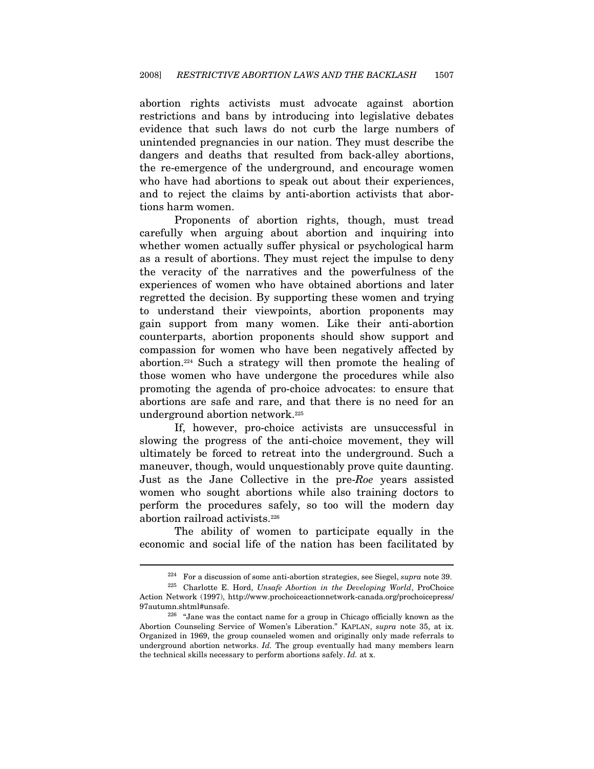abortion rights activists must advocate against abortion restrictions and bans by introducing into legislative debates evidence that such laws do not curb the large numbers of unintended pregnancies in our nation. They must describe the dangers and deaths that resulted from back-alley abortions, the re-emergence of the underground, and encourage women who have had abortions to speak out about their experiences, and to reject the claims by anti-abortion activists that abortions harm women.

Proponents of abortion rights, though, must tread carefully when arguing about abortion and inquiring into whether women actually suffer physical or psychological harm as a result of abortions. They must reject the impulse to deny the veracity of the narratives and the powerfulness of the experiences of women who have obtained abortions and later regretted the decision. By supporting these women and trying to understand their viewpoints, abortion proponents may gain support from many women. Like their anti-abortion counterparts, abortion proponents should show support and compassion for women who have been negatively affected by abortion.[224] Such a strategy will then promote the healing of those women who have undergone the procedures while also promoting the agenda of pro-choice advocates: to ensure that abortions are safe and rare, and that there is no need for an underground abortion network.[225]

If, however, pro-choice activists are unsuccessful in slowing the progress of the anti-choice movement, they will ultimately be forced to retreat into the underground. Such a maneuver, though, would unquestionably prove quite daunting. Just as the Jane Collective in the pre-*Roe* years assisted women who sought abortions while also training doctors to perform the procedures safely, so too will the modern day abortion railroad activists.[226]

The ability of women to participate equally in the economic and social life of the nation has been facilitated by

---

[224] For a discussion of some anti-abortion strategies, see Siegel, *supra* note 39.

[225] Charlotte E. Hord, *Unsafe Abortion in the Developing World*, ProChoice Action Network (1997), http://www.prochoiceactionnetwork-canada.org/prochoicepress/97autumn.shtml#unsafe.

[226] "Jane was the contact name for a group in Chicago officially known as the Abortion Counseling Service of Women's Liberation." KAPLAN, *supra* note 35, at ix. Organized in 1969, the group counseled women and originally only made referrals to underground abortion networks. *Id.* The group eventually had many members learn the technical skills necessary to perform abortions safely. *Id.* at x.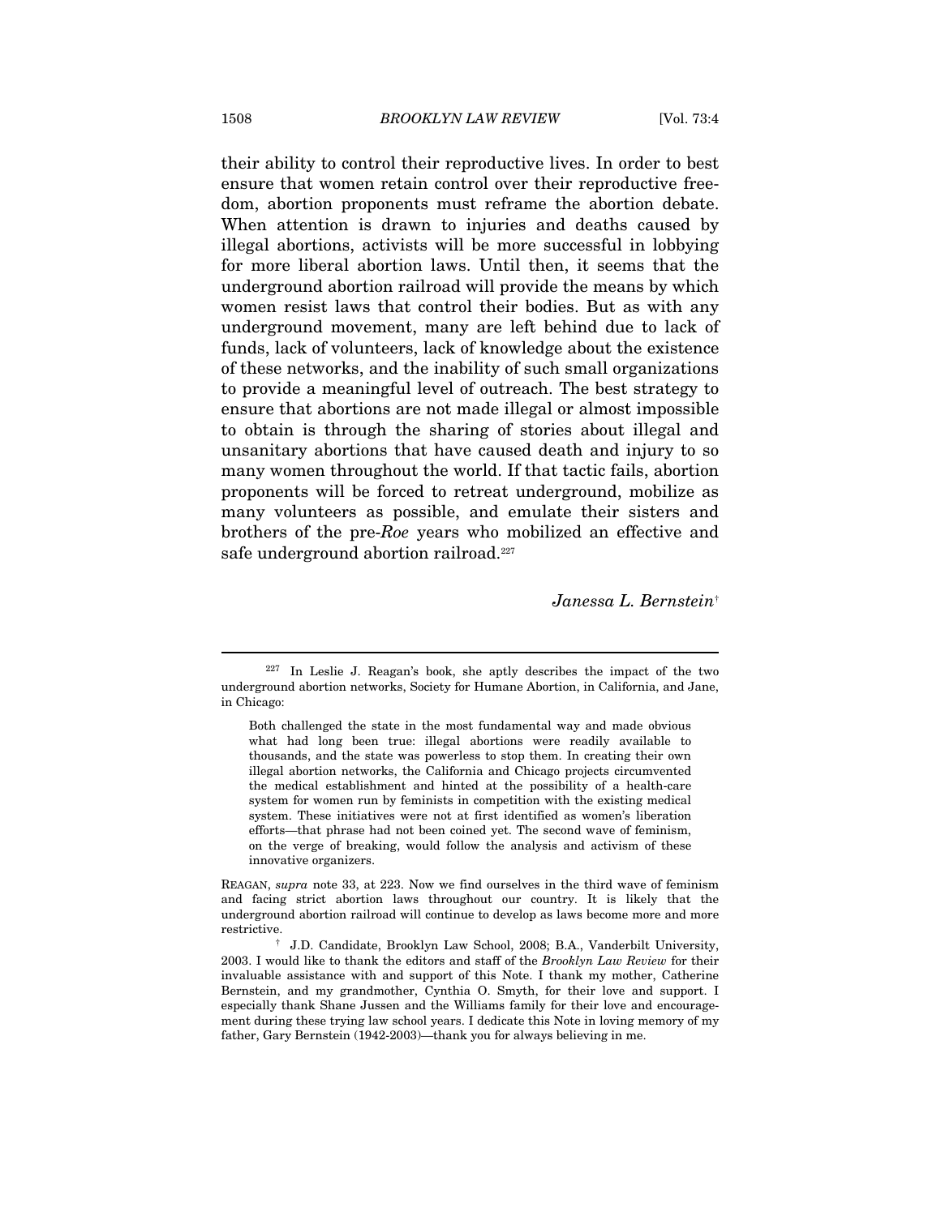their ability to control their reproductive lives. In order to best ensure that women retain control over their reproductive freedom, abortion proponents must reframe the abortion debate. When attention is drawn to injuries and deaths caused by illegal abortions, activists will be more successful in lobbying for more liberal abortion laws. Until then, it seems that the underground abortion railroad will provide the means by which women resist laws that control their bodies. But as with any underground movement, many are left behind due to lack of funds, lack of volunteers, lack of knowledge about the existence of these networks, and the inability of such small organizations to provide a meaningful level of outreach. The best strategy to ensure that abortions are not made illegal or almost impossible to obtain is through the sharing of stories about illegal and unsanitary abortions that have caused death and injury to so many women throughout the world. If that tactic fails, abortion proponents will be forced to retreat underground, mobilize as many volunteers as possible, and emulate their sisters and brothers of the pre-*Roe* years who mobilized an effective and safe underground abortion railroad.[227]

*Janessa L. Bernstein*[†]

---

[227] In Leslie J. Reagan's book, she aptly describes the impact of the two underground abortion networks, Society for Humane Abortion, in California, and Jane, in Chicago:

> Both challenged the state in the most fundamental way and made obvious what had long been true: illegal abortions were readily available to thousands, and the state was powerless to stop them. In creating their own illegal abortion networks, the California and Chicago projects circumvented the medical establishment and hinted at the possibility of a health-care system for women run by feminists in competition with the existing medical system. These initiatives were not at first identified as women's liberation efforts—that phrase had not been coined yet. The second wave of feminism, on the verge of breaking, would follow the analysis and activism of these innovative organizers.

REAGAN, *supra* note 33, at 223. Now we find ourselves in the third wave of feminism and facing strict abortion laws throughout our country. It is likely that the underground abortion railroad will continue to develop as laws become more and more restrictive.

[†] J.D. Candidate, Brooklyn Law School, 2008; B.A., Vanderbilt University, 2003. I would like to thank the editors and staff of the *Brooklyn Law Review* for their invaluable assistance with and support of this Note. I thank my mother, Catherine Bernstein, and my grandmother, Cynthia O. Smyth, for their love and support. I especially thank Shane Jussen and the Williams family for their love and encouragement during these trying law school years. I dedicate this Note in loving memory of my father, Gary Bernstein (1942-2003)—thank you for always believing in me.